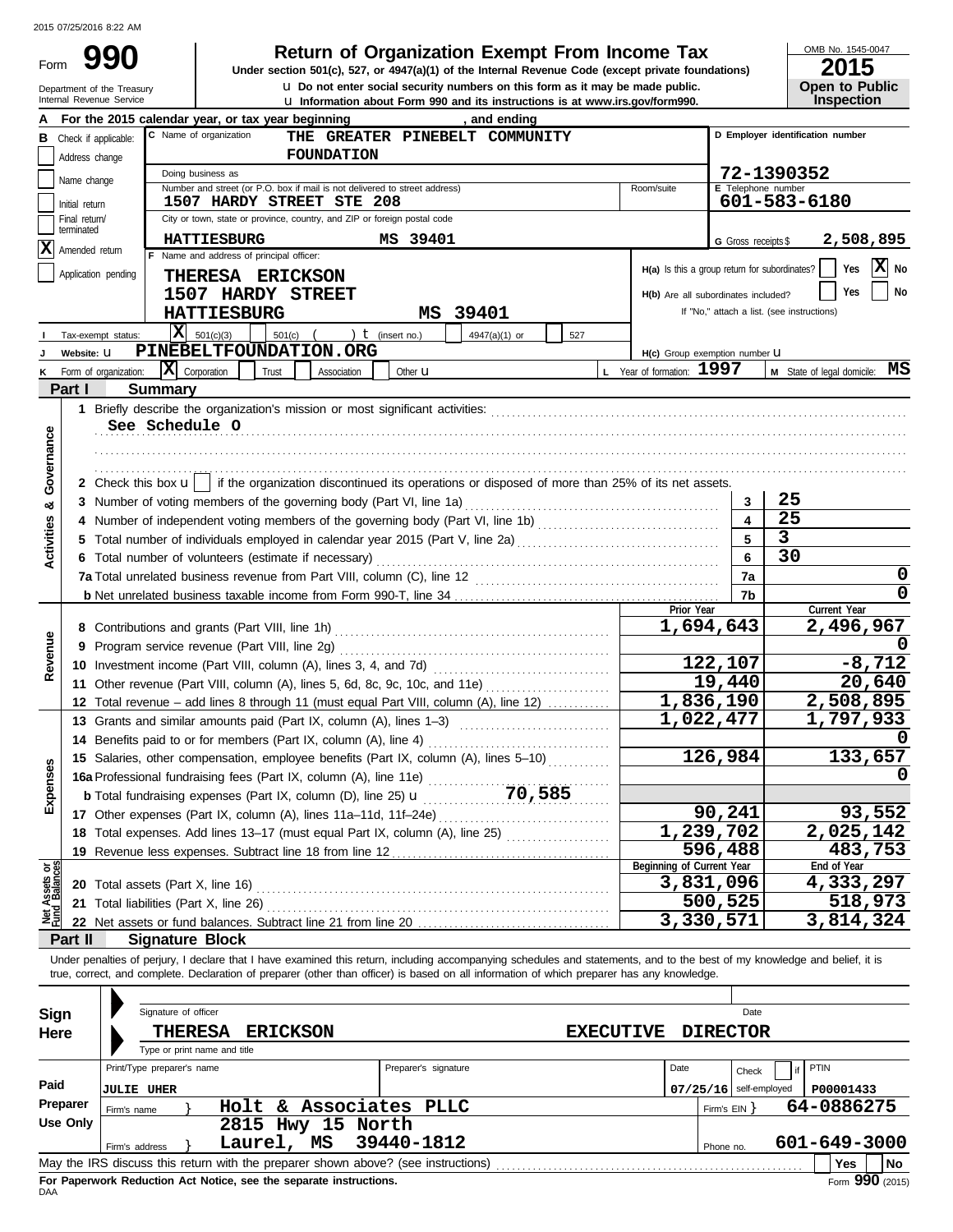2015 07/25/2016 8:22 AM

Form **990**

# Return of Organization Exempt From Income Tax

**Under section 501(c), 527, or 4947(a)(1) of the Internal Revenue Code (except private foundations)**

u Do not enter social security numbers on this form as it may be made public.

u Information about Form 990 and its instructions is at www.irs.gov/form990.

Department of the Treasury
Internal Revenue Service

OMB No. 1545-0047

**2015**

**Open to Public Inspection**

**A** For the 2015 calendar year, or tax year beginning , and ending

**B** Check if applicable:
- [ ] Address change
- [ ] Name change
- [ ] Initial return
- [ ] Final return/terminated
- [X] Amended return
- [ ] Application pending

**C** Name of organization: THE GREATER PINEBELT COMMUNITY FOUNDATION

Doing business as

Number and street (or P.O. box if mail is not delivered to street address): 1507 HARDY STREET STE 208 — Room/suite

City or town, state or province, country, and ZIP or foreign postal code: HATTIESBURG MS 39401

**D** Employer identification number: 72-1390352

**E** Telephone number: 601-583-6180

**G** Gross receipts $ 2,508,895

**F** Name and address of principal officer: THERESA ERICKSON, 1507 HARDY STREET, HATTIESBURG MS 39401

**H(a)** Is this a group return for subordinates? [ ] Yes [X] No

**H(b)** Are all subordinates included? [ ] Yes [ ] No
If "No," attach a list. (see instructions)

**I** Tax-exempt status: [X] 501(c)(3) [ ] 501(c) ( ) t (insert no.) [ ] 4947(a)(1) or [ ] 527

**J** Website: u PINEBELTFOUNDATION.ORG

**H(c)** Group exemption number u

**K** Form of organization: [X] Corporation [ ] Trust [ ] Association [ ] Other u

**L** Year of formation: 1997

**M** State of legal domicile: MS

## Part I Summary

**Activities & Governance**

1 Briefly describe the organization's mission or most significant activities:
See Schedule O

2 Check this box u [ ] if the organization discontinued its operations or disposed of more than 25% of its net assets.

| | | | |
|---|---|---|---|
| 3 | Number of voting members of the governing body (Part VI, line 1a) | 3 | 25 |
| 4 | Number of independent voting members of the governing body (Part VI, line 1b) | 4 | 25 |
| 5 | Total number of individuals employed in calendar year 2015 (Part V, line 2a) | 5 | 3 |
| 6 | Total number of volunteers (estimate if necessary) | 6 | 30 |
| 7a | Total unrelated business revenue from Part VIII, column (C), line 12 | 7a | 0 |
| b | Net unrelated business taxable income from Form 990-T, line 34 | 7b | 0 |

| | | | Prior Year | Current Year |
|---|---|---|---|---|
| **Revenue** | 8 | Contributions and grants (Part VIII, line 1h) | 1,694,643 | 2,496,967 |
| | 9 | Program service revenue (Part VIII, line 2g) | | 0 |
| | 10 | Investment income (Part VIII, column (A), lines 3, 4, and 7d) | 122,107 | -8,712 |
| | 11 | Other revenue (Part VIII, column (A), lines 5, 6d, 8c, 9c, 10c, and 11e) | 19,440 | 20,640 |
| | 12 | Total revenue – add lines 8 through 11 (must equal Part VIII, column (A), line 12) | 1,836,190 | 2,508,895 |
| **Expenses** | 13 | Grants and similar amounts paid (Part IX, column (A), lines 1–3) | 1,022,477 | 1,797,933 |
| | 14 | Benefits paid to or for members (Part IX, column (A), line 4) | | 0 |
| | 15 | Salaries, other compensation, employee benefits (Part IX, column (A), lines 5–10) | 126,984 | 133,657 |
| | 16a | Professional fundraising fees (Part IX, column (A), line 11e) | | 0 |
| | b | Total fundraising expenses (Part IX, column (D), line 25) u 70,585 | | |
| | 17 | Other expenses (Part IX, column (A), lines 11a–11d, 11f–24e) | 90,241 | 93,552 |
| | 18 | Total expenses. Add lines 13–17 (must equal Part IX, column (A), line 25) | 1,239,702 | 2,025,142 |
| | 19 | Revenue less expenses. Subtract line 18 from line 12 | 596,488 | 483,753 |
| | | | **Beginning of Current Year** | **End of Year** |
| **Net Assets or Fund Balances** | 20 | Total assets (Part X, line 16) | 3,831,096 | 4,333,297 |
| | 21 | Total liabilities (Part X, line 26) | 500,525 | 518,973 |
| | 22 | Net assets or fund balances. Subtract line 21 from line 20 | 3,330,571 | 3,814,324 |

## Part II Signature Block

Under penalties of perjury, I declare that I have examined this return, including accompanying schedules and statements, and to the best of my knowledge and belief, it is true, correct, and complete. Declaration of preparer (other than officer) is based on all information of which preparer has any knowledge.

**Sign Here**

Signature of officer — Date

THERESA ERICKSON — EXECUTIVE DIRECTOR

Type or print name and title

**Paid Preparer Use Only**

| Print/Type preparer's name | Preparer's signature | Date | Check [ ] if self-employed | PTIN |
|---|---|---|---|---|
| JULIE UHER | | 07/25/16 | | P00001433 |

Firm's name } Holt & Associates PLLC — Firm's EIN } 64-0886275

Firm's address } 2815 Hwy 15 North, Laurel, MS 39440-1812 — Phone no. 601-649-3000

May the IRS discuss this return with the preparer shown above? (see instructions) [ ] Yes [ ] No

**For Paperwork Reduction Act Notice, see the separate instructions.**

DAA — Form **990** (2015)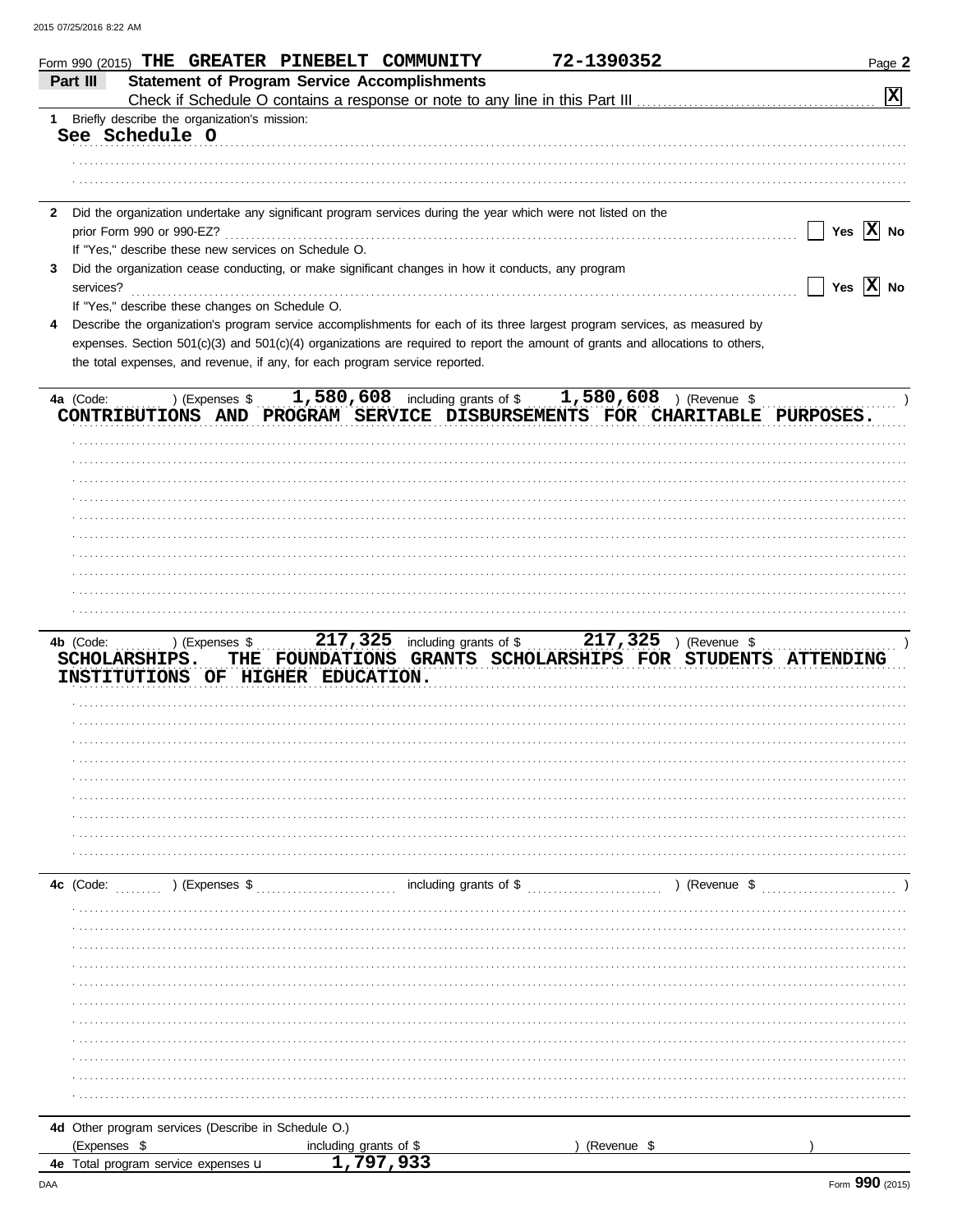Form 990 (2015) THE GREATER PINEBELT COMMUNITY 72-1390352

## Part III Statement of Program Service Accomplishments

Check if Schedule O contains a response or note to any line in this Part III [X]

**1** Briefly describe the organization's mission:

See Schedule O

**2** Did the organization undertake any significant program services during the year which were not listed on the prior Form 990 or 990-EZ? [ ] Yes [X] No

If "Yes," describe these new services on Schedule O.

**3** Did the organization cease conducting, or make significant changes in how it conducts, any program services? [ ] Yes [X] No

If "Yes," describe these changes on Schedule O.

**4** Describe the organization's program service accomplishments for each of its three largest program services, as measured by expenses. Section 501(c)(3) and 501(c)(4) organizations are required to report the amount of grants and allocations to others, the total expenses, and revenue, if any, for each program service reported.

**4a** (Code: ) (Expenses $ 1,580,608 including grants of $ 1,580,608 ) (Revenue $ )

CONTRIBUTIONS AND PROGRAM SERVICE DISBURSEMENTS FOR CHARITABLE PURPOSES.

**4b** (Code: ) (Expenses $ 217,325 including grants of $ 217,325 ) (Revenue $ )

SCHOLARSHIPS. THE FOUNDATIONS GRANTS SCHOLARSHIPS FOR STUDENTS ATTENDING INSTITUTIONS OF HIGHER EDUCATION.

**4c** (Code: ) (Expenses $ including grants of $ ) (Revenue $ )

**4d** Other program services (Describe in Schedule O.)

(Expenses $ including grants of $ ) (Revenue $ )

**4e** Total program service expenses 1,797,933

Form 990 (2015)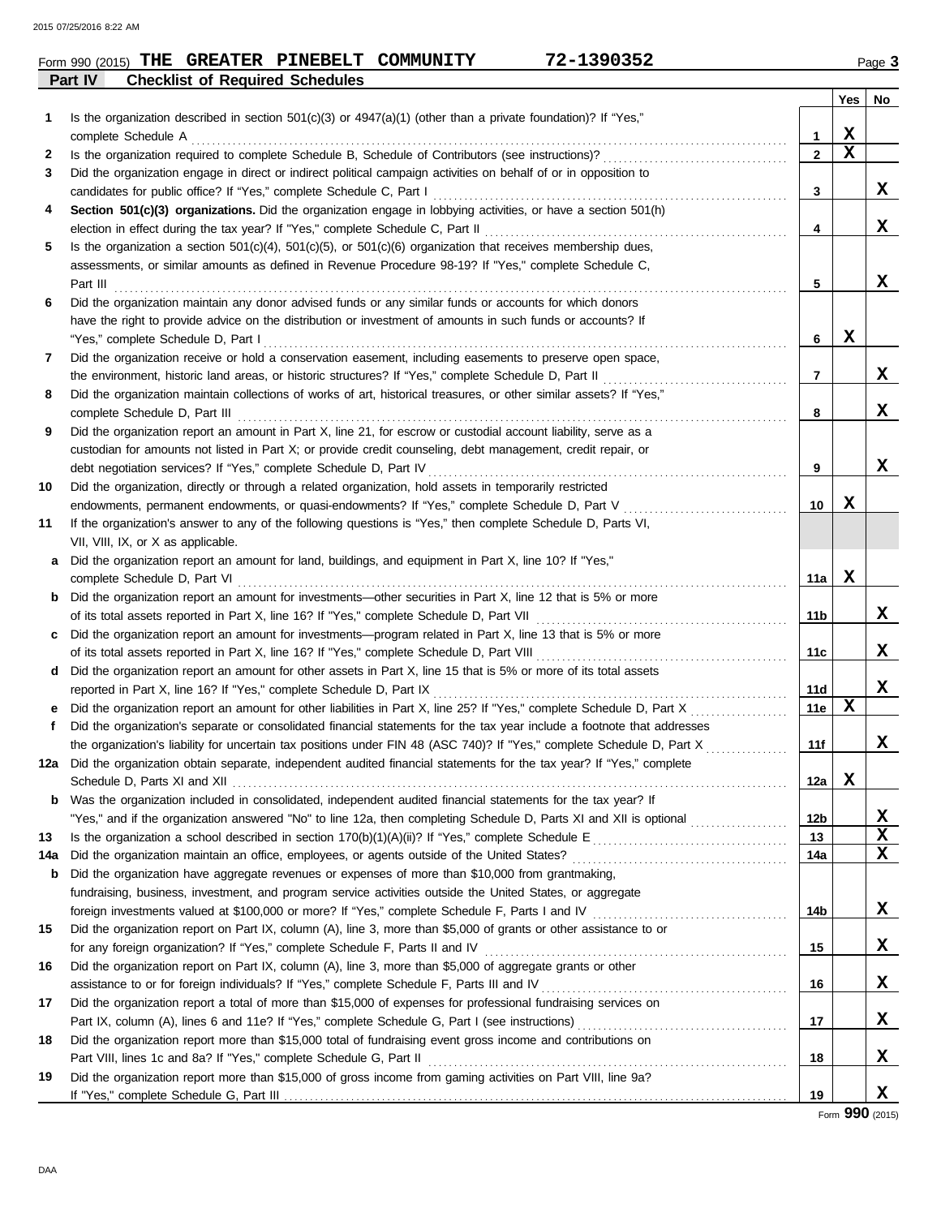Form 990 (2015) **THE GREATER PINEBELT COMMUNITY** **72-1390352** Page **3**

**Part IV Checklist of Required Schedules**

| | | | Yes | No |
|---|---|---|---|---|
| **1** | Is the organization described in section 501(c)(3) or 4947(a)(1) (other than a private foundation)? If "Yes," complete Schedule A | 1 | X | |
| **2** | Is the organization required to complete Schedule B, Schedule of Contributors (see instructions)? | 2 | X | |
| **3** | Did the organization engage in direct or indirect political campaign activities on behalf of or in opposition to candidates for public office? If "Yes," complete Schedule C, Part I | 3 | | X |
| **4** | **Section 501(c)(3) organizations.** Did the organization engage in lobbying activities, or have a section 501(h) election in effect during the tax year? If "Yes," complete Schedule C, Part II | 4 | | X |
| **5** | Is the organization a section 501(c)(4), 501(c)(5), or 501(c)(6) organization that receives membership dues, assessments, or similar amounts as defined in Revenue Procedure 98-19? If "Yes," complete Schedule C, Part III | 5 | | X |
| **6** | Did the organization maintain any donor advised funds or any similar funds or accounts for which donors have the right to provide advice on the distribution or investment of amounts in such funds or accounts? If "Yes," complete Schedule D, Part I | 6 | X | |
| **7** | Did the organization receive or hold a conservation easement, including easements to preserve open space, the environment, historic land areas, or historic structures? If "Yes," complete Schedule D, Part II | 7 | | X |
| **8** | Did the organization maintain collections of works of art, historical treasures, or other similar assets? If "Yes," complete Schedule D, Part III | 8 | | X |
| **9** | Did the organization report an amount in Part X, line 21, for escrow or custodial account liability, serve as a custodian for amounts not listed in Part X; or provide credit counseling, debt management, credit repair, or debt negotiation services? If "Yes," complete Schedule D, Part IV | 9 | | X |
| **10** | Did the organization, directly or through a related organization, hold assets in temporarily restricted endowments, permanent endowments, or quasi-endowments? If "Yes," complete Schedule D, Part V | 10 | X | |
| **11** | If the organization's answer to any of the following questions is "Yes," then complete Schedule D, Parts VI, VII, VIII, IX, or X as applicable. | | | |
| **a** | Did the organization report an amount for land, buildings, and equipment in Part X, line 10? If "Yes," complete Schedule D, Part VI | 11a | X | |
| **b** | Did the organization report an amount for investments—other securities in Part X, line 12 that is 5% or more of its total assets reported in Part X, line 16? If "Yes," complete Schedule D, Part VII | 11b | | X |
| **c** | Did the organization report an amount for investments—program related in Part X, line 13 that is 5% or more of its total assets reported in Part X, line 16? If "Yes," complete Schedule D, Part VIII | 11c | | X |
| **d** | Did the organization report an amount for other assets in Part X, line 15 that is 5% or more of its total assets reported in Part X, line 16? If "Yes," complete Schedule D, Part IX | 11d | | X |
| **e** | Did the organization report an amount for other liabilities in Part X, line 25? If "Yes," complete Schedule D, Part X | 11e | X | |
| **f** | Did the organization's separate or consolidated financial statements for the tax year include a footnote that addresses the organization's liability for uncertain tax positions under FIN 48 (ASC 740)? If "Yes," complete Schedule D, Part X | 11f | | X |
| **12a** | Did the organization obtain separate, independent audited financial statements for the tax year? If "Yes," complete Schedule D, Parts XI and XII | 12a | X | |
| **b** | Was the organization included in consolidated, independent audited financial statements for the tax year? If "Yes," and if the organization answered "No" to line 12a, then completing Schedule D, Parts XI and XII is optional | 12b | | X |
| **13** | Is the organization a school described in section 170(b)(1)(A)(ii)? If "Yes," complete Schedule E | 13 | | X |
| **14a** | Did the organization maintain an office, employees, or agents outside of the United States? | 14a | | X |
| **b** | Did the organization have aggregate revenues or expenses of more than $10,000 from grantmaking, fundraising, business, investment, and program service activities outside the United States, or aggregate foreign investments valued at $100,000 or more? If "Yes," complete Schedule F, Parts I and IV | 14b | | X |
| **15** | Did the organization report on Part IX, column (A), line 3, more than $5,000 of grants or other assistance to or for any foreign organization? If "Yes," complete Schedule F, Parts II and IV | 15 | | X |
| **16** | Did the organization report on Part IX, column (A), line 3, more than $5,000 of aggregate grants or other assistance to or for foreign individuals? If "Yes," complete Schedule F, Parts III and IV | 16 | | X |
| **17** | Did the organization report a total of more than $15,000 of expenses for professional fundraising services on Part IX, column (A), lines 6 and 11e? If "Yes," complete Schedule G, Part I (see instructions) | 17 | | X |
| **18** | Did the organization report more than $15,000 total of fundraising event gross income and contributions on Part VIII, lines 1c and 8a? If "Yes," complete Schedule G, Part II | 18 | | X |
| **19** | Did the organization report more than $15,000 of gross income from gaming activities on Part VIII, line 9a? If "Yes," complete Schedule G, Part III | 19 | | X |

Form **990** (2015)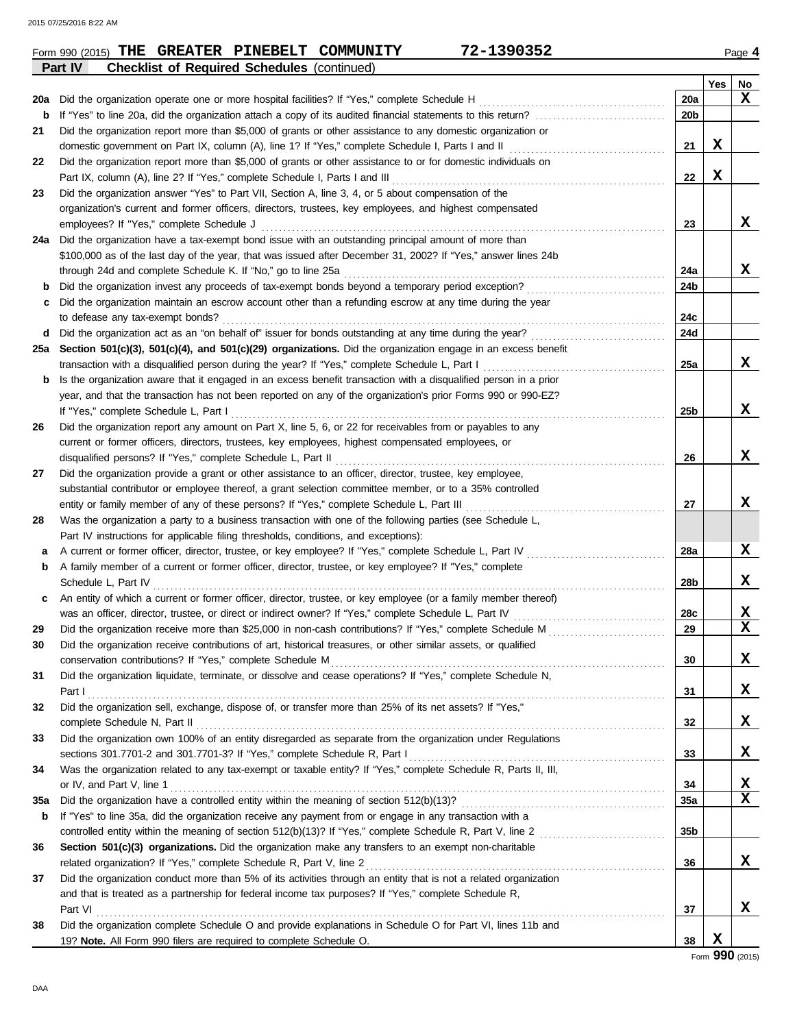Form 990 (2015) **THE GREATER PINEBELT COMMUNITY** **72-1390352** Page **4**

**Part IV** **Checklist of Required Schedules** (continued)

| | | | Yes | No |
|---|---|---|---|---|
| 20a | Did the organization operate one or more hospital facilities? If "Yes," complete Schedule H | 20a | | X |
| b | If "Yes" to line 20a, did the organization attach a copy of its audited financial statements to this return? | 20b | | |
| 21 | Did the organization report more than $5,000 of grants or other assistance to any domestic organization or domestic government on Part IX, column (A), line 1? If "Yes," complete Schedule I, Parts I and II | 21 | X | |
| 22 | Did the organization report more than $5,000 of grants or other assistance to or for domestic individuals on Part IX, column (A), line 2? If "Yes," complete Schedule I, Parts I and III | 22 | X | |
| 23 | Did the organization answer "Yes" to Part VII, Section A, line 3, 4, or 5 about compensation of the organization's current and former officers, directors, trustees, key employees, and highest compensated employees? If "Yes," complete Schedule J | 23 | | X |
| 24a | Did the organization have a tax-exempt bond issue with an outstanding principal amount of more than $100,000 as of the last day of the year, that was issued after December 31, 2002? If "Yes," answer lines 24b through 24d and complete Schedule K. If "No," go to line 25a | 24a | | X |
| b | Did the organization invest any proceeds of tax-exempt bonds beyond a temporary period exception? | 24b | | |
| c | Did the organization maintain an escrow account other than a refunding escrow at any time during the year to defease any tax-exempt bonds? | 24c | | |
| d | Did the organization act as an "on behalf of" issuer for bonds outstanding at any time during the year? | 24d | | |
| 25a | **Section 501(c)(3), 501(c)(4), and 501(c)(29) organizations.** Did the organization engage in an excess benefit transaction with a disqualified person during the year? If "Yes," complete Schedule L, Part I | 25a | | X |
| b | Is the organization aware that it engaged in an excess benefit transaction with a disqualified person in a prior year, and that the transaction has not been reported on any of the organization's prior Forms 990 or 990-EZ? If "Yes," complete Schedule L, Part I | 25b | | X |
| 26 | Did the organization report any amount on Part X, line 5, 6, or 22 for receivables from or payables to any current or former officers, directors, trustees, key employees, highest compensated employees, or disqualified persons? If "Yes," complete Schedule L, Part II | 26 | | X |
| 27 | Did the organization provide a grant or other assistance to an officer, director, trustee, key employee, substantial contributor or employee thereof, a grant selection committee member, or to a 35% controlled entity or family member of any of these persons? If "Yes," complete Schedule L, Part III | 27 | | X |
| 28 | Was the organization a party to a business transaction with one of the following parties (see Schedule L, Part IV instructions for applicable filing thresholds, conditions, and exceptions): | | | |
| a | A current or former officer, director, trustee, or key employee? If "Yes," complete Schedule L, Part IV | 28a | | X |
| b | A family member of a current or former officer, director, trustee, or key employee? If "Yes," complete Schedule L, Part IV | 28b | | X |
| c | An entity of which a current or former officer, director, trustee, or key employee (or a family member thereof) was an officer, director, trustee, or direct or indirect owner? If "Yes," complete Schedule L, Part IV | 28c | | X |
| 29 | Did the organization receive more than $25,000 in non-cash contributions? If "Yes," complete Schedule M | 29 | | X |
| 30 | Did the organization receive contributions of art, historical treasures, or other similar assets, or qualified conservation contributions? If "Yes," complete Schedule M | 30 | | X |
| 31 | Did the organization liquidate, terminate, or dissolve and cease operations? If "Yes," complete Schedule N, Part I | 31 | | X |
| 32 | Did the organization sell, exchange, dispose of, or transfer more than 25% of its net assets? If "Yes," complete Schedule N, Part II | 32 | | X |
| 33 | Did the organization own 100% of an entity disregarded as separate from the organization under Regulations sections 301.7701-2 and 301.7701-3? If "Yes," complete Schedule R, Part I | 33 | | X |
| 34 | Was the organization related to any tax-exempt or taxable entity? If "Yes," complete Schedule R, Parts II, III, or IV, and Part V, line 1 | 34 | | X |
| 35a | Did the organization have a controlled entity within the meaning of section 512(b)(13)? | 35a | | X |
| b | If "Yes" to line 35a, did the organization receive any payment from or engage in any transaction with a controlled entity within the meaning of section 512(b)(13)? If "Yes," complete Schedule R, Part V, line 2 | 35b | | |
| 36 | **Section 501(c)(3) organizations.** Did the organization make any transfers to an exempt non-charitable related organization? If "Yes," complete Schedule R, Part V, line 2 | 36 | | X |
| 37 | Did the organization conduct more than 5% of its activities through an entity that is not a related organization and that is treated as a partnership for federal income tax purposes? If "Yes," complete Schedule R, Part VI | 37 | | X |
| 38 | Did the organization complete Schedule O and provide explanations in Schedule O for Part VI, lines 11b and 19? **Note.** All Form 990 filers are required to complete Schedule O. | 38 | X | |

Form **990** (2015)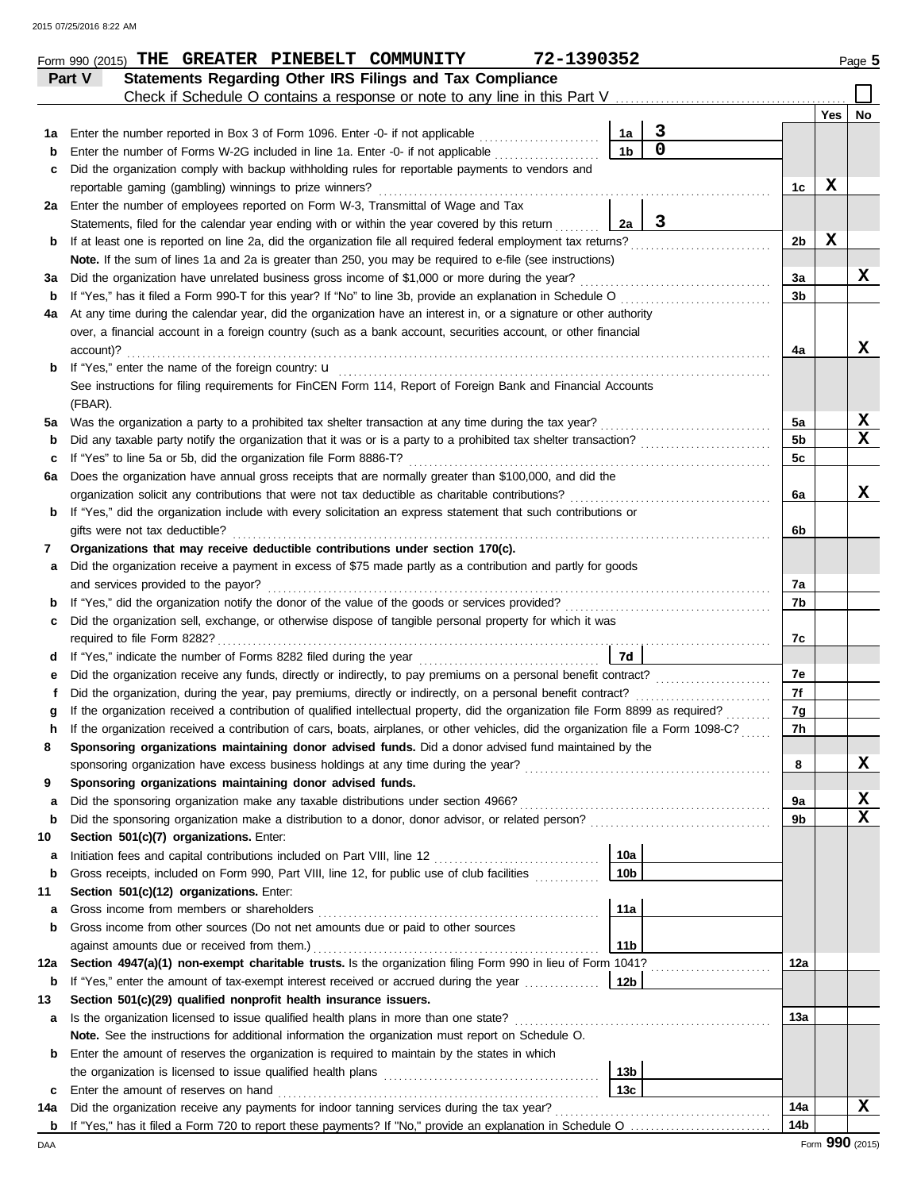Form 990 (2015) THE GREATER PINEBELT COMMUNITY 72-1390352

## Part V Statements Regarding Other IRS Filings and Tax Compliance

Check if Schedule O contains a response or note to any line in this Part V ☐

| | | | | | Yes | No |
|---|---|---|---|---|---|---|
| **1a** | Enter the number reported in Box 3 of Form 1096. Enter -0- if not applicable | 1a | 3 | | | |
| **b** | Enter the number of Forms W-2G included in line 1a. Enter -0- if not applicable | 1b | 0 | | | |
| **c** | Did the organization comply with backup withholding rules for reportable payments to vendors and reportable gaming (gambling) winnings to prize winners? | | | 1c | X | |
| **2a** | Enter the number of employees reported on Form W-3, Transmittal of Wage and Tax Statements, filed for the calendar year ending with or within the year covered by this return | 2a | 3 | | | |
| **b** | If at least one is reported on line 2a, did the organization file all required federal employment tax returns? | | | 2b | X | |
| | **Note.** If the sum of lines 1a and 2a is greater than 250, you may be required to e-file (see instructions) | | | | | |
| **3a** | Did the organization have unrelated business gross income of $1,000 or more during the year? | | | 3a | | X |
| **b** | If "Yes," has it filed a Form 990-T for this year? If "No" to line 3b, provide an explanation in Schedule O | | | 3b | | |
| **4a** | At any time during the calendar year, did the organization have an interest in, or a signature or other authority over, a financial account in a foreign country (such as a bank account, securities account, or other financial account)? | | | 4a | | X |
| **b** | If "Yes," enter the name of the foreign country: u<br>See instructions for filing requirements for FinCEN Form 114, Report of Foreign Bank and Financial Accounts (FBAR). | | | | | |
| **5a** | Was the organization a party to a prohibited tax shelter transaction at any time during the tax year? | | | 5a | | X |
| **b** | Did any taxable party notify the organization that it was or is a party to a prohibited tax shelter transaction? | | | 5b | | X |
| **c** | If "Yes" to line 5a or 5b, did the organization file Form 8886-T? | | | 5c | | |
| **6a** | Does the organization have annual gross receipts that are normally greater than $100,000, and did the organization solicit any contributions that were not tax deductible as charitable contributions? | | | 6a | | X |
| **b** | If "Yes," did the organization include with every solicitation an express statement that such contributions or gifts were not tax deductible? | | | 6b | | |
| **7** | **Organizations that may receive deductible contributions under section 170(c).** | | | | | |
| **a** | Did the organization receive a payment in excess of $75 made partly as a contribution and partly for goods and services provided to the payor? | | | 7a | | |
| **b** | If "Yes," did the organization notify the donor of the value of the goods or services provided? | | | 7b | | |
| **c** | Did the organization sell, exchange, or otherwise dispose of tangible personal property for which it was required to file Form 8282? | | | 7c | | |
| **d** | If "Yes," indicate the number of Forms 8282 filed during the year | 7d | | | | |
| **e** | Did the organization receive any funds, directly or indirectly, to pay premiums on a personal benefit contract? | | | 7e | | |
| **f** | Did the organization, during the year, pay premiums, directly or indirectly, on a personal benefit contract? | | | 7f | | |
| **g** | If the organization received a contribution of qualified intellectual property, did the organization file Form 8899 as required? | | | 7g | | |
| **h** | If the organization received a contribution of cars, boats, airplanes, or other vehicles, did the organization file a Form 1098-C? | | | 7h | | |
| **8** | **Sponsoring organizations maintaining donor advised funds.** Did a donor advised fund maintained by the sponsoring organization have excess business holdings at any time during the year? | | | 8 | | X |
| **9** | **Sponsoring organizations maintaining donor advised funds.** | | | | | |
| **a** | Did the sponsoring organization make any taxable distributions under section 4966? | | | 9a | | X |
| **b** | Did the sponsoring organization make a distribution to a donor, donor advisor, or related person? | | | 9b | | X |
| **10** | **Section 501(c)(7) organizations.** Enter: | | | | | |
| **a** | Initiation fees and capital contributions included on Part VIII, line 12 | 10a | | | | |
| **b** | Gross receipts, included on Form 990, Part VIII, line 12, for public use of club facilities | 10b | | | | |
| **11** | **Section 501(c)(12) organizations.** Enter: | | | | | |
| **a** | Gross income from members or shareholders | 11a | | | | |
| **b** | Gross income from other sources (Do not net amounts due or paid to other sources against amounts due or received from them.) | 11b | | | | |
| **12a** | **Section 4947(a)(1) non-exempt charitable trusts.** Is the organization filing Form 990 in lieu of Form 1041? | | | 12a | | |
| **b** | If "Yes," enter the amount of tax-exempt interest received or accrued during the year | 12b | | | | |
| **13** | **Section 501(c)(29) qualified nonprofit health insurance issuers.** | | | | | |
| **a** | Is the organization licensed to issue qualified health plans in more than one state?<br>**Note.** See the instructions for additional information the organization must report on Schedule O. | | | 13a | | |
| **b** | Enter the amount of reserves the organization is required to maintain by the states in which the organization is licensed to issue qualified health plans | 13b | | | | |
| **c** | Enter the amount of reserves on hand | 13c | | | | |
| **14a** | Did the organization receive any payments for indoor tanning services during the tax year? | | | 14a | | X |
| **b** | If "Yes," has it filed a Form 720 to report these payments? If "No," provide an explanation in Schedule O | | | 14b | | |

Form **990** (2015)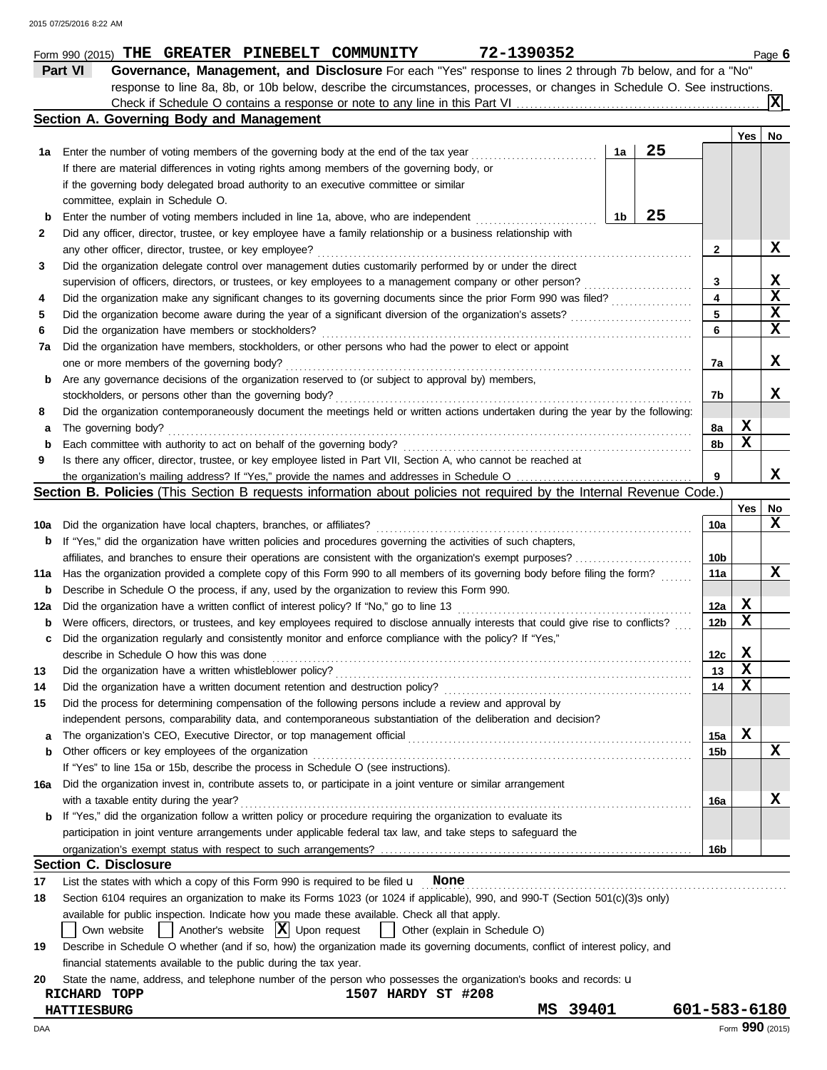Form 990 (2015) **THE GREATER PINEBELT COMMUNITY** **72-1390352** Page **6**

## Part VI Governance, Management, and Disclosure

For each "Yes" response to lines 2 through 7b below, and for a "No" response to line 8a, 8b, or 10b below, describe the circumstances, processes, or changes in Schedule O. See instructions.

Check if Schedule O contains a response or note to any line in this Part VI .......... [X]

### Section A. Governing Body and Management

| | | | | Line | Yes | No |
|---|---|---|---|---|---|---|
| 1a | Enter the number of voting members of the governing body at the end of the tax year. If there are material differences in voting rights among members of the governing body, or if the governing body delegated broad authority to an executive committee or similar committee, explain in Schedule O. | 1a | 25 | | | |
| b | Enter the number of voting members included in line 1a, above, who are independent | 1b | 25 | | | |
| 2 | Did any officer, director, trustee, or key employee have a family relationship or a business relationship with any other officer, director, trustee, or key employee? | | | 2 | | X |
| 3 | Did the organization delegate control over management duties customarily performed by or under the direct supervision of officers, directors, or trustees, or key employees to a management company or other person? | | | 3 | | X |
| 4 | Did the organization make any significant changes to its governing documents since the prior Form 990 was filed? | | | 4 | | X |
| 5 | Did the organization become aware during the year of a significant diversion of the organization's assets? | | | 5 | | X |
| 6 | Did the organization have members or stockholders? | | | 6 | | X |
| 7a | Did the organization have members, stockholders, or other persons who had the power to elect or appoint one or more members of the governing body? | | | 7a | | X |
| b | Are any governance decisions of the organization reserved to (or subject to approval by) members, stockholders, or persons other than the governing body? | | | 7b | | X |
| 8 | Did the organization contemporaneously document the meetings held or written actions undertaken during the year by the following: | | | | | |
| a | The governing body? | | | 8a | X | |
| b | Each committee with authority to act on behalf of the governing body? | | | 8b | X | |
| 9 | Is there any officer, director, trustee, or key employee listed in Part VII, Section A, who cannot be reached at the organization's mailing address? If "Yes," provide the names and addresses in Schedule O | | | 9 | | X |

### Section B. Policies (This Section B requests information about policies not required by the Internal Revenue Code.)

| | | Line | Yes | No |
|---|---|---|---|---|
| 10a | Did the organization have local chapters, branches, or affiliates? | 10a | | X |
| b | If "Yes," did the organization have written policies and procedures governing the activities of such chapters, affiliates, and branches to ensure their operations are consistent with the organization's exempt purposes? | 10b | | |
| 11a | Has the organization provided a complete copy of this Form 990 to all members of its governing body before filing the form? | 11a | | X |
| b | Describe in Schedule O the process, if any, used by the organization to review this Form 990. | | | |
| 12a | Did the organization have a written conflict of interest policy? If "No," go to line 13 | 12a | X | |
| b | Were officers, directors, or trustees, and key employees required to disclose annually interests that could give rise to conflicts? | 12b | X | |
| c | Did the organization regularly and consistently monitor and enforce compliance with the policy? If "Yes," describe in Schedule O how this was done | 12c | X | |
| 13 | Did the organization have a written whistleblower policy? | 13 | X | |
| 14 | Did the organization have a written document retention and destruction policy? | 14 | X | |
| 15 | Did the process for determining compensation of the following persons include a review and approval by independent persons, comparability data, and contemporaneous substantiation of the deliberation and decision? | | | |
| a | The organization's CEO, Executive Director, or top management official | 15a | X | |
| b | Other officers or key employees of the organization | 15b | | X |
| | If "Yes" to line 15a or 15b, describe the process in Schedule O (see instructions). | | | |
| 16a | Did the organization invest in, contribute assets to, or participate in a joint venture or similar arrangement with a taxable entity during the year? | 16a | | X |
| b | If "Yes," did the organization follow a written policy or procedure requiring the organization to evaluate its participation in joint venture arrangements under applicable federal tax law, and take steps to safeguard the organization's exempt status with respect to such arrangements? | 16b | | |

### Section C. Disclosure

17 List the states with which a copy of this Form 990 is required to be filed u **None**

18 Section 6104 requires an organization to make its Forms 1023 (or 1024 if applicable), 990, and 990-T (Section 501(c)(3)s only) available for public inspection. Indicate how you made these available. Check all that apply.

[ ] Own website [ ] Another's website [X] Upon request [ ] Other (explain in Schedule O)

19 Describe in Schedule O whether (and if so, how) the organization made its governing documents, conflict of interest policy, and financial statements available to the public during the tax year.

20 State the name, address, and telephone number of the person who possesses the organization's books and records: u

**RICHARD TOPP** **1507 HARDY ST #208**
**HATTIESBURG** **MS 39401** **601-583-6180**

DAA Form **990** (2015)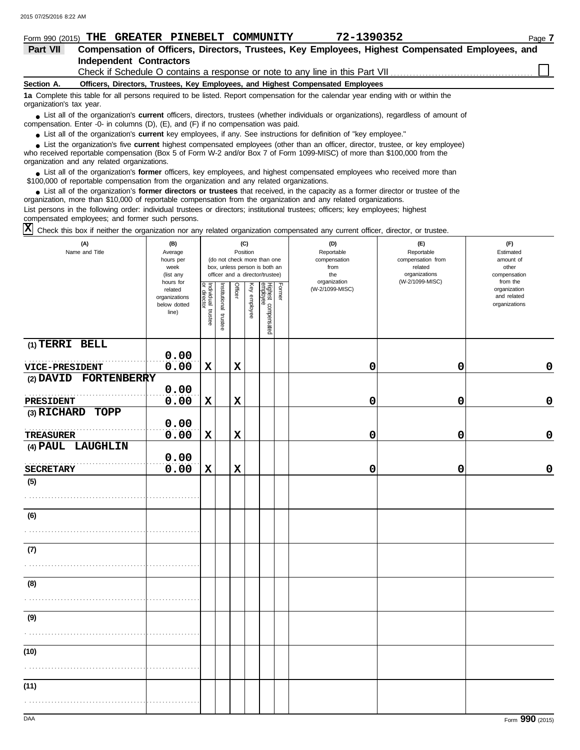Form 990 (2015) **THE GREATER PINEBELT COMMUNITY** **72-1390352**

## Part VII Compensation of Officers, Directors, Trustees, Key Employees, Highest Compensated Employees, and Independent Contractors

Check if Schedule O contains a response or note to any line in this Part VII ☐

**Section A. Officers, Directors, Trustees, Key Employees, and Highest Compensated Employees**

**1a** Complete this table for all persons required to be listed. Report compensation for the calendar year ending with or within the organization's tax year.

- List all of the organization's **current** officers, directors, trustees (whether individuals or organizations), regardless of amount of compensation. Enter -0- in columns (D), (E), and (F) if no compensation was paid.
- List all of the organization's **current** key employees, if any. See instructions for definition of "key employee."
- List the organization's five **current** highest compensated employees (other than an officer, director, trustee, or key employee) who received reportable compensation (Box 5 of Form W-2 and/or Box 7 of Form 1099-MISC) of more than $100,000 from the organization and any related organizations.
- List all of the organization's **former** officers, key employees, and highest compensated employees who received more than $100,000 of reportable compensation from the organization and any related organizations.
- List all of the organization's **former directors or trustees** that received, in the capacity as a former director or trustee of the organization, more than $10,000 of reportable compensation from the organization and any related organizations.

List persons in the following order: individual trustees or directors; institutional trustees; officers; key employees; highest compensated employees; and former such persons.

☒ Check this box if neither the organization nor any related organization compensated any current officer, director, or trustee.

| (A) Name and Title | (B) Average hours per week (list any hours for related organizations below dotted line) | (C) Position: Individual trustee or director | Institutional trustee | Officer | Key employee | Highest compensated employee | Former | (D) Reportable compensation from the organization (W-2/1099-MISC) | (E) Reportable compensation from related organizations (W-2/1099-MISC) | (F) Estimated amount of other compensation from the organization and related organizations |
|---|---|---|---|---|---|---|---|---|---|---|
| (1) TERRI BELL<br>VICE-PRESIDENT | 0.00<br>0.00 | X | | X | | | | 0 | 0 | 0 |
| (2) DAVID FORTENBERRY<br>PRESIDENT | 0.00<br>0.00 | X | | X | | | | 0 | 0 | 0 |
| (3) RICHARD TOPP<br>TREASURER | 0.00<br>0.00 | X | | X | | | | 0 | 0 | 0 |
| (4) PAUL LAUGHLIN<br>SECRETARY | 0.00<br>0.00 | X | | X | | | | 0 | 0 | 0 |
| (5) | | | | | | | | | | |
| (6) | | | | | | | | | | |
| (7) | | | | | | | | | | |
| (8) | | | | | | | | | | |
| (9) | | | | | | | | | | |
| (10) | | | | | | | | | | |
| (11) | | | | | | | | | | |

Form **990** (2015)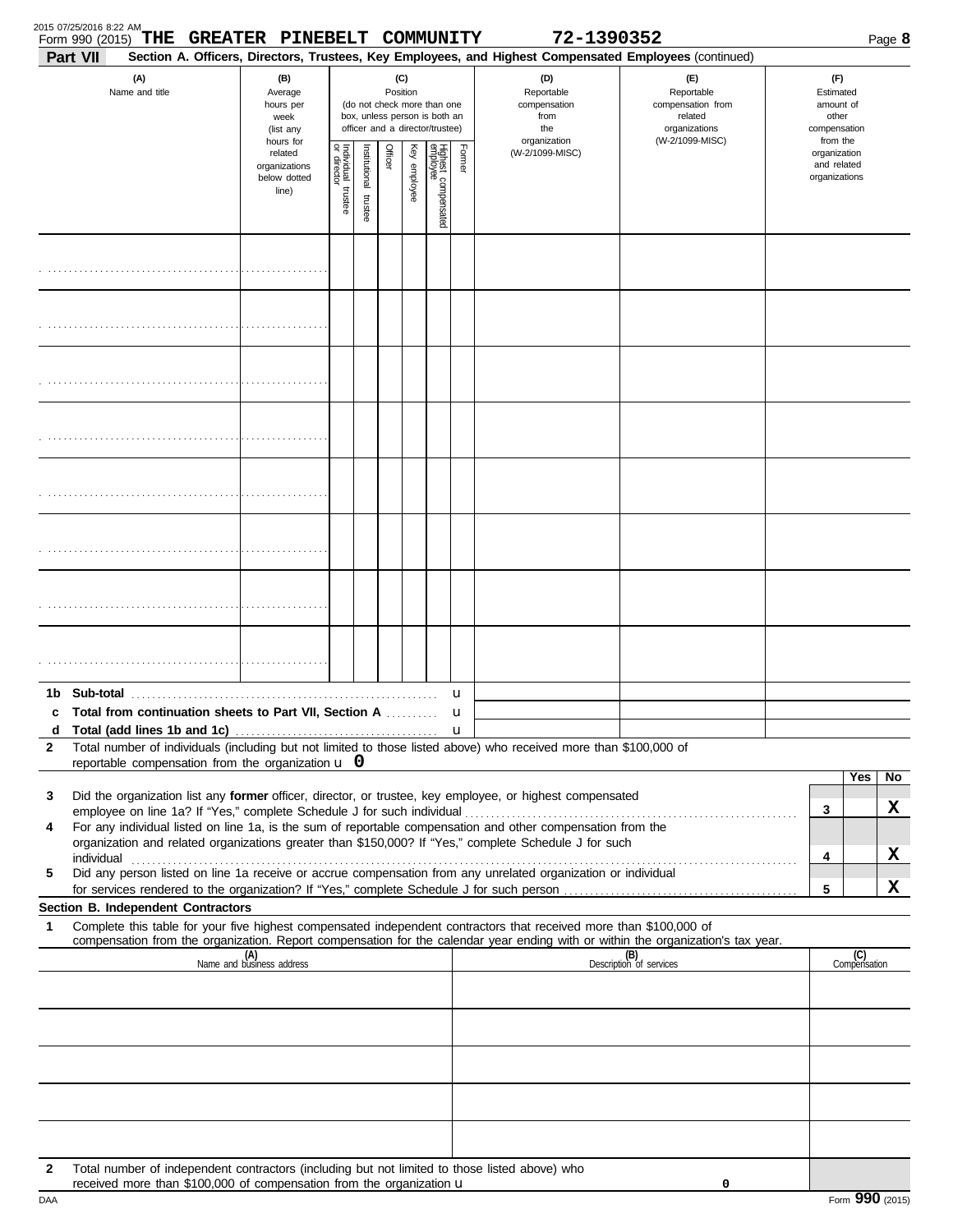Form 990 (2015) **THE GREATER PINEBELT COMMUNITY** **72-1390352** Page **8**

**Part VII** **Section A. Officers, Directors, Trustees, Key Employees, and Highest Compensated Employees** (continued)

| (A) Name and title | (B) Average hours per week (list any hours for related organizations below dotted line) | (C) Position (do not check more than one box, unless person is both an officer and a director/trustee) Individual trustee or director | Institutional trustee | Officer | Key employee | Highest compensated employee | Former | (D) Reportable compensation from the organization (W-2/1099-MISC) | (E) Reportable compensation from related organizations (W-2/1099-MISC) | (F) Estimated amount of other compensation from the organization and related organizations |
|---|---|---|---|---|---|---|---|---|---|---|
| | | | | | | | | | | |
| | | | | | | | | | | |
| | | | | | | | | | | |
| | | | | | | | | | | |
| | | | | | | | | | | |
| | | | | | | | | | | |
| | | | | | | | | | | |
| | | | | | | | | | | |

**1b Sub-total** u

**c Total from continuation sheets to Part VII, Section A** u

**d Total (add lines 1b and 1c)** u

**2** Total number of individuals (including but not limited to those listed above) who received more than $100,000 of reportable compensation from the organization u **0**

| | | Yes | No |
|---|---|---|---|
| **3** Did the organization list any **former** officer, director, or trustee, key employee, or highest compensated employee on line 1a? If "Yes," complete Schedule J for such individual | 3 | | X |
| **4** For any individual listed on line 1a, is the sum of reportable compensation and other compensation from the organization and related organizations greater than $150,000? If "Yes," complete Schedule J for such individual | 4 | | X |
| **5** Did any person listed on line 1a receive or accrue compensation from any unrelated organization or individual for services rendered to the organization? If "Yes," complete Schedule J for such person | 5 | | X |

**Section B. Independent Contractors**

**1** Complete this table for your five highest compensated independent contractors that received more than $100,000 of compensation from the organization. Report compensation for the calendar year ending with or within the organization's tax year.

| (A) Name and business address | (B) Description of services | (C) Compensation |
|---|---|---|
| | | |
| | | |
| | | |
| | | |
| | | |

**2** Total number of independent contractors (including but not limited to those listed above) who received more than $100,000 of compensation from the organization u **0**

DAA Form **990** (2015)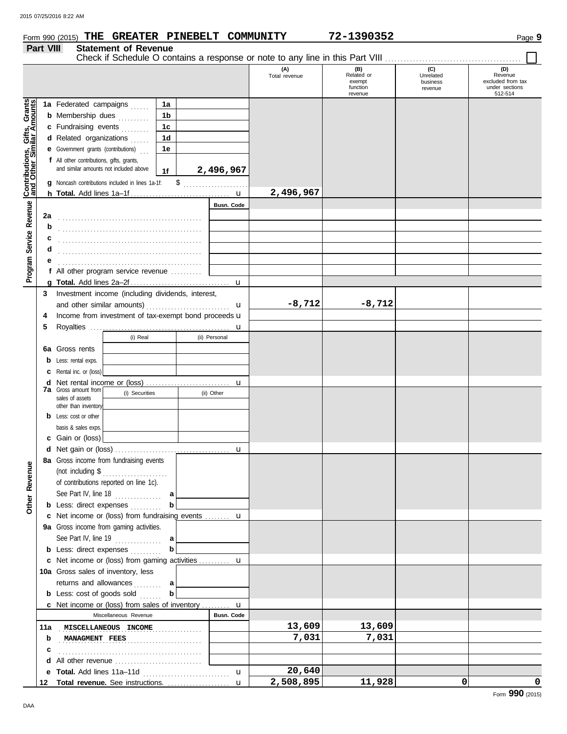Form 990 (2015) **THE GREATER PINEBELT COMMUNITY** **72-1390352** Page **9**

## Part VIII Statement of Revenue

Check if Schedule O contains a response or note to any line in this Part VIII ☐

| | | | (A) Total revenue | (B) Related or exempt function revenue | (C) Unrelated business revenue | (D) Revenue excluded from tax under sections 512-514 |
|---|---|---|---|---|---|---|
| **Contributions, Gifts, Grants and Other Similar Amounts** | 1a Federated campaigns | 1a | | | | |
| | b Membership dues | 1b | | | | |
| | c Fundraising events | 1c | | | | |
| | d Related organizations | 1d | | | | |
| | e Government grants (contributions) | 1e | | | | |
| | f All other contributions, gifts, grants, and similar amounts not included above | 1f 2,496,967 | | | | |
| | g Noncash contributions included in lines 1a-1f: $ | | | | | |
| | h **Total.** Add lines 1a–1f | | 2,496,967 | | | |
| **Program Service Revenue** | | Busn. Code | | | | |
| | 2a | | | | | |
| | b | | | | | |
| | c | | | | | |
| | d | | | | | |
| | e | | | | | |
| | f All other program service revenue | | | | | |
| | g **Total.** Add lines 2a–2f | | | | | |
| | 3 Investment income (including dividends, interest, and other similar amounts) | | -8,712 | -8,712 | | |
| | 4 Income from investment of tax-exempt bond proceeds | | | | | |
| | 5 Royalties | | | | | |
| | | (i) Real / (ii) Personal | | | | |
| | 6a Gross rents | | | | | |
| | b Less: rental exps. | | | | | |
| | c Rental inc. or (loss) | | | | | |
| | d Net rental income or (loss) | | | | | |
| | 7a Gross amount from sales of assets other than inventory | (i) Securities / (ii) Other | | | | |
| | b Less: cost or other basis & sales exps. | | | | | |
| | c Gain or (loss) | | | | | |
| | d Net gain or (loss) | | | | | |
| **Other Revenue** | 8a Gross income from fundraising events (not including $ of contributions reported on line 1c). See Part IV, line 18 | a | | | | |
| | b Less: direct expenses | b | | | | |
| | c Net income or (loss) from fundraising events | | | | | |
| | 9a Gross income from gaming activities. See Part IV, line 19 | a | | | | |
| | b Less: direct expenses | b | | | | |
| | c Net income or (loss) from gaming activities | | | | | |
| | 10a Gross sales of inventory, less returns and allowances | a | | | | |
| | b Less: cost of goods sold | b | | | | |
| | c Net income or (loss) from sales of inventory | | | | | |
| | Miscellaneous Revenue | Busn. Code | | | | |
| | 11a MISCELLANEOUS INCOME | | 13,609 | 13,609 | | |
| | b MANAGMENT FEES | | 7,031 | 7,031 | | |
| | c | | | | | |
| | d All other revenue | | | | | |
| | e **Total.** Add lines 11a–11d | | 20,640 | | | |
| | 12 **Total revenue.** See instructions. | | 2,508,895 | 11,928 | 0 | 0 |

Form **990** (2015)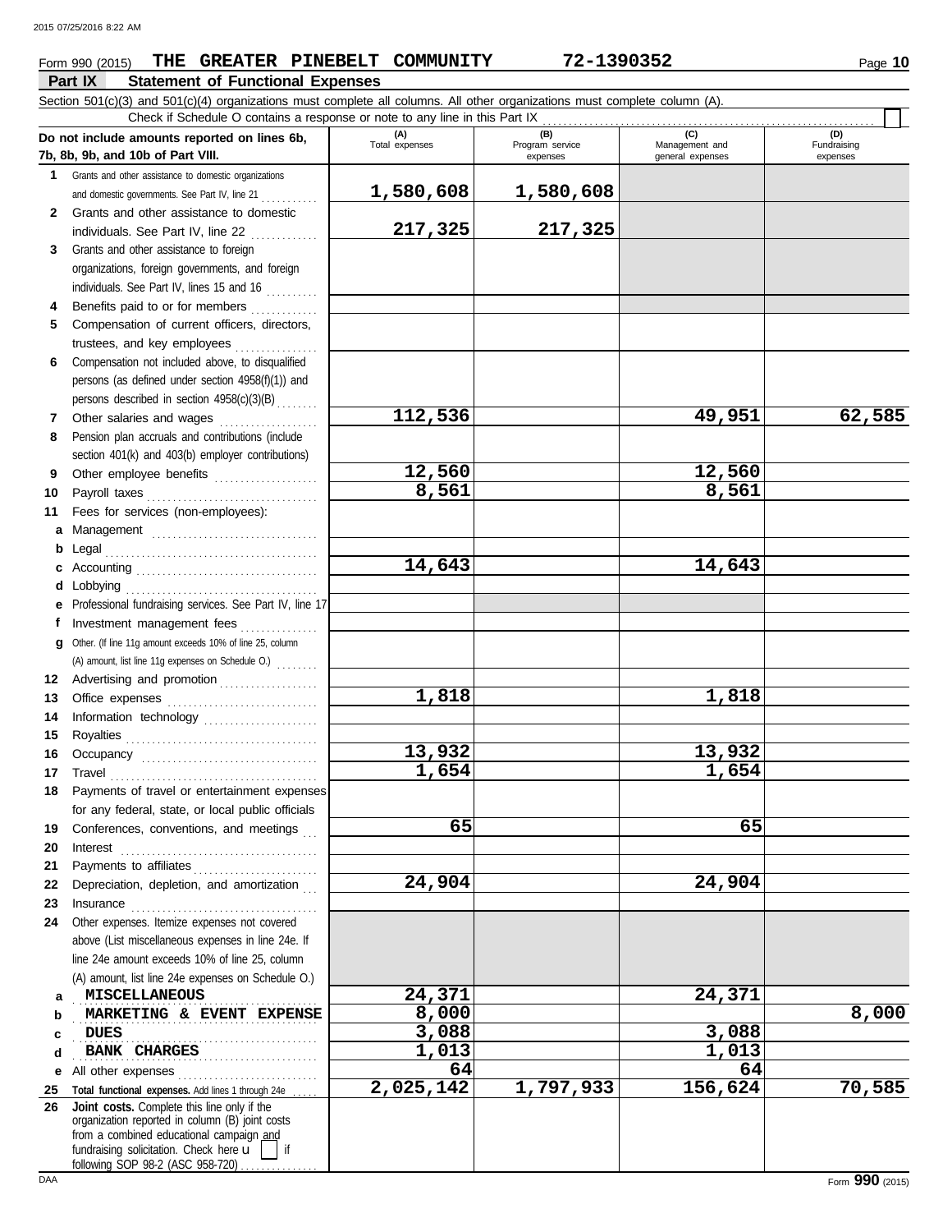Form 990 (2015) **THE GREATER PINEBELT COMMUNITY** **72-1390352** Page **10**

## Part IX Statement of Functional Expenses

Section 501(c)(3) and 501(c)(4) organizations must complete all columns. All other organizations must complete column (A).

Check if Schedule O contains a response or note to any line in this Part IX . . . . . . . . . . . . . . . . . . . . . . . . . . . . . . . . . . . . . . ☐

| Do not include amounts reported on lines 6b, 7b, 8b, 9b, and 10b of Part VIII. | (A) Total expenses | (B) Program service expenses | (C) Management and general expenses | (D) Fundraising expenses |
|---|---|---|---|---|
| **1** Grants and other assistance to domestic organizations and domestic governments. See Part IV, line 21 | 1,580,608 | 1,580,608 | | |
| **2** Grants and other assistance to domestic individuals. See Part IV, line 22 | 217,325 | 217,325 | | |
| **3** Grants and other assistance to foreign organizations, foreign governments, and foreign individuals. See Part IV, lines 15 and 16 | | | | |
| **4** Benefits paid to or for members | | | | |
| **5** Compensation of current officers, directors, trustees, and key employees | | | | |
| **6** Compensation not included above, to disqualified persons (as defined under section 4958(f)(1)) and persons described in section 4958(c)(3)(B) | | | | |
| **7** Other salaries and wages | 112,536 | | 49,951 | 62,585 |
| **8** Pension plan accruals and contributions (include section 401(k) and 403(b) employer contributions) | | | | |
| **9** Other employee benefits | 12,560 | | 12,560 | |
| **10** Payroll taxes | 8,561 | | 8,561 | |
| **11** Fees for services (non-employees): | | | | |
| **a** Management | | | | |
| **b** Legal | | | | |
| **c** Accounting | 14,643 | | 14,643 | |
| **d** Lobbying | | | | |
| **e** Professional fundraising services. See Part IV, line 17 | | | | |
| **f** Investment management fees | | | | |
| **g** Other. (If line 11g amount exceeds 10% of line 25, column (A) amount, list line 11g expenses on Schedule O.) | | | | |
| **12** Advertising and promotion | | | | |
| **13** Office expenses | 1,818 | | 1,818 | |
| **14** Information technology | | | | |
| **15** Royalties | | | | |
| **16** Occupancy | 13,932 | | 13,932 | |
| **17** Travel | 1,654 | | 1,654 | |
| **18** Payments of travel or entertainment expenses for any federal, state, or local public officials | | | | |
| **19** Conferences, conventions, and meetings | 65 | | 65 | |
| **20** Interest | | | | |
| **21** Payments to affiliates | | | | |
| **22** Depreciation, depletion, and amortization | 24,904 | | 24,904 | |
| **23** Insurance | | | | |
| **24** Other expenses. Itemize expenses not covered above (List miscellaneous expenses in line 24e. If line 24e amount exceeds 10% of line 25, column (A) amount, list line 24e expenses on Schedule O.) | | | | |
| **a** MISCELLANEOUS | 24,371 | | 24,371 | |
| **b** MARKETING & EVENT EXPENSE | 8,000 | | | 8,000 |
| **c** DUES | 3,088 | | 3,088 | |
| **d** BANK CHARGES | 1,013 | | 1,013 | |
| **e** All other expenses | 64 | | 64 | |
| **25** **Total functional expenses.** Add lines 1 through 24e | 2,025,142 | 1,797,933 | 156,624 | 70,585 |
| **26** **Joint costs.** Complete this line only if the organization reported in column (B) joint costs from a combined educational campaign and fundraising solicitation. Check here ▸ ☐ if following SOP 98-2 (ASC 958-720) | | | | |

DAA Form **990** (2015)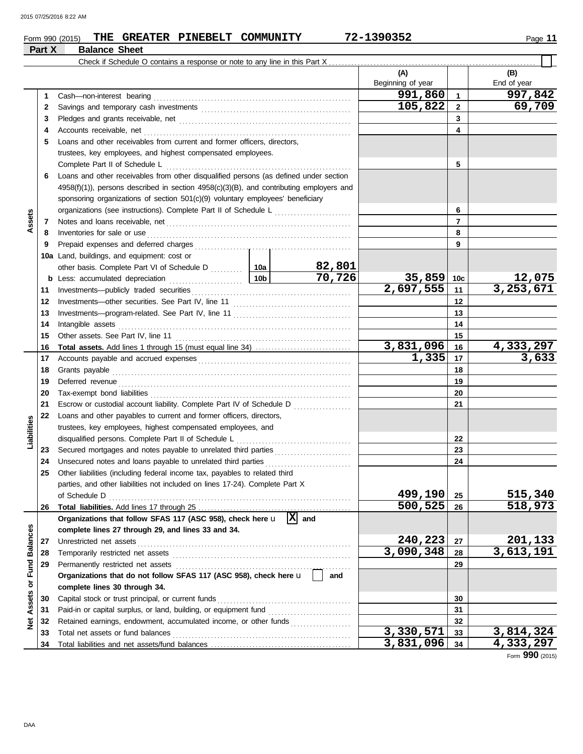Form 990 (2015) **THE GREATER PINEBELT COMMUNITY** **72-1390352**

## Part X Balance Sheet

Check if Schedule O contains a response or note to any line in this Part X . . . . . ☐

| Section | Line | Description | | | (A) Beginning of year | | (B) End of year |
|---|---|---|---|---|---|---|---|
| Assets | 1 | Cash—non-interest bearing | | | 991,860 | 1 | 997,842 |
| | 2 | Savings and temporary cash investments | | | 105,822 | 2 | 69,709 |
| | 3 | Pledges and grants receivable, net | | | | 3 | |
| | 4 | Accounts receivable, net | | | | 4 | |
| | 5 | Loans and other receivables from current and former officers, directors, trustees, key employees, and highest compensated employees. Complete Part II of Schedule L | | | | 5 | |
| | 6 | Loans and other receivables from other disqualified persons (as defined under section 4958(f)(1)), persons described in section 4958(c)(3)(B), and contributing employers and sponsoring organizations of section 501(c)(9) voluntary employees' beneficiary organizations (see instructions). Complete Part II of Schedule L | | | | 6 | |
| | 7 | Notes and loans receivable, net | | | | 7 | |
| | 8 | Inventories for sale or use | | | | 8 | |
| | 9 | Prepaid expenses and deferred charges | | | | 9 | |
| | 10a | Land, buildings, and equipment: cost or other basis. Complete Part VI of Schedule D | 10a | 82,801 | | | |
| | b | Less: accumulated depreciation | 10b | 70,726 | 35,859 | 10c | 12,075 |
| | 11 | Investments—publicly traded securities | | | 2,697,555 | 11 | 3,253,671 |
| | 12 | Investments—other securities. See Part IV, line 11 | | | | 12 | |
| | 13 | Investments—program-related. See Part IV, line 11 | | | | 13 | |
| | 14 | Intangible assets | | | | 14 | |
| | 15 | Other assets. See Part IV, line 11 | | | | 15 | |
| | 16 | **Total assets.** Add lines 1 through 15 (must equal line 34) | | | 3,831,096 | 16 | 4,333,297 |
| Liabilities | 17 | Accounts payable and accrued expenses | | | 1,335 | 17 | 3,633 |
| | 18 | Grants payable | | | | 18 | |
| | 19 | Deferred revenue | | | | 19 | |
| | 20 | Tax-exempt bond liabilities | | | | 20 | |
| | 21 | Escrow or custodial account liability. Complete Part IV of Schedule D | | | | 21 | |
| | 22 | Loans and other payables to current and former officers, directors, trustees, key employees, highest compensated employees, and disqualified persons. Complete Part II of Schedule L | | | | 22 | |
| | 23 | Secured mortgages and notes payable to unrelated third parties | | | | 23 | |
| | 24 | Unsecured notes and loans payable to unrelated third parties | | | | 24 | |
| | 25 | Other liabilities (including federal income tax, payables to related third parties, and other liabilities not included on lines 17-24). Complete Part X of Schedule D | | | 499,190 | 25 | 515,340 |
| | 26 | **Total liabilities.** Add lines 17 through 25 | | | 500,525 | 26 | 518,973 |
| Net Assets or Fund Balances | | **Organizations that follow SFAS 117 (ASC 958), check here** [X] **and complete lines 27 through 29, and lines 33 and 34.** | | | | | |
| | 27 | Unrestricted net assets | | | 240,223 | 27 | 201,133 |
| | 28 | Temporarily restricted net assets | | | 3,090,348 | 28 | 3,613,191 |
| | 29 | Permanently restricted net assets | | | | 29 | |
| | | **Organizations that do not follow SFAS 117 (ASC 958), check here** [ ] **and complete lines 30 through 34.** | | | | | |
| | 30 | Capital stock or trust principal, or current funds | | | | 30 | |
| | 31 | Paid-in or capital surplus, or land, building, or equipment fund | | | | 31 | |
| | 32 | Retained earnings, endowment, accumulated income, or other funds | | | | 32 | |
| | 33 | Total net assets or fund balances | | | 3,330,571 | 33 | 3,814,324 |
| | 34 | Total liabilities and net assets/fund balances | | | 3,831,096 | 34 | 4,333,297 |

Form **990** (2015)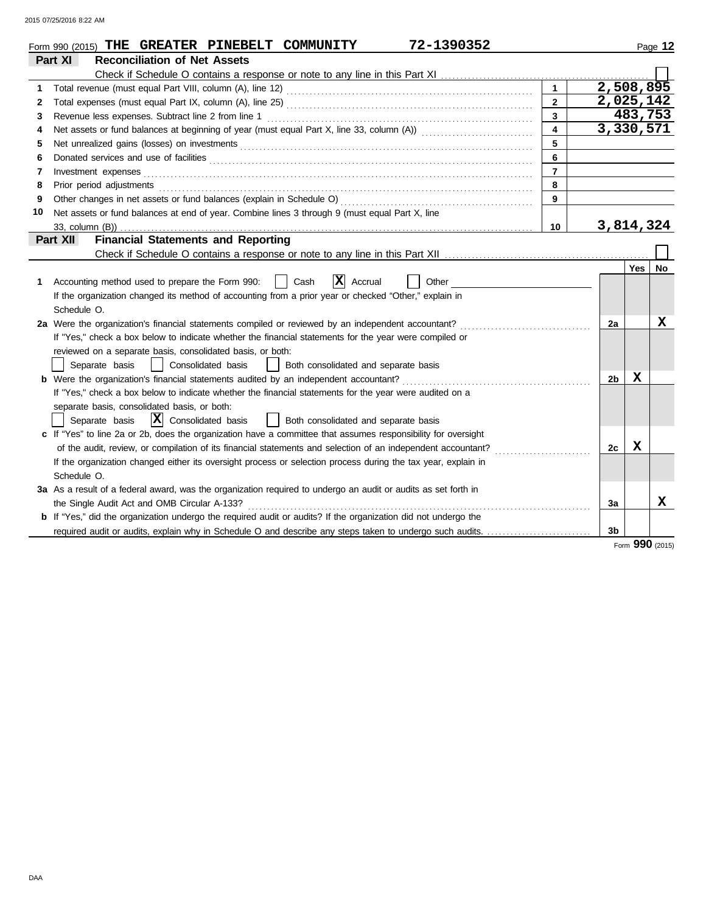Form 990 (2015) **THE GREATER PINEBELT COMMUNITY** 72-1390352

## Part XI Reconciliation of Net Assets

Check if Schedule O contains a response or note to any line in this Part XI . . . . . . ☐

| | | | |
|---|---|---|---|
| 1 | Total revenue (must equal Part VIII, column (A), line 12) | 1 | 2,508,895 |
| 2 | Total expenses (must equal Part IX, column (A), line 25) | 2 | 2,025,142 |
| 3 | Revenue less expenses. Subtract line 2 from line 1 | 3 | 483,753 |
| 4 | Net assets or fund balances at beginning of year (must equal Part X, line 33, column (A)) | 4 | 3,330,571 |
| 5 | Net unrealized gains (losses) on investments | 5 | |
| 6 | Donated services and use of facilities | 6 | |
| 7 | Investment expenses | 7 | |
| 8 | Prior period adjustments | 8 | |
| 9 | Other changes in net assets or fund balances (explain in Schedule O) | 9 | |
| 10 | Net assets or fund balances at end of year. Combine lines 3 through 9 (must equal Part X, line 33, column (B)) | 10 | 3,814,324 |

## Part XII Financial Statements and Reporting

Check if Schedule O contains a response or note to any line in this Part XII . . . . . . ☐

| | | | Yes | No |
|---|---|---|---|---|
| 1 | Accounting method used to prepare the Form 990: ☐ Cash ☒ Accrual ☐ Other ______ If the organization changed its method of accounting from a prior year or checked "Other," explain in Schedule O. | | | |
| 2a | Were the organization's financial statements compiled or reviewed by an independent accountant? If "Yes," check a box below to indicate whether the financial statements for the year were compiled or reviewed on a separate basis, consolidated basis, or both: ☐ Separate basis ☐ Consolidated basis ☐ Both consolidated and separate basis | 2a | | X |
| b | Were the organization's financial statements audited by an independent accountant? If "Yes," check a box below to indicate whether the financial statements for the year were audited on a separate basis, consolidated basis, or both: ☐ Separate basis ☒ Consolidated basis ☐ Both consolidated and separate basis | 2b | X | |
| c | If "Yes" to line 2a or 2b, does the organization have a committee that assumes responsibility for oversight of the audit, review, or compilation of its financial statements and selection of an independent accountant? If the organization changed either its oversight process or selection process during the tax year, explain in Schedule O. | 2c | X | |
| 3a | As a result of a federal award, was the organization required to undergo an audit or audits as set forth in the Single Audit Act and OMB Circular A-133? | 3a | | X |
| b | If "Yes," did the organization undergo the required audit or audits? If the organization did not undergo the required audit or audits, explain why in Schedule O and describe any steps taken to undergo such audits. | 3b | | |

Form **990** (2015)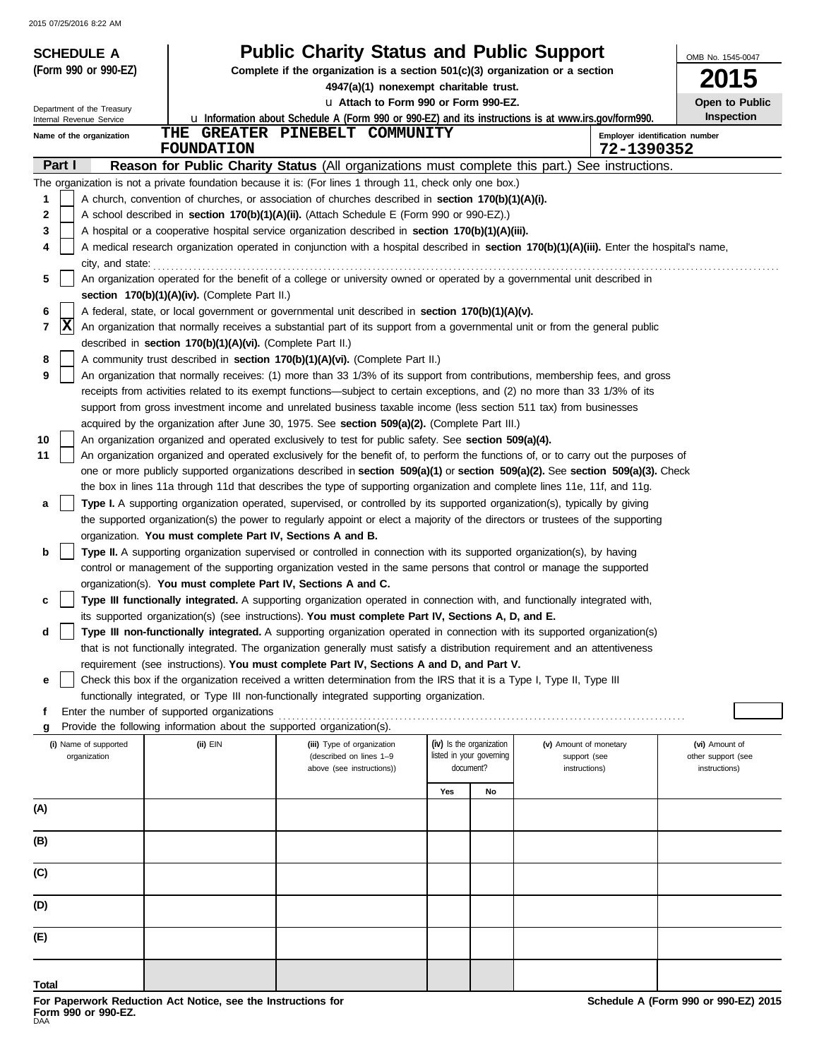**SCHEDULE A**
**(Form 990 or 990-EZ)**

Department of the Treasury
Internal Revenue Service

# Public Charity Status and Public Support

**Complete if the organization is a section 501(c)(3) organization or a section 4947(a)(1) nonexempt charitable trust.**

u **Attach to Form 990 or Form 990-EZ.**

u **Information about Schedule A (Form 990 or 990-EZ) and its instructions is at www.irs.gov/form990.**

OMB No. 1545-0047

**2015**

**Open to Public Inspection**

**Name of the organization:** THE GREATER PINEBELT COMMUNITY FOUNDATION

**Employer identification number:** 72-1390352

## Part I Reason for Public Charity Status (All organizations must complete this part.) See instructions.

The organization is not a private foundation because it is: (For lines 1 through 11, check only one box.)

1 [ ] A church, convention of churches, or association of churches described in **section 170(b)(1)(A)(i).**

2 [ ] A school described in **section 170(b)(1)(A)(ii).** (Attach Schedule E (Form 990 or 990-EZ).)

3 [ ] A hospital or a cooperative hospital service organization described in **section 170(b)(1)(A)(iii).**

4 [ ] A medical research organization operated in conjunction with a hospital described in **section 170(b)(1)(A)(iii).** Enter the hospital's name, city, and state:

5 [ ] An organization operated for the benefit of a college or university owned or operated by a governmental unit described in **section 170(b)(1)(A)(iv).** (Complete Part II.)

6 [ ] A federal, state, or local government or governmental unit described in **section 170(b)(1)(A)(v).**

7 [X] An organization that normally receives a substantial part of its support from a governmental unit or from the general public described in **section 170(b)(1)(A)(vi).** (Complete Part II.)

8 [ ] A community trust described in **section 170(b)(1)(A)(vi).** (Complete Part II.)

9 [ ] An organization that normally receives: (1) more than 33 1/3% of its support from contributions, membership fees, and gross receipts from activities related to its exempt functions—subject to certain exceptions, and (2) no more than 33 1/3% of its support from gross investment income and unrelated business taxable income (less section 511 tax) from businesses acquired by the organization after June 30, 1975. See **section 509(a)(2).** (Complete Part III.)

10 [ ] An organization organized and operated exclusively to test for public safety. See **section 509(a)(4).**

11 [ ] An organization organized and operated exclusively for the benefit of, to perform the functions of, or to carry out the purposes of one or more publicly supported organizations described in **section 509(a)(1)** or **section 509(a)(2).** See **section 509(a)(3).** Check the box in lines 11a through 11d that describes the type of supporting organization and complete lines 11e, 11f, and 11g.

a [ ] **Type I.** A supporting organization operated, supervised, or controlled by its supported organization(s), typically by giving the supported organization(s) the power to regularly appoint or elect a majority of the directors or trustees of the supporting organization. **You must complete Part IV, Sections A and B.**

b [ ] **Type II.** A supporting organization supervised or controlled in connection with its supported organization(s), by having control or management of the supporting organization vested in the same persons that control or manage the supported organization(s). **You must complete Part IV, Sections A and C.**

c [ ] **Type III functionally integrated.** A supporting organization operated in connection with, and functionally integrated with, its supported organization(s) (see instructions). **You must complete Part IV, Sections A, D, and E.**

d [ ] **Type III non-functionally integrated.** A supporting organization operated in connection with its supported organization(s) that is not functionally integrated. The organization generally must satisfy a distribution requirement and an attentiveness requirement (see instructions). **You must complete Part IV, Sections A and D, and Part V.**

e [ ] Check this box if the organization received a written determination from the IRS that it is a Type I, Type II, Type III functionally integrated, or Type III non-functionally integrated supporting organization.

f Enter the number of supported organizations

g Provide the following information about the supported organization(s).

| (i) Name of supported organization | (ii) EIN | (iii) Type of organization (described on lines 1–9 above (see instructions)) | (iv) Is the organization listed in your governing document? | | (v) Amount of monetary support (see instructions) | (vi) Amount of other support (see instructions) |
|---|---|---|---|---|---|---|
| | | | Yes | No | | |
| (A) | | | | | | |
| (B) | | | | | | |
| (C) | | | | | | |
| (D) | | | | | | |
| (E) | | | | | | |
| Total | | | | | | |

**For Paperwork Reduction Act Notice, see the Instructions for Form 990 or 990-EZ.**

DAA

**Schedule A (Form 990 or 990-EZ) 2015**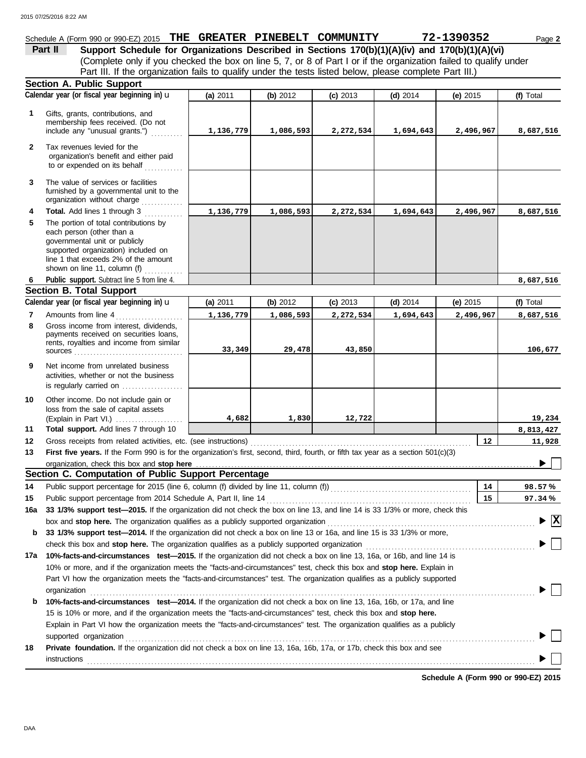Schedule A (Form 990 or 990-EZ) 2015 **THE GREATER PINEBELT COMMUNITY** **72-1390352** Page **2**

## Part II — Support Schedule for Organizations Described in Sections 170(b)(1)(A)(iv) and 170(b)(1)(A)(vi)

(Complete only if you checked the box on line 5, 7, or 8 of Part I or if the organization failed to qualify under Part III. If the organization fails to qualify under the tests listed below, please complete Part III.)

### Section A. Public Support

| | Calendar year (or fiscal year beginning in) ► | (a) 2011 | (b) 2012 | (c) 2013 | (d) 2014 | (e) 2015 | (f) Total |
|---|---|---|---|---|---|---|---|
| 1 | Gifts, grants, contributions, and membership fees received. (Do not include any "unusual grants.") | 1,136,779 | 1,086,593 | 2,272,534 | 1,694,643 | 2,496,967 | 8,687,516 |
| 2 | Tax revenues levied for the organization's benefit and either paid to or expended on its behalf | | | | | | |
| 3 | The value of services or facilities furnished by a governmental unit to the organization without charge | | | | | | |
| 4 | **Total.** Add lines 1 through 3 | 1,136,779 | 1,086,593 | 2,272,534 | 1,694,643 | 2,496,967 | 8,687,516 |
| 5 | The portion of total contributions by each person (other than a governmental unit or publicly supported organization) included on line 1 that exceeds 2% of the amount shown on line 11, column (f) | | | | | | |
| 6 | **Public support.** Subtract line 5 from line 4. | | | | | | 8,687,516 |

### Section B. Total Support

| | Calendar year (or fiscal year beginning in) ► | (a) 2011 | (b) 2012 | (c) 2013 | (d) 2014 | (e) 2015 | (f) Total |
|---|---|---|---|---|---|---|---|
| 7 | Amounts from line 4 | 1,136,779 | 1,086,593 | 2,272,534 | 1,694,643 | 2,496,967 | 8,687,516 |
| 8 | Gross income from interest, dividends, payments received on securities loans, rents, royalties and income from similar sources | 33,349 | 29,478 | 43,850 | | | 106,677 |
| 9 | Net income from unrelated business activities, whether or not the business is regularly carried on | | | | | | |
| 10 | Other income. Do not include gain or loss from the sale of capital assets (Explain in Part VI.) | 4,682 | 1,830 | 12,722 | | | 19,234 |
| 11 | **Total support.** Add lines 7 through 10 | | | | | | 8,813,427 |

12 Gross receipts from related activities, etc. (see instructions) — **12** — 11,928

13 **First five years.** If the Form 990 is for the organization's first, second, third, fourth, or fifth tax year as a section 501(c)(3) organization, check this box and **stop here** ► ☐

### Section C. Computation of Public Support Percentage

14 Public support percentage for 2015 (line 6, column (f) divided by line 11, column (f)) — **14** — 98.57 %

15 Public support percentage from 2014 Schedule A, Part II, line 14 — **15** — 97.34 %

16a **33 1/3% support test—2015.** If the organization did not check the box on line 13, and line 14 is 33 1/3% or more, check this box and **stop here.** The organization qualifies as a publicly supported organization ► ☒

b **33 1/3% support test—2014.** If the organization did not check a box on line 13 or 16a, and line 15 is 33 1/3% or more, check this box and **stop here.** The organization qualifies as a publicly supported organization ► ☐

17a **10%-facts-and-circumstances test—2015.** If the organization did not check a box on line 13, 16a, or 16b, and line 14 is 10% or more, and if the organization meets the "facts-and-circumstances" test, check this box and **stop here.** Explain in Part VI how the organization meets the "facts-and-circumstances" test. The organization qualifies as a publicly supported organization ► ☐

b **10%-facts-and-circumstances test—2014.** If the organization did not check a box on line 13, 16a, 16b, or 17a, and line 15 is 10% or more, and if the organization meets the "facts-and-circumstances" test, check this box and **stop here.** Explain in Part VI how the organization meets the "facts-and-circumstances" test. The organization qualifies as a publicly supported organization ► ☐

18 **Private foundation.** If the organization did not check a box on line 13, 16a, 16b, 17a, or 17b, check this box and see instructions ► ☐

**Schedule A (Form 990 or 990-EZ) 2015**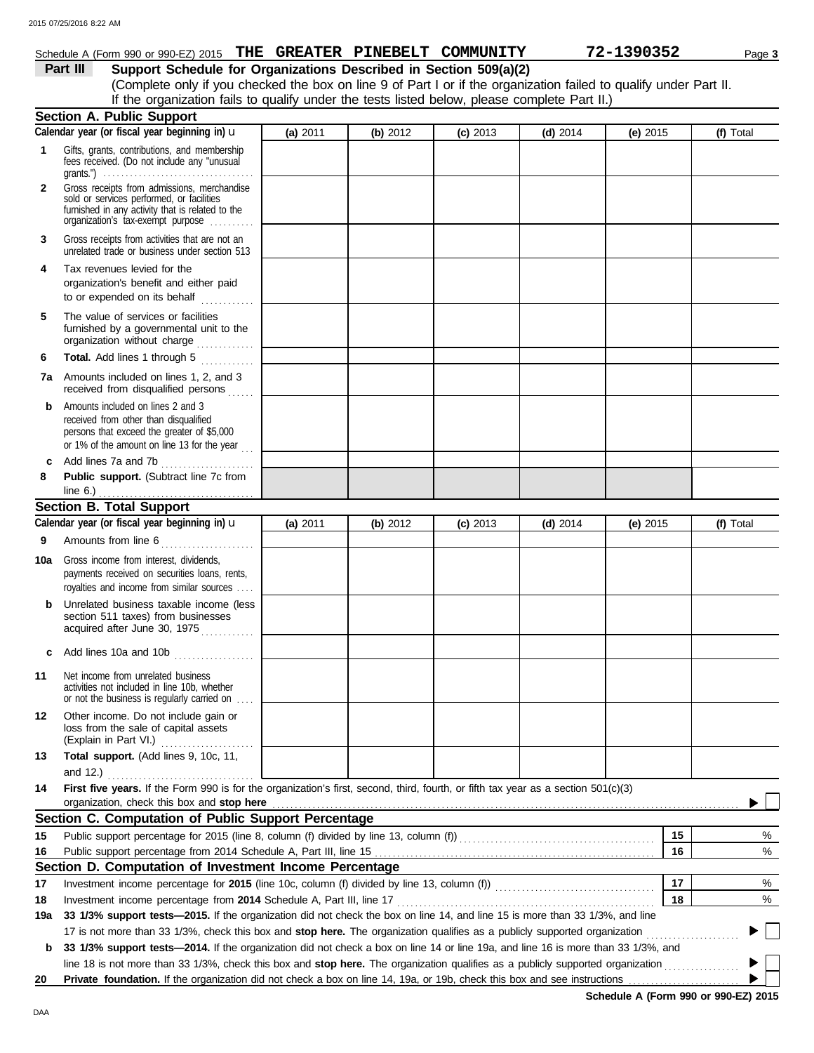Schedule A (Form 990 or 990-EZ) 2015 **THE GREATER PINEBELT COMMUNITY** **72-1390352** Page **3**

## Part III Support Schedule for Organizations Described in Section 509(a)(2)

(Complete only if you checked the box on line 9 of Part I or if the organization failed to qualify under Part II. If the organization fails to qualify under the tests listed below, please complete Part II.)

### Section A. Public Support

| Calendar year (or fiscal year beginning in) u | (a) 2011 | (b) 2012 | (c) 2013 | (d) 2014 | (e) 2015 | (f) Total |
|---|---|---|---|---|---|---|
| **1** Gifts, grants, contributions, and membership fees received. (Do not include any "unusual grants.") | | | | | | |
| **2** Gross receipts from admissions, merchandise sold or services performed, or facilities furnished in any activity that is related to the organization's tax-exempt purpose | | | | | | |
| **3** Gross receipts from activities that are not an unrelated trade or business under section 513 | | | | | | |
| **4** Tax revenues levied for the organization's benefit and either paid to or expended on its behalf | | | | | | |
| **5** The value of services or facilities furnished by a governmental unit to the organization without charge | | | | | | |
| **6** **Total.** Add lines 1 through 5 | | | | | | |
| **7a** Amounts included on lines 1, 2, and 3 received from disqualified persons | | | | | | |
| **b** Amounts included on lines 2 and 3 received from other than disqualified persons that exceed the greater of $5,000 or 1% of the amount on line 13 for the year | | | | | | |
| **c** Add lines 7a and 7b | | | | | | |
| **8** **Public support.** (Subtract line 7c from line 6.) | | | | | | |

### Section B. Total Support

| Calendar year (or fiscal year beginning in) u | (a) 2011 | (b) 2012 | (c) 2013 | (d) 2014 | (e) 2015 | (f) Total |
|---|---|---|---|---|---|---|
| **9** Amounts from line 6 | | | | | | |
| **10a** Gross income from interest, dividends, payments received on securities loans, rents, royalties and income from similar sources | | | | | | |
| **b** Unrelated business taxable income (less section 511 taxes) from businesses acquired after June 30, 1975 | | | | | | |
| **c** Add lines 10a and 10b | | | | | | |
| **11** Net income from unrelated business activities not included in line 10b, whether or not the business is regularly carried on | | | | | | |
| **12** Other income. Do not include gain or loss from the sale of capital assets (Explain in Part VI.) | | | | | | |
| **13** **Total support.** (Add lines 9, 10c, 11, and 12.) | | | | | | |

**14** **First five years.** If the Form 990 is for the organization's first, second, third, fourth, or fifth tax year as a section 501(c)(3) organization, check this box and **stop here** ▶ ☐

### Section C. Computation of Public Support Percentage

| | | | |
|---|---|---|---|
| **15** | Public support percentage for 2015 (line 8, column (f) divided by line 13, column (f)) | **15** | % |
| **16** | Public support percentage from 2014 Schedule A, Part III, line 15 | **16** | % |

### Section D. Computation of Investment Income Percentage

| | | | |
|---|---|---|---|
| **17** | Investment income percentage for **2015** (line 10c, column (f) divided by line 13, column (f)) | **17** | % |
| **18** | Investment income percentage from **2014** Schedule A, Part III, line 17 | **18** | % |

**19a** **33 1/3% support tests—2015.** If the organization did not check the box on line 14, and line 15 is more than 33 1/3%, and line 17 is not more than 33 1/3%, check this box and **stop here.** The organization qualifies as a publicly supported organization ▶ ☐

**b** **33 1/3% support tests—2014.** If the organization did not check a box on line 14 or line 19a, and line 16 is more than 33 1/3%, and line 18 is not more than 33 1/3%, check this box and **stop here.** The organization qualifies as a publicly supported organization ▶ ☐

**20** **Private foundation.** If the organization did not check a box on line 14, 19a, or 19b, check this box and see instructions ▶ ☐

**Schedule A (Form 990 or 990-EZ) 2015**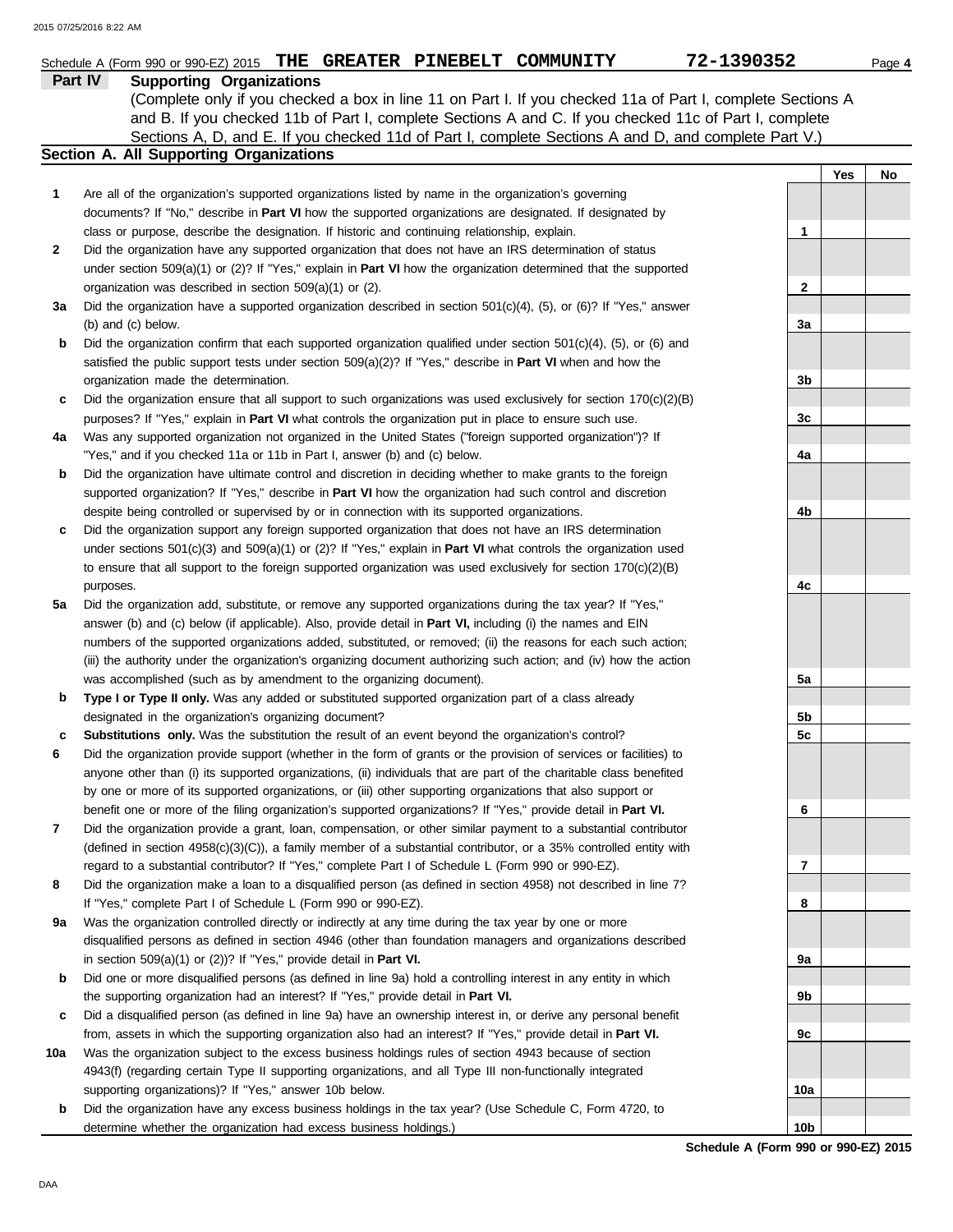Schedule A (Form 990 or 990-EZ) 2015 **THE GREATER PINEBELT COMMUNITY** **72-1390352** Page **4**

## Part IV Supporting Organizations

(Complete only if you checked a box in line 11 on Part I. If you checked 11a of Part I, complete Sections A and B. If you checked 11b of Part I, complete Sections A and C. If you checked 11c of Part I, complete Sections A, D, and E. If you checked 11d of Part I, complete Sections A and D, and complete Part V.)

### Section A. All Supporting Organizations

| | | | Yes | No |
|---|---|---|---|---|
| **1** | Are all of the organization's supported organizations listed by name in the organization's governing documents? If "No," describe in **Part VI** how the supported organizations are designated. If designated by class or purpose, describe the designation. If historic and continuing relationship, explain. | 1 | | |
| **2** | Did the organization have any supported organization that does not have an IRS determination of status under section 509(a)(1) or (2)? If "Yes," explain in **Part VI** how the organization determined that the supported organization was described in section 509(a)(1) or (2). | 2 | | |
| **3a** | Did the organization have a supported organization described in section 501(c)(4), (5), or (6)? If "Yes," answer (b) and (c) below. | 3a | | |
| **b** | Did the organization confirm that each supported organization qualified under section 501(c)(4), (5), or (6) and satisfied the public support tests under section 509(a)(2)? If "Yes," describe in **Part VI** when and how the organization made the determination. | 3b | | |
| **c** | Did the organization ensure that all support to such organizations was used exclusively for section 170(c)(2)(B) purposes? If "Yes," explain in **Part VI** what controls the organization put in place to ensure such use. | 3c | | |
| **4a** | Was any supported organization not organized in the United States ("foreign supported organization")? If "Yes," and if you checked 11a or 11b in Part I, answer (b) and (c) below. | 4a | | |
| **b** | Did the organization have ultimate control and discretion in deciding whether to make grants to the foreign supported organization? If "Yes," describe in **Part VI** how the organization had such control and discretion despite being controlled or supervised by or in connection with its supported organizations. | 4b | | |
| **c** | Did the organization support any foreign supported organization that does not have an IRS determination under sections 501(c)(3) and 509(a)(1) or (2)? If "Yes," explain in **Part VI** what controls the organization used to ensure that all support to the foreign supported organization was used exclusively for section 170(c)(2)(B) purposes. | 4c | | |
| **5a** | Did the organization add, substitute, or remove any supported organizations during the tax year? If "Yes," answer (b) and (c) below (if applicable). Also, provide detail in **Part VI,** including (i) the names and EIN numbers of the supported organizations added, substituted, or removed; (ii) the reasons for each such action; (iii) the authority under the organization's organizing document authorizing such action; and (iv) how the action was accomplished (such as by amendment to the organizing document). | 5a | | |
| **b** | **Type I or Type II only.** Was any added or substituted supported organization part of a class already designated in the organization's organizing document? | 5b | | |
| **c** | **Substitutions only.** Was the substitution the result of an event beyond the organization's control? | 5c | | |
| **6** | Did the organization provide support (whether in the form of grants or the provision of services or facilities) to anyone other than (i) its supported organizations, (ii) individuals that are part of the charitable class benefited by one or more of its supported organizations, or (iii) other supporting organizations that also support or benefit one or more of the filing organization's supported organizations? If "Yes," provide detail in **Part VI.** | 6 | | |
| **7** | Did the organization provide a grant, loan, compensation, or other similar payment to a substantial contributor (defined in section 4958(c)(3)(C)), a family member of a substantial contributor, or a 35% controlled entity with regard to a substantial contributor? If "Yes," complete Part I of Schedule L (Form 990 or 990-EZ). | 7 | | |
| **8** | Did the organization make a loan to a disqualified person (as defined in section 4958) not described in line 7? If "Yes," complete Part I of Schedule L (Form 990 or 990-EZ). | 8 | | |
| **9a** | Was the organization controlled directly or indirectly at any time during the tax year by one or more disqualified persons as defined in section 4946 (other than foundation managers and organizations described in section 509(a)(1) or (2))? If "Yes," provide detail in **Part VI.** | 9a | | |
| **b** | Did one or more disqualified persons (as defined in line 9a) hold a controlling interest in any entity in which the supporting organization had an interest? If "Yes," provide detail in **Part VI.** | 9b | | |
| **c** | Did a disqualified person (as defined in line 9a) have an ownership interest in, or derive any personal benefit from, assets in which the supporting organization also had an interest? If "Yes," provide detail in **Part VI.** | 9c | | |
| **10a** | Was the organization subject to the excess business holdings rules of section 4943 because of section 4943(f) (regarding certain Type II supporting organizations, and all Type III non-functionally integrated supporting organizations)? If "Yes," answer 10b below. | 10a | | |
| **b** | Did the organization have any excess business holdings in the tax year? (Use Schedule C, Form 4720, to determine whether the organization had excess business holdings.) | 10b | | |

**Schedule A (Form 990 or 990-EZ) 2015**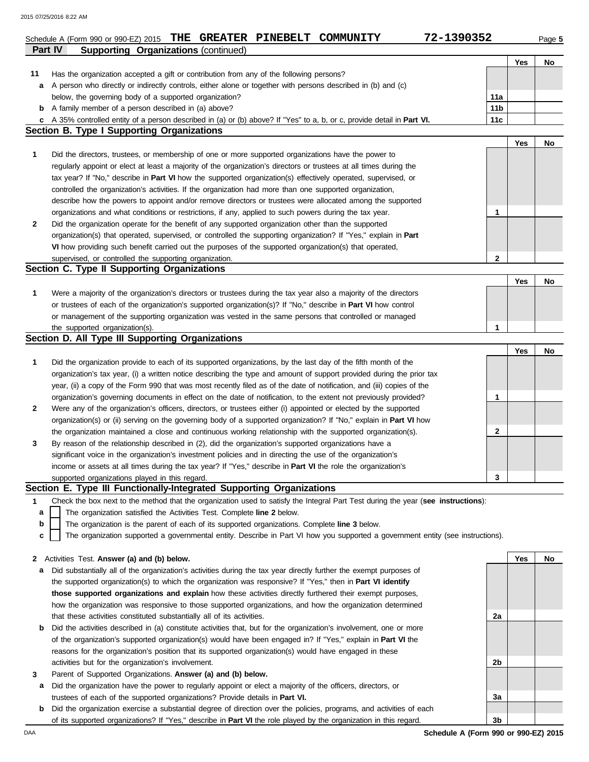Schedule A (Form 990 or 990-EZ) 2015 **THE GREATER PINEBELT COMMUNITY** **72-1390352**

**Part IV** **Supporting Organizations** (continued)

| | | | Yes | No |
|---|---|---|---|---|
| **11** | Has the organization accepted a gift or contribution from any of the following persons? | | | |
| **a** | A person who directly or indirectly controls, either alone or together with persons described in (b) and (c) below, the governing body of a supported organization? | 11a | | |
| **b** | A family member of a person described in (a) above? | 11b | | |
| **c** | A 35% controlled entity of a person described in (a) or (b) above? If "Yes" to a, b, or c, provide detail in **Part VI.** | 11c | | |

**Section B. Type I Supporting Organizations**

| | | | Yes | No |
|---|---|---|---|---|
| **1** | Did the directors, trustees, or membership of one or more supported organizations have the power to regularly appoint or elect at least a majority of the organization's directors or trustees at all times during the tax year? If "No," describe in **Part VI** how the supported organization(s) effectively operated, supervised, or controlled the organization's activities. If the organization had more than one supported organization, describe how the powers to appoint and/or remove directors or trustees were allocated among the supported organizations and what conditions or restrictions, if any, applied to such powers during the tax year. | 1 | | |
| **2** | Did the organization operate for the benefit of any supported organization other than the supported organization(s) that operated, supervised, or controlled the supporting organization? If "Yes," explain in **Part VI** how providing such benefit carried out the purposes of the supported organization(s) that operated, supervised, or controlled the supporting organization. | 2 | | |

**Section C. Type II Supporting Organizations**

| | | | Yes | No |
|---|---|---|---|---|
| **1** | Were a majority of the organization's directors or trustees during the tax year also a majority of the directors or trustees of each of the organization's supported organization(s)? If "No," describe in **Part VI** how control or management of the supporting organization was vested in the same persons that controlled or managed the supported organization(s). | 1 | | |

**Section D. All Type III Supporting Organizations**

| | | | Yes | No |
|---|---|---|---|---|
| **1** | Did the organization provide to each of its supported organizations, by the last day of the fifth month of the organization's tax year, (i) a written notice describing the type and amount of support provided during the prior tax year, (ii) a copy of the Form 990 that was most recently filed as of the date of notification, and (iii) copies of the organization's governing documents in effect on the date of notification, to the extent not previously provided? | 1 | | |
| **2** | Were any of the organization's officers, directors, or trustees either (i) appointed or elected by the supported organization(s) or (ii) serving on the governing body of a supported organization? If "No," explain in **Part VI** how the organization maintained a close and continuous working relationship with the supported organization(s). | 2 | | |
| **3** | By reason of the relationship described in (2), did the organization's supported organizations have a significant voice in the organization's investment policies and in directing the use of the organization's income or assets at all times during the tax year? If "Yes," describe in **Part VI** the role the organization's supported organizations played in this regard. | 3 | | |

**Section E. Type III Functionally-Integrated Supporting Organizations**

**1** Check the box next to the method that the organization used to satisfy the Integral Part Test during the year (**see instructions**):

- **a** ☐ The organization satisfied the Activities Test. Complete **line 2** below.
- **b** ☐ The organization is the parent of each of its supported organizations. Complete **line 3** below.
- **c** ☐ The organization supported a governmental entity. Describe in Part VI how you supported a government entity (see instructions).

| | | | Yes | No |
|---|---|---|---|---|
| **2** | Activities Test. **Answer (a) and (b) below.** | | | |
| **a** | Did substantially all of the organization's activities during the tax year directly further the exempt purposes of the supported organization(s) to which the organization was responsive? If "Yes," then in **Part VI identify those supported organizations and explain** how these activities directly furthered their exempt purposes, how the organization was responsive to those supported organizations, and how the organization determined that these activities constituted substantially all of its activities. | 2a | | |
| **b** | Did the activities described in (a) constitute activities that, but for the organization's involvement, one or more of the organization's supported organization(s) would have been engaged in? If "Yes," explain in **Part VI** the reasons for the organization's position that its supported organization(s) would have engaged in these activities but for the organization's involvement. | 2b | | |
| **3** | Parent of Supported Organizations. **Answer (a) and (b) below.** | | | |
| **a** | Did the organization have the power to regularly appoint or elect a majority of the officers, directors, or trustees of each of the supported organizations? Provide details in **Part VI.** | 3a | | |
| **b** | Did the organization exercise a substantial degree of direction over the policies, programs, and activities of each of its supported organizations? If "Yes," describe in **Part VI** the role played by the organization in this regard. | 3b | | |

DAA **Schedule A (Form 990 or 990-EZ) 2015**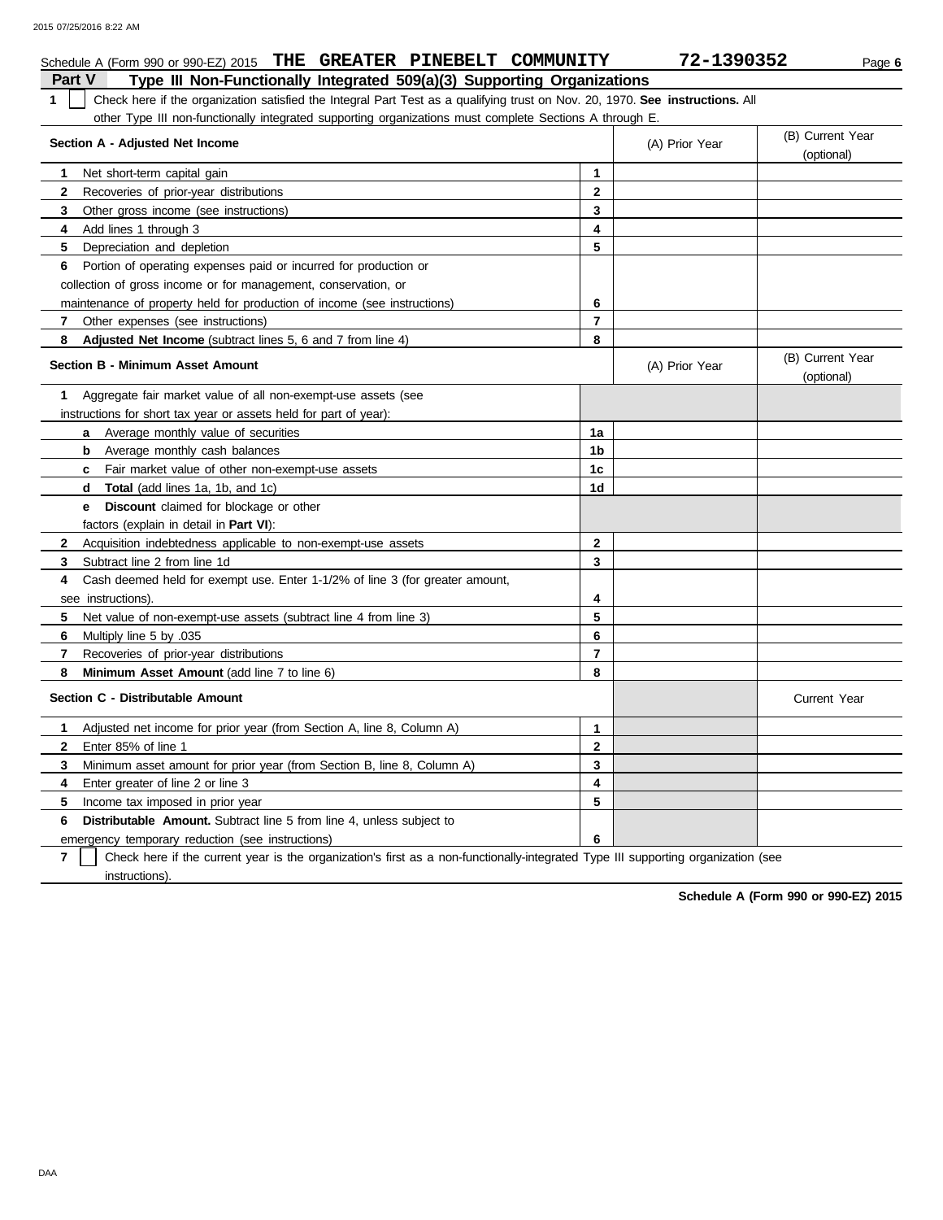Schedule A (Form 990 or 990-EZ) 2015 **THE GREATER PINEBELT COMMUNITY** **72-1390352** Page **6**

## Part V Type III Non-Functionally Integrated 509(a)(3) Supporting Organizations

**1** ☐ Check here if the organization satisfied the Integral Part Test as a qualifying trust on Nov. 20, 1970. **See instructions.** All other Type III non-functionally integrated supporting organizations must complete Sections A through E.

| Section A - Adjusted Net Income | | (A) Prior Year | (B) Current Year (optional) |
|---|---|---|---|
| 1 Net short-term capital gain | 1 | | |
| 2 Recoveries of prior-year distributions | 2 | | |
| 3 Other gross income (see instructions) | 3 | | |
| 4 Add lines 1 through 3 | 4 | | |
| 5 Depreciation and depletion | 5 | | |
| 6 Portion of operating expenses paid or incurred for production or collection of gross income or for management, conservation, or maintenance of property held for production of income (see instructions) | 6 | | |
| 7 Other expenses (see instructions) | 7 | | |
| 8 **Adjusted Net Income** (subtract lines 5, 6 and 7 from line 4) | 8 | | |

| Section B - Minimum Asset Amount | | (A) Prior Year | (B) Current Year (optional) |
|---|---|---|---|
| 1 Aggregate fair market value of all non-exempt-use assets (see instructions for short tax year or assets held for part of year): | | | |
| a Average monthly value of securities | 1a | | |
| b Average monthly cash balances | 1b | | |
| c Fair market value of other non-exempt-use assets | 1c | | |
| d **Total** (add lines 1a, 1b, and 1c) | 1d | | |
| e **Discount** claimed for blockage or other factors (explain in detail in **Part VI**): | | | |
| 2 Acquisition indebtedness applicable to non-exempt-use assets | 2 | | |
| 3 Subtract line 2 from line 1d | 3 | | |
| 4 Cash deemed held for exempt use. Enter 1-1/2% of line 3 (for greater amount, see instructions). | 4 | | |
| 5 Net value of non-exempt-use assets (subtract line 4 from line 3) | 5 | | |
| 6 Multiply line 5 by .035 | 6 | | |
| 7 Recoveries of prior-year distributions | 7 | | |
| 8 **Minimum Asset Amount** (add line 7 to line 6) | 8 | | |

| Section C - Distributable Amount | | | Current Year |
|---|---|---|---|
| 1 Adjusted net income for prior year (from Section A, line 8, Column A) | 1 | | |
| 2 Enter 85% of line 1 | 2 | | |
| 3 Minimum asset amount for prior year (from Section B, line 8, Column A) | 3 | | |
| 4 Enter greater of line 2 or line 3 | 4 | | |
| 5 Income tax imposed in prior year | 5 | | |
| 6 **Distributable Amount.** Subtract line 5 from line 4, unless subject to emergency temporary reduction (see instructions) | 6 | | |

**7** ☐ Check here if the current year is the organization's first as a non-functionally-integrated Type III supporting organization (see instructions).

**Schedule A (Form 990 or 990-EZ) 2015**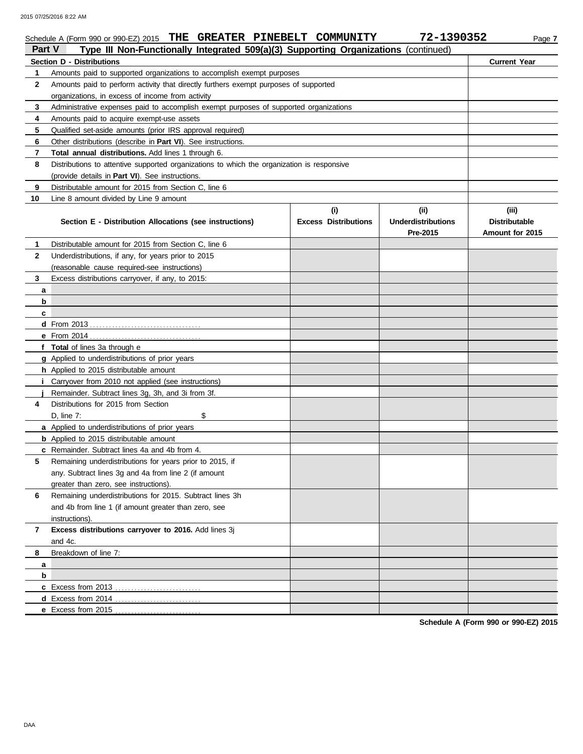Schedule A (Form 990 or 990-EZ) 2015 **THE GREATER PINEBELT COMMUNITY** **72-1390352** Page **7**

## Part V Type III Non-Functionally Integrated 509(a)(3) Supporting Organizations (continued)

| Section D - Distributions | | Current Year |
|---|---|---|
| 1 | Amounts paid to supported organizations to accomplish exempt purposes | |
| 2 | Amounts paid to perform activity that directly furthers exempt purposes of supported organizations, in excess of income from activity | |
| 3 | Administrative expenses paid to accomplish exempt purposes of supported organizations | |
| 4 | Amounts paid to acquire exempt-use assets | |
| 5 | Qualified set-aside amounts (prior IRS approval required) | |
| 6 | Other distributions (describe in **Part VI**). See instructions. | |
| 7 | **Total annual distributions.** Add lines 1 through 6. | |
| 8 | Distributions to attentive supported organizations to which the organization is responsive (provide details in **Part VI**). See instructions. | |
| 9 | Distributable amount for 2015 from Section C, line 6 | |
| 10 | Line 8 amount divided by Line 9 amount | |

| Section E - Distribution Allocations (see instructions) | (i) Excess Distributions | (ii) Underdistributions Pre-2015 | (iii) Distributable Amount for 2015 |
|---|---|---|---|
| **1** Distributable amount for 2015 from Section C, line 6 | | | |
| **2** Underdistributions, if any, for years prior to 2015 (reasonable cause required-see instructions) | | | |
| **3** Excess distributions carryover, if any, to 2015: | | | |
| **a** | | | |
| **b** | | | |
| **c** | | | |
| **d** From 2013 | | | |
| **e** From 2014 | | | |
| **f Total** of lines 3a through e | | | |
| **g** Applied to underdistributions of prior years | | | |
| **h** Applied to 2015 distributable amount | | | |
| **i** Carryover from 2010 not applied (see instructions) | | | |
| **j** Remainder. Subtract lines 3g, 3h, and 3i from 3f. | | | |
| **4** Distributions for 2015 from Section D, line 7: $ | | | |
| **a** Applied to underdistributions of prior years | | | |
| **b** Applied to 2015 distributable amount | | | |
| **c** Remainder. Subtract lines 4a and 4b from 4. | | | |
| **5** Remaining underdistributions for years prior to 2015, if any. Subtract lines 3g and 4a from line 2 (if amount greater than zero, see instructions). | | | |
| **6** Remaining underdistributions for 2015. Subtract lines 3h and 4b from line 1 (if amount greater than zero, see instructions). | | | |
| **7 Excess distributions carryover to 2016.** Add lines 3j and 4c. | | | |
| **8** Breakdown of line 7: | | | |
| **a** | | | |
| **b** | | | |
| **c** Excess from 2013 | | | |
| **d** Excess from 2014 | | | |
| **e** Excess from 2015 | | | |

**Schedule A (Form 990 or 990-EZ) 2015**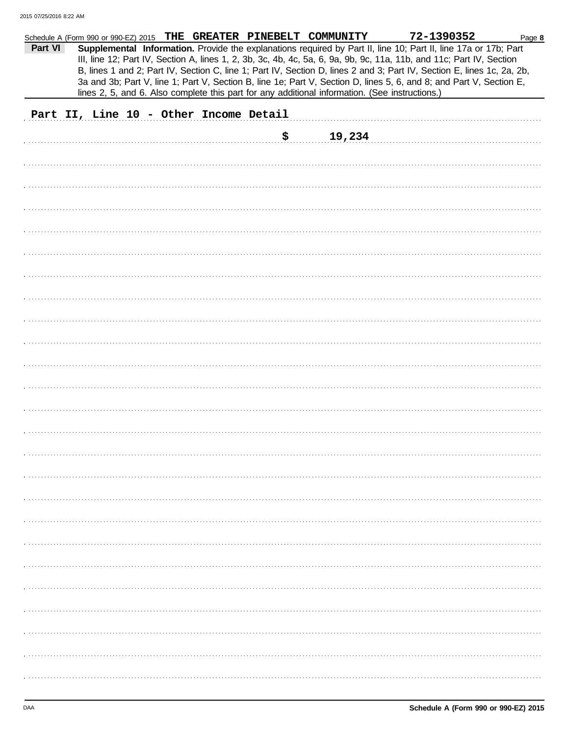Schedule A (Form 990 or 990-EZ) 2015 THE GREATER PINEBELT COMMUNITY 72-1390352

**Part VI** **Supplemental Information.** Provide the explanations required by Part II, line 10; Part II, line 17a or 17b; Part III, line 12; Part IV, Section A, lines 1, 2, 3b, 3c, 4b, 4c, 5a, 6, 9a, 9b, 9c, 11a, 11b, and 11c; Part IV, Section B, lines 1 and 2; Part IV, Section C, line 1; Part IV, Section D, lines 2 and 3; Part IV, Section E, lines 1c, 2a, 2b, 3a and 3b; Part V, line 1; Part V, Section B, line 1e; Part V, Section D, lines 5, 6, and 8; and Part V, Section E, lines 2, 5, and 6. Also complete this part for any additional information. (See instructions.)

Part II, Line 10 - Other Income Detail

$ 19,234

Schedule A (Form 990 or 990-EZ) 2015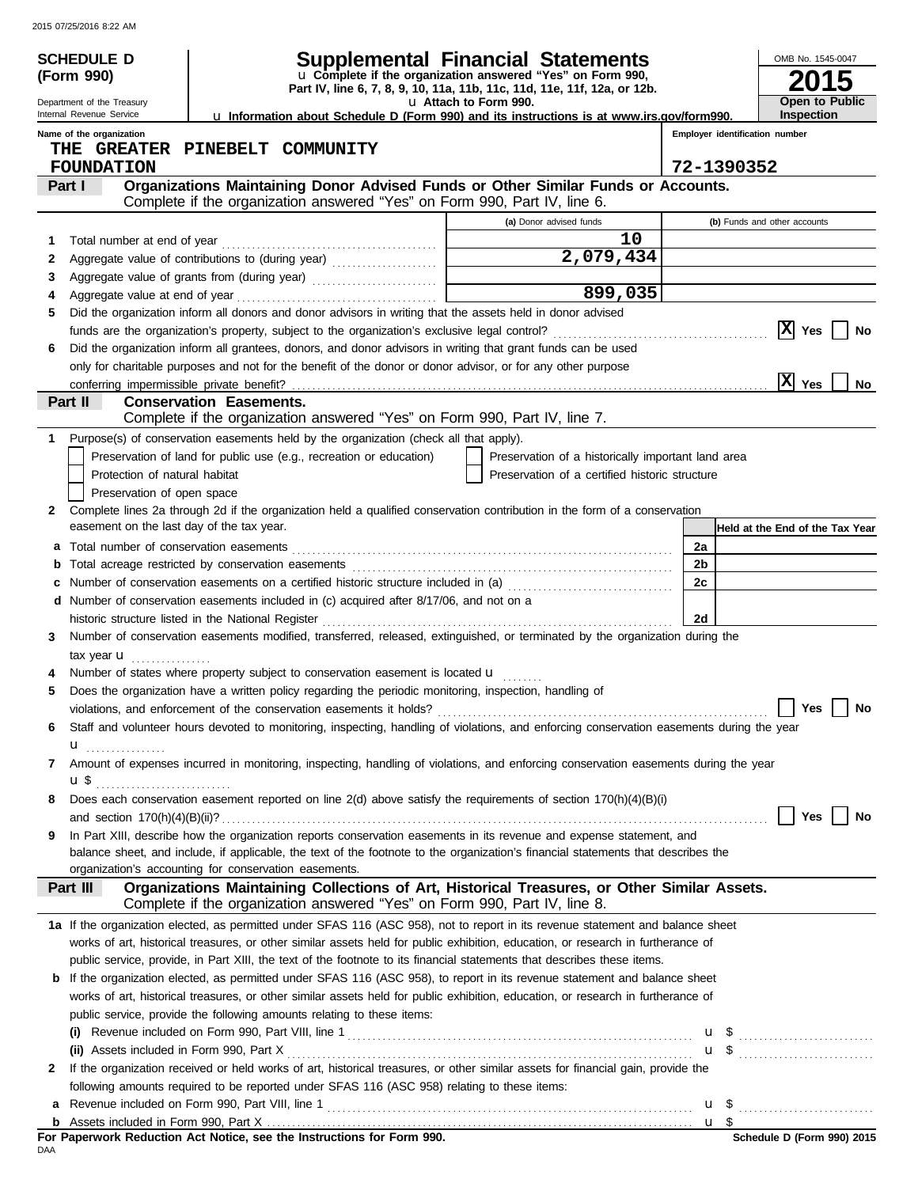**SCHEDULE D (Form 990)**

Department of the Treasury
Internal Revenue Service

# Supplemental Financial Statements

u Complete if the organization answered "Yes" on Form 990, Part IV, line 6, 7, 8, 9, 10, 11a, 11b, 11c, 11d, 11e, 11f, 12a, or 12b.

u Attach to Form 990.

u Information about Schedule D (Form 990) and its instructions is at www.irs.gov/form990.

OMB No. 1545-0047

**2015**

**Open to Public Inspection**

**Name of the organization:** THE GREATER PINEBELT COMMUNITY FOUNDATION

**Employer identification number:** 72-1390352

## Part I — Organizations Maintaining Donor Advised Funds or Other Similar Funds or Accounts.

Complete if the organization answered "Yes" on Form 990, Part IV, line 6.

| | | (a) Donor advised funds | (b) Funds and other accounts |
|---|---|---|---|
| 1 | Total number at end of year | 10 | |
| 2 | Aggregate value of contributions to (during year) | 2,079,434 | |
| 3 | Aggregate value of grants from (during year) | | |
| 4 | Aggregate value at end of year | 899,035 | |

5 Did the organization inform all donors and donor advisors in writing that the assets held in donor advised funds are the organization's property, subject to the organization's exclusive legal control? [X] Yes [ ] No

6 Did the organization inform all grantees, donors, and donor advisors in writing that grant funds can be used only for charitable purposes and not for the benefit of the donor or donor advisor, or for any other purpose conferring impermissible private benefit? [X] Yes [ ] No

## Part II — Conservation Easements.

Complete if the organization answered "Yes" on Form 990, Part IV, line 7.

1 Purpose(s) of conservation easements held by the organization (check all that apply).

- [ ] Preservation of land for public use (e.g., recreation or education)
- [ ] Protection of natural habitat
- [ ] Preservation of open space
- [ ] Preservation of a historically important land area
- [ ] Preservation of a certified historic structure

2 Complete lines 2a through 2d if the organization held a qualified conservation contribution in the form of a conservation easement on the last day of the tax year.

| | | | Held at the End of the Tax Year |
|---|---|---|---|
| a | Total number of conservation easements | 2a | |
| b | Total acreage restricted by conservation easements | 2b | |
| c | Number of conservation easements on a certified historic structure included in (a) | 2c | |
| d | Number of conservation easements included in (c) acquired after 8/17/06, and not on a historic structure listed in the National Register | 2d | |

3 Number of conservation easements modified, transferred, released, extinguished, or terminated by the organization during the tax year u

4 Number of states where property subject to conservation easement is located u

5 Does the organization have a written policy regarding the periodic monitoring, inspection, handling of violations, and enforcement of the conservation easements it holds? [ ] Yes [ ] No

6 Staff and volunteer hours devoted to monitoring, inspecting, handling of violations, and enforcing conservation easements during the year u

7 Amount of expenses incurred in monitoring, inspecting, handling of violations, and enforcing conservation easements during the year u $

8 Does each conservation easement reported on line 2(d) above satisfy the requirements of section 170(h)(4)(B)(i) and section 170(h)(4)(B)(ii)? [ ] Yes [ ] No

9 In Part XIII, describe how the organization reports conservation easements in its revenue and expense statement, and balance sheet, and include, if applicable, the text of the footnote to the organization's financial statements that describes the organization's accounting for conservation easements.

## Part III — Organizations Maintaining Collections of Art, Historical Treasures, or Other Similar Assets.

Complete if the organization answered "Yes" on Form 990, Part IV, line 8.

1a If the organization elected, as permitted under SFAS 116 (ASC 958), not to report in its revenue statement and balance sheet works of art, historical treasures, or other similar assets held for public exhibition, education, or research in furtherance of public service, provide, in Part XIII, the text of the footnote to its financial statements that describes these items.

b If the organization elected, as permitted under SFAS 116 (ASC 958), to report in its revenue statement and balance sheet works of art, historical treasures, or other similar assets held for public exhibition, education, or research in furtherance of public service, provide the following amounts relating to these items:

(i) Revenue included on Form 990, Part VIII, line 1 u $

(ii) Assets included in Form 990, Part X u $

2 If the organization received or held works of art, historical treasures, or other similar assets for financial gain, provide the following amounts required to be reported under SFAS 116 (ASC 958) relating to these items:

a Revenue included on Form 990, Part VIII, line 1 u $

b Assets included in Form 990, Part X u $

**For Paperwork Reduction Act Notice, see the Instructions for Form 990.**

Schedule D (Form 990) 2015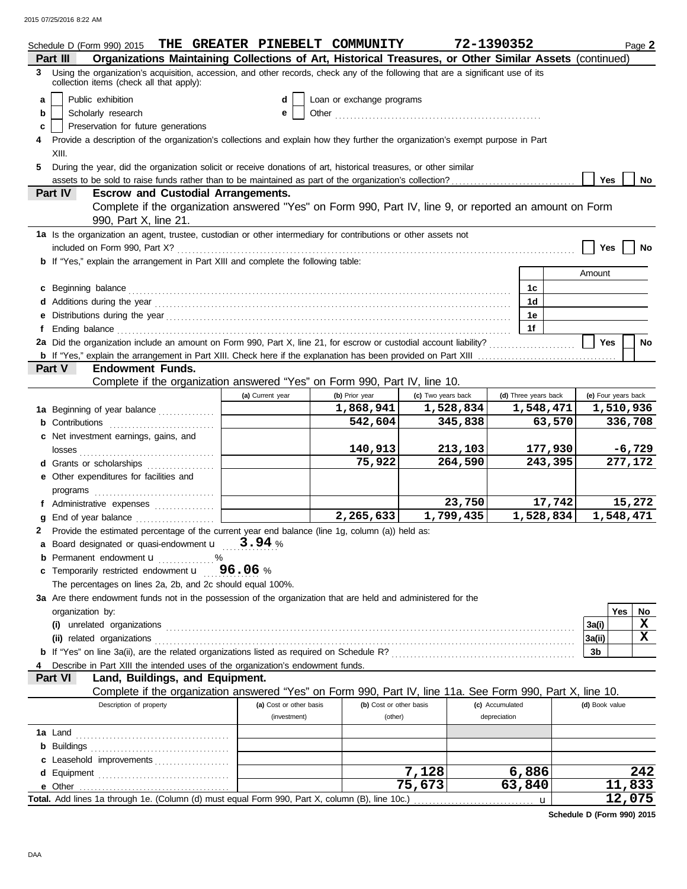Schedule D (Form 990) 2015 **THE GREATER PINEBELT COMMUNITY** **72-1390352** Page **2**

## Part III — Organizations Maintaining Collections of Art, Historical Treasures, or Other Similar Assets (continued)

**3** Using the organization's acquisition, accession, and other records, check any of the following that are a significant use of its collection items (check all that apply):

- **a** ☐ Public exhibition
- **b** ☐ Scholarly research
- **c** ☐ Preservation for future generations
- **d** ☐ Loan or exchange programs
- **e** ☐ Other ........................................

**4** Provide a description of the organization's collections and explain how they further the organization's exempt purpose in Part XIII.

**5** During the year, did the organization solicit or receive donations of art, historical treasures, or other similar assets to be sold to raise funds rather than to be maintained as part of the organization's collection? ☐ Yes ☐ No

## Part IV — Escrow and Custodial Arrangements.

Complete if the organization answered "Yes" on Form 990, Part IV, line 9, or reported an amount on Form 990, Part X, line 21.

**1a** Is the organization an agent, trustee, custodian or other intermediary for contributions or other assets not included on Form 990, Part X? ☐ Yes ☐ No

**b** If "Yes," explain the arrangement in Part XIII and complete the following table:

| | | Amount |
|---|---|---|
| **c** Beginning balance | 1c | |
| **d** Additions during the year | 1d | |
| **e** Distributions during the year | 1e | |
| **f** Ending balance | 1f | |

**2a** Did the organization include an amount on Form 990, Part X, line 21, for escrow or custodial account liability? ☐ Yes ☐ No

**b** If "Yes," explain the arrangement in Part XIII. Check here if the explanation has been provided on Part XIII ☐

## Part V — Endowment Funds.

Complete if the organization answered "Yes" on Form 990, Part IV, line 10.

| | (a) Current year | (b) Prior year | (c) Two years back | (d) Three years back | (e) Four years back |
|---|---|---|---|---|---|
| **1a** Beginning of year balance | | 1,868,941 | 1,528,834 | 1,548,471 | 1,510,936 |
| **b** Contributions | | 542,604 | 345,838 | 63,570 | 336,708 |
| **c** Net investment earnings, gains, and losses | | 140,913 | 213,103 | 177,930 | -6,729 |
| **d** Grants or scholarships | | 75,922 | 264,590 | 243,395 | 277,172 |
| **e** Other expenditures for facilities and programs | | | | | |
| **f** Administrative expenses | | | 23,750 | 17,742 | 15,272 |
| **g** End of year balance | | 2,265,633 | 1,799,435 | 1,528,834 | 1,548,471 |

**2** Provide the estimated percentage of the current year end balance (line 1g, column (a)) held as:

- **a** Board designated or quasi-endowment **3.94** %
- **b** Permanent endowment ______ %
- **c** Temporarily restricted endowment **96.06** %

The percentages on lines 2a, 2b, and 2c should equal 100%.

**3a** Are there endowment funds not in the possession of the organization that are held and administered for the organization by:

| | | Yes | No |
|---|---|---|---|
| **(i)** unrelated organizations | 3a(i) | | X |
| **(ii)** related organizations | 3a(ii) | | X |
| **b** If "Yes" on line 3a(ii), are the related organizations listed as required on Schedule R? | 3b | | |

**4** Describe in Part XIII the intended uses of the organization's endowment funds.

## Part VI — Land, Buildings, and Equipment.

Complete if the organization answered "Yes" on Form 990, Part IV, line 11a. See Form 990, Part X, line 10.

| Description of property | (a) Cost or other basis (investment) | (b) Cost or other basis (other) | (c) Accumulated depreciation | (d) Book value |
|---|---|---|---|---|
| **1a** Land | | | | |
| **b** Buildings | | | | |
| **c** Leasehold improvements | | | | |
| **d** Equipment | | 7,128 | 6,886 | 242 |
| **e** Other | | 75,673 | 63,840 | 11,833 |
| **Total.** Add lines 1a through 1e. (Column (d) must equal Form 990, Part X, column (B), line 10c.) | | | | 12,075 |

**Schedule D (Form 990) 2015**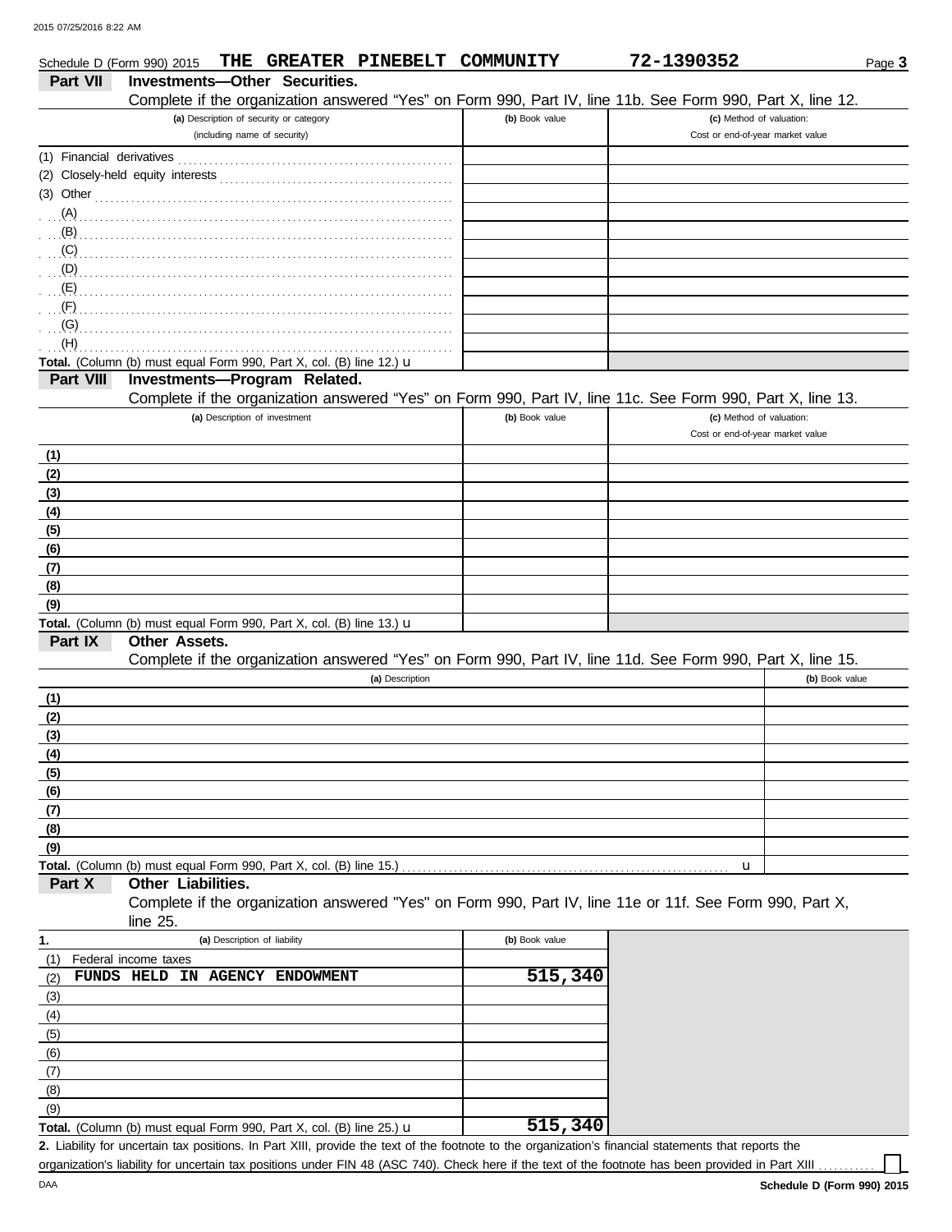Schedule D (Form 990) 2015 THE GREATER PINEBELT COMMUNITY 72-1390352 Page **3**

## Part VII Investments—Other Securities.

Complete if the organization answered "Yes" on Form 990, Part IV, line 11b. See Form 990, Part X, line 12.

| (a) Description of security or category (including name of security) | (b) Book value | (c) Method of valuation: Cost or end-of-year market value |
|---|---|---|
| (1) Financial derivatives | | |
| (2) Closely-held equity interests | | |
| (3) Other | | |
| (A) | | |
| (B) | | |
| (C) | | |
| (D) | | |
| (E) | | |
| (F) | | |
| (G) | | |
| (H) | | |
| **Total.** (Column (b) must equal Form 990, Part X, col. (B) line 12.) u | | |

## Part VIII Investments—Program Related.

Complete if the organization answered "Yes" on Form 990, Part IV, line 11c. See Form 990, Part X, line 13.

| (a) Description of investment | (b) Book value | (c) Method of valuation: Cost or end-of-year market value |
|---|---|---|
| **(1)** | | |
| **(2)** | | |
| **(3)** | | |
| **(4)** | | |
| **(5)** | | |
| **(6)** | | |
| **(7)** | | |
| **(8)** | | |
| **(9)** | | |
| **Total.** (Column (b) must equal Form 990, Part X, col. (B) line 13.) u | | |

## Part IX Other Assets.

Complete if the organization answered "Yes" on Form 990, Part IV, line 11d. See Form 990, Part X, line 15.

| (a) Description | (b) Book value |
|---|---|
| **(1)** | |
| **(2)** | |
| **(3)** | |
| **(4)** | |
| **(5)** | |
| **(6)** | |
| **(7)** | |
| **(8)** | |
| **(9)** | |
| **Total.** (Column (b) must equal Form 990, Part X, col. (B) line 15.) u | |

## Part X Other Liabilities.

Complete if the organization answered "Yes" on Form 990, Part IV, line 11e or 11f. See Form 990, Part X, line 25.

| 1. (a) Description of liability | (b) Book value |
|---|---|
| (1) Federal income taxes | |
| (2) FUNDS HELD IN AGENCY ENDOWMENT | 515,340 |
| (3) | |
| (4) | |
| (5) | |
| (6) | |
| (7) | |
| (8) | |
| (9) | |
| **Total.** (Column (b) must equal Form 990, Part X, col. (B) line 25.) u | 515,340 |

**2.** Liability for uncertain tax positions. In Part XIII, provide the text of the footnote to the organization's financial statements that reports the organization's liability for uncertain tax positions under FIN 48 (ASC 740). Check here if the text of the footnote has been provided in Part XIII ☐

DAA **Schedule D (Form 990) 2015**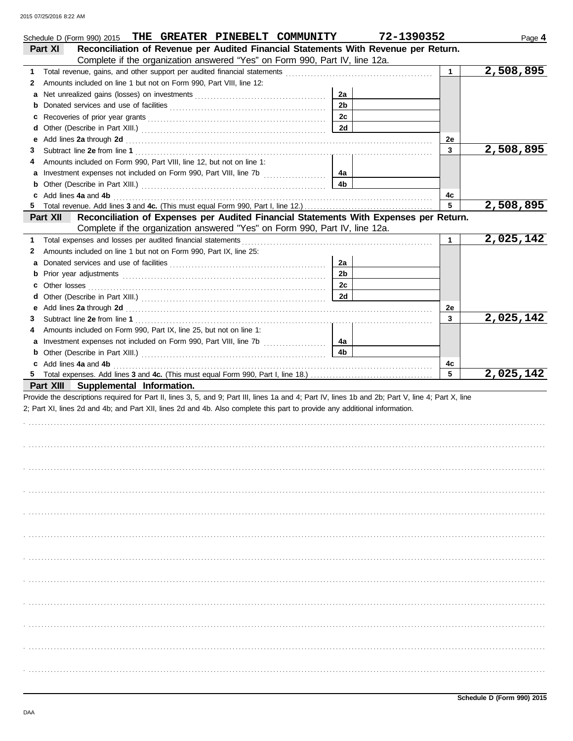Schedule D (Form 990) 2015 THE GREATER PINEBELT COMMUNITY 72-1390352 Page 4

**Part XI Reconciliation of Revenue per Audited Financial Statements With Revenue per Return.** Complete if the organization answered "Yes" on Form 990, Part IV, line 12a.

| | | | | | |
|---|---|---|---|---|---|
| 1 | Total revenue, gains, and other support per audited financial statements | | | 1 | 2,508,895 |
| 2 | Amounts included on line 1 but not on Form 990, Part VIII, line 12: | | | | |
| a | Net unrealized gains (losses) on investments | 2a | | | |
| b | Donated services and use of facilities | 2b | | | |
| c | Recoveries of prior year grants | 2c | | | |
| d | Other (Describe in Part XIII.) | 2d | | | |
| e | Add lines 2a through 2d | | | 2e | |
| 3 | Subtract line 2e from line 1 | | | 3 | 2,508,895 |
| 4 | Amounts included on Form 990, Part VIII, line 12, but not on line 1: | | | | |
| a | Investment expenses not included on Form 990, Part VIII, line 7b | 4a | | | |
| b | Other (Describe in Part XIII.) | 4b | | | |
| c | Add lines 4a and 4b | | | 4c | |
| 5 | Total revenue. Add lines 3 and 4c. (This must equal Form 990, Part I, line 12.) | | | 5 | 2,508,895 |

**Part XII Reconciliation of Expenses per Audited Financial Statements With Expenses per Return.** Complete if the organization answered "Yes" on Form 990, Part IV, line 12a.

| | | | | | |
|---|---|---|---|---|---|
| 1 | Total expenses and losses per audited financial statements | | | 1 | 2,025,142 |
| 2 | Amounts included on line 1 but not on Form 990, Part IX, line 25: | | | | |
| a | Donated services and use of facilities | 2a | | | |
| b | Prior year adjustments | 2b | | | |
| c | Other losses | 2c | | | |
| d | Other (Describe in Part XIII.) | 2d | | | |
| e | Add lines 2a through 2d | | | 2e | |
| 3 | Subtract line 2e from line 1 | | | 3 | 2,025,142 |
| 4 | Amounts included on Form 990, Part IX, line 25, but not on line 1: | | | | |
| a | Investment expenses not included on Form 990, Part VIII, line 7b | 4a | | | |
| b | Other (Describe in Part XIII.) | 4b | | | |
| c | Add lines 4a and 4b | | | 4c | |
| 5 | Total expenses. Add lines 3 and 4c. (This must equal Form 990, Part I, line 18.) | | | 5 | 2,025,142 |

**Part XIII Supplemental Information.**

Provide the descriptions required for Part II, lines 3, 5, and 9; Part III, lines 1a and 4; Part IV, lines 1b and 2b; Part V, line 4; Part X, line 2; Part XI, lines 2d and 4b; and Part XII, lines 2d and 4b. Also complete this part to provide any additional information.

Schedule D (Form 990) 2015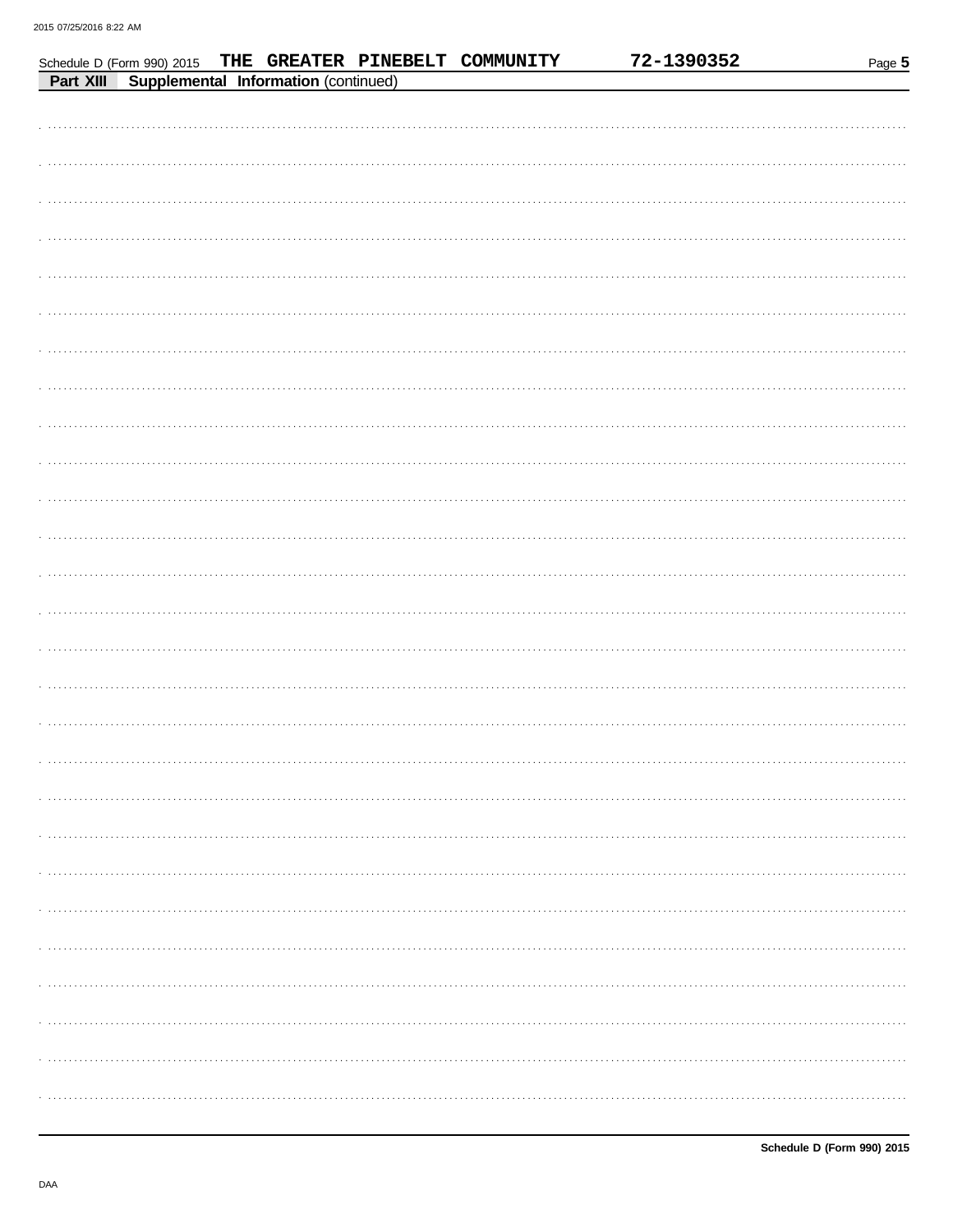Schedule D (Form 990) 2015 THE GREATER PINEBELT COMMUNITY 72-1390352

**Part XIII Supplemental Information** (continued)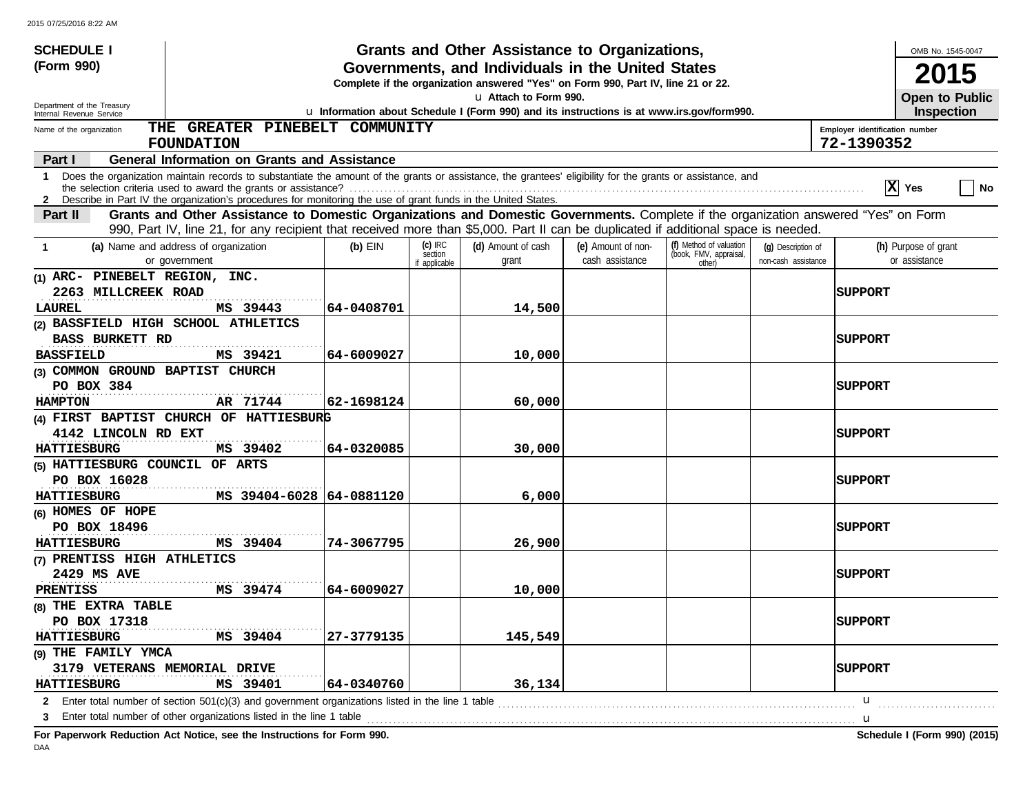**SCHEDULE I (Form 990)**

Department of the Treasury
Internal Revenue Service

# Grants and Other Assistance to Organizations, Governments, and Individuals in the United States

**Complete if the organization answered "Yes" on Form 990, Part IV, line 21 or 22.**

u **Attach to Form 990.**

u **Information about Schedule I (Form 990) and its instructions is at www.irs.gov/form990.**

OMB No. 1545-0047

**2015**

**Open to Public Inspection**

Name of the organization: **THE GREATER PINEBELT COMMUNITY FOUNDATION**

Employer identification number: **72-1390352**

## Part I General Information on Grants and Assistance

1 Does the organization maintain records to substantiate the amount of the grants or assistance, the grantees' eligibility for the grants or assistance, and the selection criteria used to award the grants or assistance? ..... [X] Yes [ ] No

2 Describe in Part IV the organization's procedures for monitoring the use of grant funds in the United States.

## Part II Grants and Other Assistance to Domestic Organizations and Domestic Governments.

Complete if the organization answered "Yes" on Form 990, Part IV, line 21, for any recipient that received more than $5,000. Part II can be duplicated if additional space is needed.

| 1 (a) Name and address of organization or government | (b) EIN | (c) IRC section if applicable | (d) Amount of cash grant | (e) Amount of non-cash assistance | (f) Method of valuation (book, FMV, appraisal, other) | (g) Description of non-cash assistance | (h) Purpose of grant or assistance |
|---|---|---|---|---|---|---|---|
| (1) ARC- PINEBELT REGION, INC. 2263 MILLCREEK ROAD LAUREL MS 39443 | 64-0408701 | | 14,500 | | | | SUPPORT |
| (2) BASSFIELD HIGH SCHOOL ATHLETICS BASS BURKETT RD BASSFIELD MS 39421 | 64-6009027 | | 10,000 | | | | SUPPORT |
| (3) COMMON GROUND BAPTIST CHURCH PO BOX 384 HAMPTON AR 71744 | 62-1698124 | | 60,000 | | | | SUPPORT |
| (4) FIRST BAPTIST CHURCH OF HATTIESBURG 4142 LINCOLN RD EXT HATTIESBURG MS 39402 | 64-0320085 | | 30,000 | | | | SUPPORT |
| (5) HATTIESBURG COUNCIL OF ARTS PO BOX 16028 HATTIESBURG MS 39404-6028 | 64-0881120 | | 6,000 | | | | SUPPORT |
| (6) HOMES OF HOPE PO BOX 18496 HATTIESBURG MS 39404 | 74-3067795 | | 26,900 | | | | SUPPORT |
| (7) PRENTISS HIGH ATHLETICS 2429 MS AVE PRENTISS MS 39474 | 64-6009027 | | 10,000 | | | | SUPPORT |
| (8) THE EXTRA TABLE PO BOX 17318 HATTIESBURG MS 39404 | 27-3779135 | | 145,549 | | | | SUPPORT |
| (9) THE FAMILY YMCA 3179 VETERANS MEMORIAL DRIVE HATTIESBURG MS 39401 | 64-0340760 | | 36,134 | | | | SUPPORT |

2 Enter total number of section 501(c)(3) and government organizations listed in the line 1 table ..... u

3 Enter total number of other organizations listed in the line 1 table ..... u

**For Paperwork Reduction Act Notice, see the Instructions for Form 990.**

**Schedule I (Form 990) (2015)**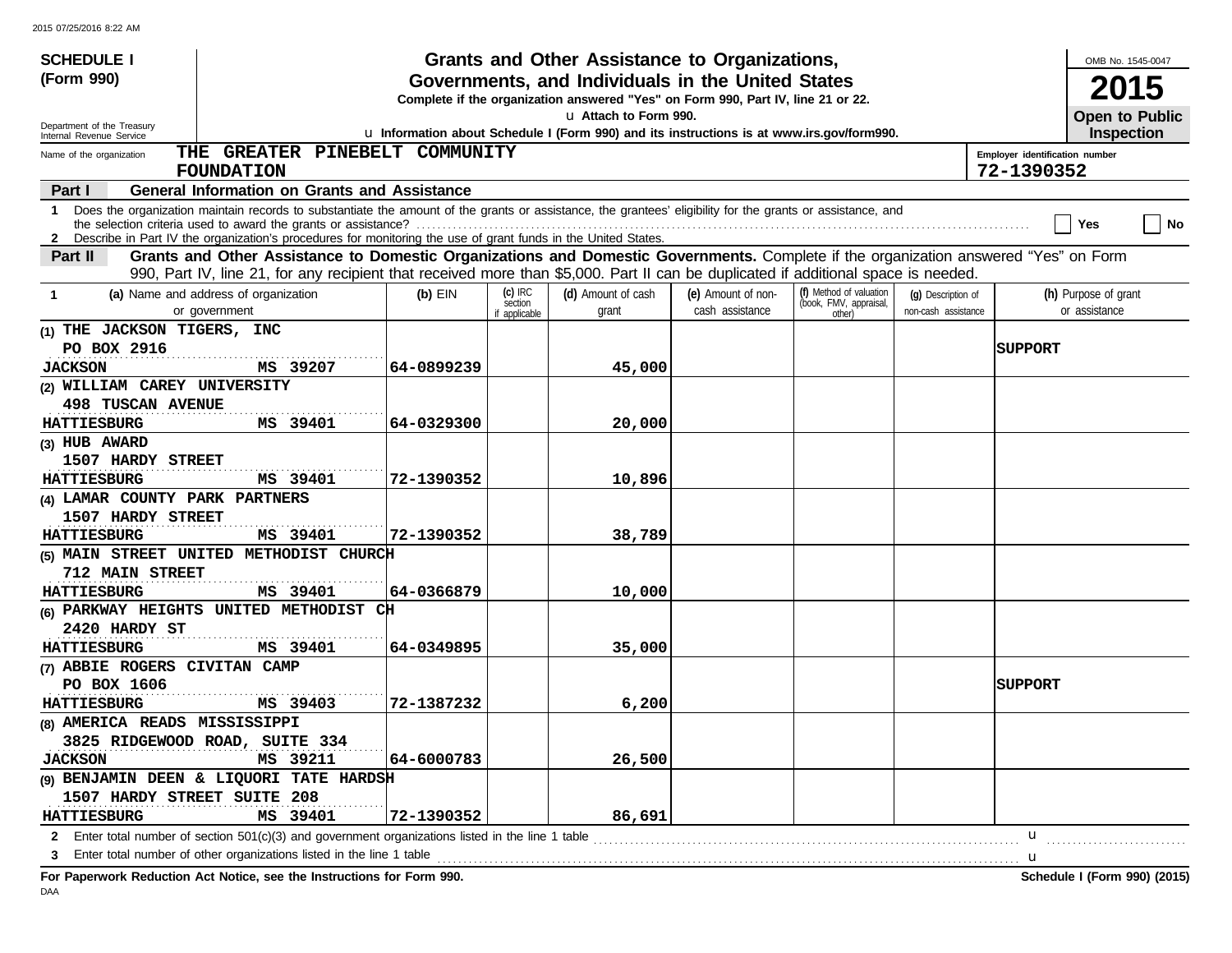**SCHEDULE I (Form 990)**

Department of the Treasury
Internal Revenue Service

# Grants and Other Assistance to Organizations, Governments, and Individuals in the United States

**Complete if the organization answered "Yes" on Form 990, Part IV, line 21 or 22.**

**▶ Attach to Form 990.**

**▶ Information about Schedule I (Form 990) and its instructions is at www.irs.gov/form990.**

OMB No. 1545-0047

**2015**

**Open to Public Inspection**

Name of the organization: **THE GREATER PINEBELT COMMUNITY FOUNDATION**

Employer identification number: **72-1390352**

**Part I General Information on Grants and Assistance**

1 Does the organization maintain records to substantiate the amount of the grants or assistance, the grantees' eligibility for the grants or assistance, and the selection criteria used to award the grants or assistance? ☐ Yes ☐ No

2 Describe in Part IV the organization's procedures for monitoring the use of grant funds in the United States.

**Part II Grants and Other Assistance to Domestic Organizations and Domestic Governments.** Complete if the organization answered "Yes" on Form 990, Part IV, line 21, for any recipient that received more than $5,000. Part II can be duplicated if additional space is needed.

| 1 (a) Name and address of organization or government | (b) EIN | (c) IRC section if applicable | (d) Amount of cash grant | (e) Amount of non-cash assistance | (f) Method of valuation (book, FMV, appraisal, other) | (g) Description of non-cash assistance | (h) Purpose of grant or assistance |
|---|---|---|---|---|---|---|---|
| (1) THE JACKSON TIGERS, INC<br>PO BOX 2916<br>JACKSON MS 39207 | 64-0899239 | | 45,000 | | | | SUPPORT |
| (2) WILLIAM CAREY UNIVERSITY<br>498 TUSCAN AVENUE<br>HATTIESBURG MS 39401 | 64-0329300 | | 20,000 | | | | |
| (3) HUB AWARD<br>1507 HARDY STREET<br>HATTIESBURG MS 39401 | 72-1390352 | | 10,896 | | | | |
| (4) LAMAR COUNTY PARK PARTNERS<br>1507 HARDY STREET<br>HATTIESBURG MS 39401 | 72-1390352 | | 38,789 | | | | |
| (5) MAIN STREET UNITED METHODIST CHURCH<br>712 MAIN STREET<br>HATTIESBURG MS 39401 | 64-0366879 | | 10,000 | | | | |
| (6) PARKWAY HEIGHTS UNITED METHODIST CH<br>2420 HARDY ST<br>HATTIESBURG MS 39401 | 64-0349895 | | 35,000 | | | | |
| (7) ABBIE ROGERS CIVITAN CAMP<br>PO BOX 1606<br>HATTIESBURG MS 39403 | 72-1387232 | | 6,200 | | | | SUPPORT |
| (8) AMERICA READS MISSISSIPPI<br>3825 RIDGEWOOD ROAD, SUITE 334<br>JACKSON MS 39211 | 64-6000783 | | 26,500 | | | | |
| (9) BENJAMIN DEEN & LIQUORI TATE HARDSH<br>1507 HARDY STREET SUITE 208<br>HATTIESBURG MS 39401 | 72-1390352 | | 86,691 | | | | |

2 Enter total number of section 501(c)(3) and government organizations listed in the line 1 table ▶

3 Enter total number of other organizations listed in the line 1 table ▶

**For Paperwork Reduction Act Notice, see the Instructions for Form 990.**

**Schedule I (Form 990) (2015)**

DAA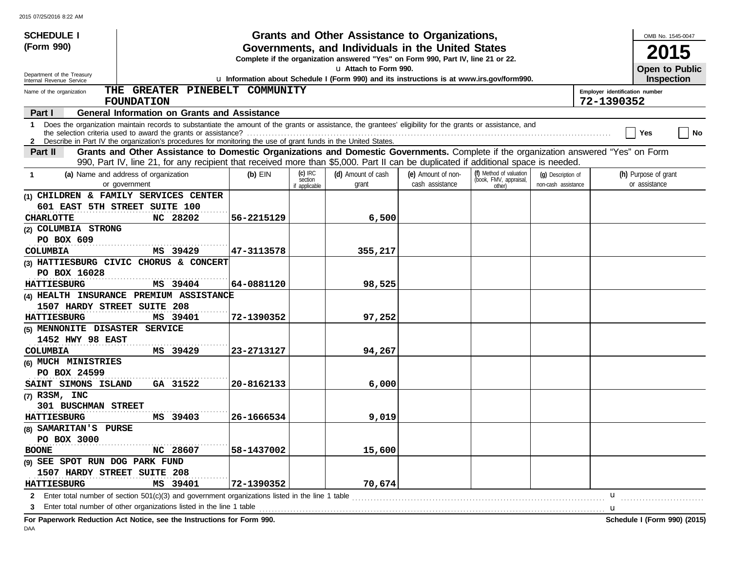2015 07/25/2016 8:22 AM

**SCHEDULE I (Form 990)**

Department of the Treasury
Internal Revenue Service

# Grants and Other Assistance to Organizations, Governments, and Individuals in the United States

**Complete if the organization answered "Yes" on Form 990, Part IV, line 21 or 22.**

u Attach to Form 990.

u Information about Schedule I (Form 990) and its instructions is at www.irs.gov/form990.

OMB No. 1545-0047

**2015**

**Open to Public Inspection**

Name of the organization: **THE GREATER PINEBELT COMMUNITY FOUNDATION**

Employer identification number: **72-1390352**

**Part I — General Information on Grants and Assistance**

1 Does the organization maintain records to substantiate the amount of the grants or assistance, the grantees' eligibility for the grants or assistance, and the selection criteria used to award the grants or assistance? ☐ Yes ☐ No

2 Describe in Part IV the organization's procedures for monitoring the use of grant funds in the United States.

**Part II — Grants and Other Assistance to Domestic Organizations and Domestic Governments.** Complete if the organization answered "Yes" on Form 990, Part IV, line 21, for any recipient that received more than $5,000. Part II can be duplicated if additional space is needed.

| 1 (a) Name and address of organization or government | (b) EIN | (c) IRC section if applicable | (d) Amount of cash grant | (e) Amount of non-cash assistance | (f) Method of valuation (book, FMV, appraisal, other) | (g) Description of non-cash assistance | (h) Purpose of grant or assistance |
|---|---|---|---|---|---|---|---|
| (1) CHILDREN & FAMILY SERVICES CENTER 601 EAST 5TH STREET SUITE 100 CHARLOTTE NC 28202 | 56-2215129 | | 6,500 | | | | |
| (2) COLUMBIA STRONG PO BOX 609 COLUMBIA MS 39429 | 47-3113578 | | 355,217 | | | | |
| (3) HATTIESBURG CIVIC CHORUS & CONCERT PO BOX 16028 HATTIESBURG MS 39404 | 64-0881120 | | 98,525 | | | | |
| (4) HEALTH INSURANCE PREMIUM ASSISTANCE 1507 HARDY STREET SUITE 208 HATTIESBURG MS 39401 | 72-1390352 | | 97,252 | | | | |
| (5) MENNONITE DISASTER SERVICE 1452 HWY 98 EAST COLUMBIA MS 39429 | 23-2713127 | | 94,267 | | | | |
| (6) MUCH MINISTRIES PO BOX 24599 SAINT SIMONS ISLAND GA 31522 | 20-8162133 | | 6,000 | | | | |
| (7) R3SM, INC 301 BUSCHMAN STREET HATTIESBURG MS 39403 | 26-1666534 | | 9,019 | | | | |
| (8) SAMARITAN'S PURSE PO BOX 3000 BOONE NC 28607 | 58-1437002 | | 15,600 | | | | |
| (9) SEE SPOT RUN DOG PARK FUND 1507 HARDY STREET SUITE 208 HATTIESBURG MS 39401 | 72-1390352 | | 70,674 | | | | |

2 Enter total number of section 501(c)(3) and government organizations listed in the line 1 table u

3 Enter total number of other organizations listed in the line 1 table u

**For Paperwork Reduction Act Notice, see the Instructions for Form 990.** **Schedule I (Form 990) (2015)**

DAA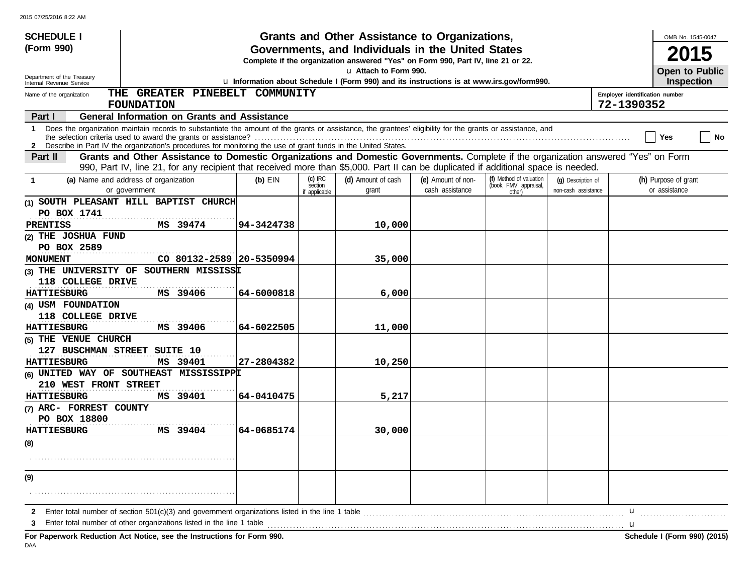**SCHEDULE I (Form 990)**

Department of the Treasury
Internal Revenue Service

# Grants and Other Assistance to Organizations, Governments, and Individuals in the United States

**Complete if the organization answered "Yes" on Form 990, Part IV, line 21 or 22.**

u Attach to Form 990.

u **Information about Schedule I (Form 990) and its instructions is at www.irs.gov/form990.**

OMB No. 1545-0047

**2015**

**Open to Public Inspection**

Name of the organization: **THE GREATER PINEBELT COMMUNITY FOUNDATION**

Employer identification number: **72-1390352**

## Part I General Information on Grants and Assistance

**1** Does the organization maintain records to substantiate the amount of the grants or assistance, the grantees' eligibility for the grants or assistance, and the selection criteria used to award the grants or assistance? ☐ **Yes** ☐ **No**

**2** Describe in Part IV the organization's procedures for monitoring the use of grant funds in the United States.

## Part II Grants and Other Assistance to Domestic Organizations and Domestic Governments.

Complete if the organization answered "Yes" on Form 990, Part IV, line 21, for any recipient that received more than $5,000. Part II can be duplicated if additional space is needed.

| 1 (a) Name and address of organization or government | (b) EIN | (c) IRC section if applicable | (d) Amount of cash grant | (e) Amount of non-cash assistance | (f) Method of valuation (book, FMV, appraisal, other) | (g) Description of non-cash assistance | (h) Purpose of grant or assistance |
|---|---|---|---|---|---|---|---|
| (1) SOUTH PLEASANT HILL BAPTIST CHURCH<br>PO BOX 1741<br>PRENTISS MS 39474 | 94-3424738 | | 10,000 | | | | |
| (2) THE JOSHUA FUND<br>PO BOX 2589<br>MONUMENT CO 80132-2589 | 20-5350994 | | 35,000 | | | | |
| (3) THE UNIVERSITY OF SOUTHERN MISSISSI<br>118 COLLEGE DRIVE<br>HATTIESBURG MS 39406 | 64-6000818 | | 6,000 | | | | |
| (4) USM FOUNDATION<br>118 COLLEGE DRIVE<br>HATTIESBURG MS 39406 | 64-6022505 | | 11,000 | | | | |
| (5) THE VENUE CHURCH<br>127 BUSCHMAN STREET SUITE 10<br>HATTIESBURG MS 39401 | 27-2804382 | | 10,250 | | | | |
| (6) UNITED WAY OF SOUTHEAST MISSISSIPPI<br>210 WEST FRONT STREET<br>HATTIESBURG MS 39401 | 64-0410475 | | 5,217 | | | | |
| (7) ARC- FORREST COUNTY<br>PO BOX 18800<br>HATTIESBURG MS 39404 | 64-0685174 | | 30,000 | | | | |
| (8) | | | | | | | |
| (9) | | | | | | | |

**2** Enter total number of section 501(c)(3) and government organizations listed in the line 1 table u

**3** Enter total number of other organizations listed in the line 1 table u

**For Paperwork Reduction Act Notice, see the Instructions for Form 990.**

**Schedule I (Form 990) (2015)**

DAA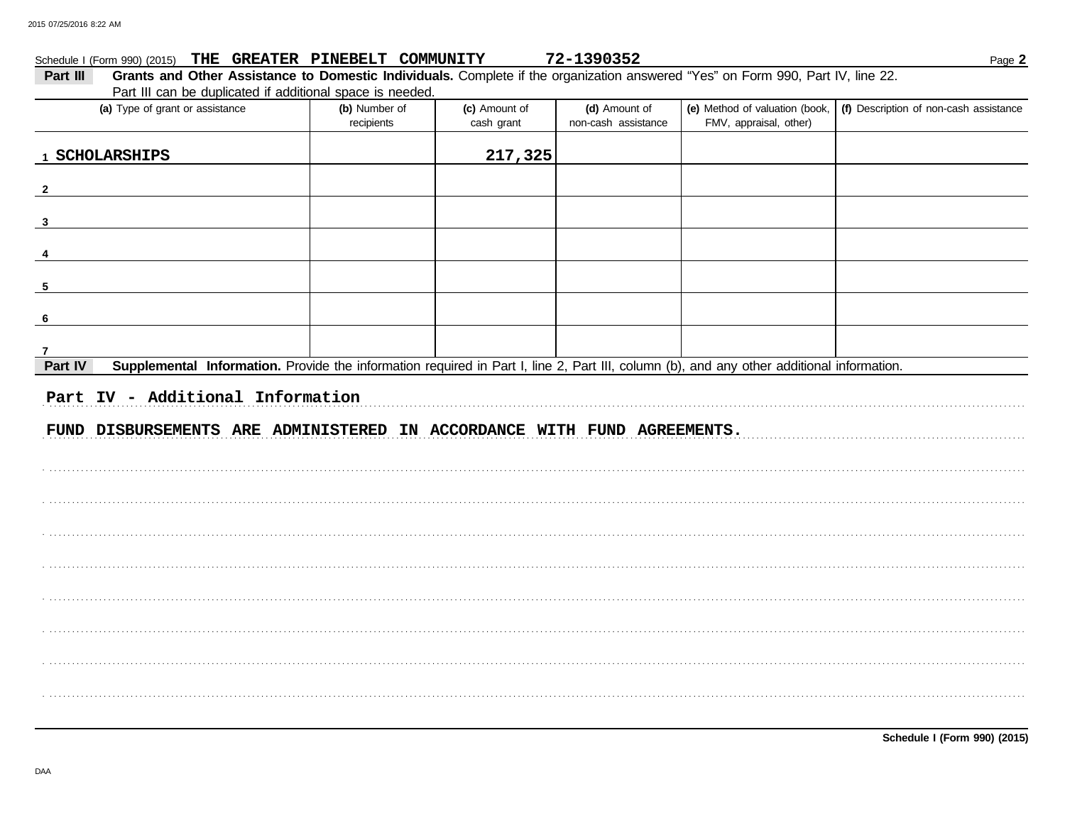Schedule I (Form 990) (2015) **THE GREATER PINEBELT COMMUNITY** **72-1390352**

**Part III** **Grants and Other Assistance to Domestic Individuals.** Complete if the organization answered "Yes" on Form 990, Part IV, line 22. Part III can be duplicated if additional space is needed.

| (a) Type of grant or assistance | (b) Number of recipients | (c) Amount of cash grant | (d) Amount of non-cash assistance | (e) Method of valuation (book, FMV, appraisal, other) | (f) Description of non-cash assistance |
|---|---|---|---|---|---|
| 1 SCHOLARSHIPS | | 217,325 | | | |
| 2 | | | | | |
| 3 | | | | | |
| 4 | | | | | |
| 5 | | | | | |
| 6 | | | | | |
| 7 | | | | | |

**Part IV** **Supplemental Information.** Provide the information required in Part I, line 2, Part III, column (b), and any other additional information.

Part IV - Additional Information

FUND DISBURSEMENTS ARE ADMINISTERED IN ACCORDANCE WITH FUND AGREEMENTS.

**Schedule I (Form 990) (2015)**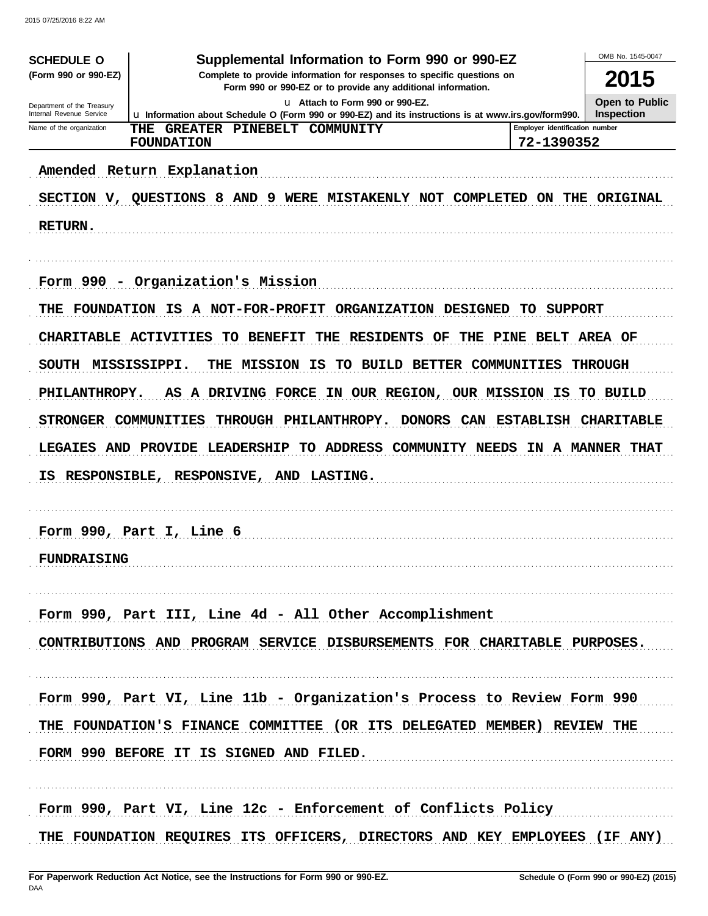**SCHEDULE O**
**(Form 990 or 990-EZ)**

Department of the Treasury
Internal Revenue Service

# Supplemental Information to Form 990 or 990-EZ

**Complete to provide information for responses to specific questions on Form 990 or 990-EZ or to provide any additional information.**

u Attach to Form 990 or 990-EZ.

u Information about Schedule O (Form 990 or 990-EZ) and its instructions is at www.irs.gov/form990.

OMB No. 1545-0047

**2015**

**Open to Public Inspection**

| Name of the organization | Employer identification number |
|---|---|
| THE GREATER PINEBELT COMMUNITY FOUNDATION | 72-1390352 |

Amended Return Explanation

SECTION V, QUESTIONS 8 AND 9 WERE MISTAKENLY NOT COMPLETED ON THE ORIGINAL RETURN.

Form 990 - Organization's Mission

THE FOUNDATION IS A NOT-FOR-PROFIT ORGANIZATION DESIGNED TO SUPPORT CHARITABLE ACTIVITIES TO BENEFIT THE RESIDENTS OF THE PINE BELT AREA OF SOUTH MISSISSIPPI. THE MISSION IS TO BUILD BETTER COMMUNITIES THROUGH PHILANTHROPY. AS A DRIVING FORCE IN OUR REGION, OUR MISSION IS TO BUILD STRONGER COMMUNITIES THROUGH PHILANTHROPY. DONORS CAN ESTABLISH CHARITABLE LEGAIES AND PROVIDE LEADERSHIP TO ADDRESS COMMUNITY NEEDS IN A MANNER THAT IS RESPONSIBLE, RESPONSIVE, AND LASTING.

Form 990, Part I, Line 6

FUNDRAISING

Form 990, Part III, Line 4d - All Other Accomplishment

CONTRIBUTIONS AND PROGRAM SERVICE DISBURSEMENTS FOR CHARITABLE PURPOSES.

Form 990, Part VI, Line 11b - Organization's Process to Review Form 990

THE FOUNDATION'S FINANCE COMMITTEE (OR ITS DELEGATED MEMBER) REVIEW THE FORM 990 BEFORE IT IS SIGNED AND FILED.

Form 990, Part VI, Line 12c - Enforcement of Conflicts Policy

THE FOUNDATION REQUIRES ITS OFFICERS, DIRECTORS AND KEY EMPLOYEES (IF ANY)

**For Paperwork Reduction Act Notice, see the Instructions for Form 990 or 990-EZ.** **Schedule O (Form 990 or 990-EZ) (2015)**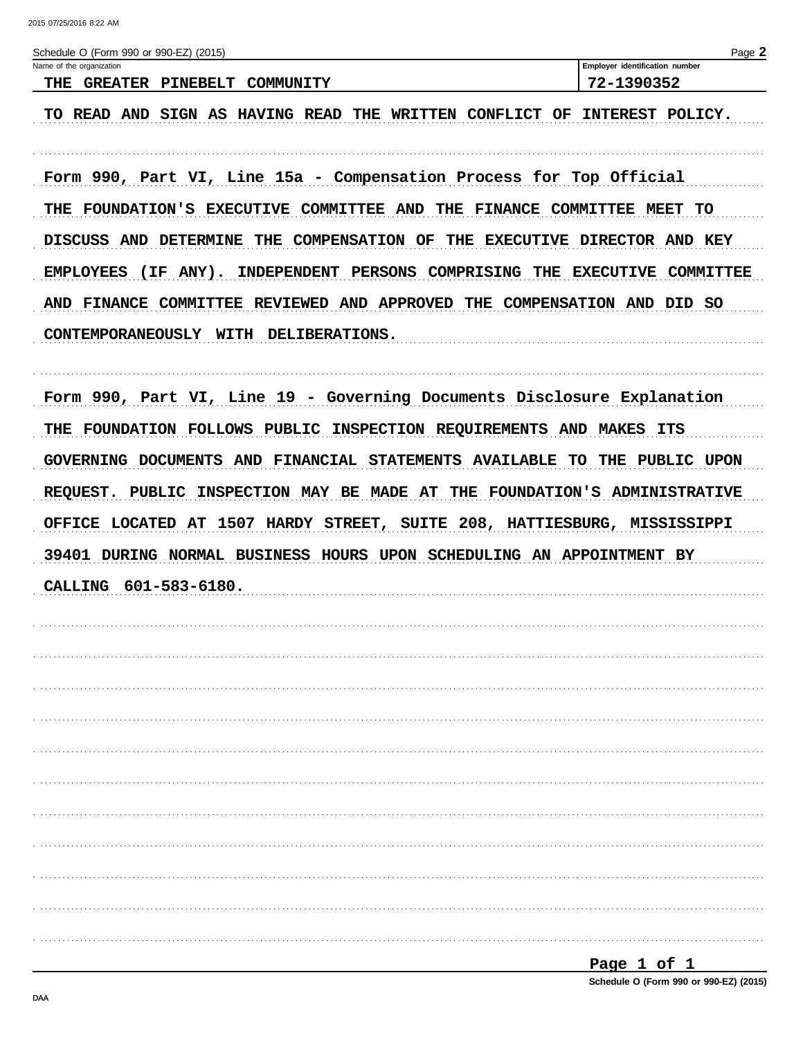Schedule O (Form 990 or 990-EZ) (2015)

| Name of the organization | Employer identification number |
| --- | --- |
| THE GREATER PINEBELT COMMUNITY | 72-1390352 |

TO READ AND SIGN AS HAVING READ THE WRITTEN CONFLICT OF INTEREST POLICY.

Form 990, Part VI, Line 15a - Compensation Process for Top Official

THE FOUNDATION'S EXECUTIVE COMMITTEE AND THE FINANCE COMMITTEE MEET TO DISCUSS AND DETERMINE THE COMPENSATION OF THE EXECUTIVE DIRECTOR AND KEY EMPLOYEES (IF ANY). INDEPENDENT PERSONS COMPRISING THE EXECUTIVE COMMITTEE AND FINANCE COMMITTEE REVIEWED AND APPROVED THE COMPENSATION AND DID SO CONTEMPORANEOUSLY WITH DELIBERATIONS.

Form 990, Part VI, Line 19 - Governing Documents Disclosure Explanation

THE FOUNDATION FOLLOWS PUBLIC INSPECTION REQUIREMENTS AND MAKES ITS GOVERNING DOCUMENTS AND FINANCIAL STATEMENTS AVAILABLE TO THE PUBLIC UPON REQUEST. PUBLIC INSPECTION MAY BE MADE AT THE FOUNDATION'S ADMINISTRATIVE OFFICE LOCATED AT 1507 HARDY STREET, SUITE 208, HATTIESBURG, MISSISSIPPI 39401 DURING NORMAL BUSINESS HOURS UPON SCHEDULING AN APPOINTMENT BY CALLING 601-583-6180.

Schedule O (Form 990 or 990-EZ) (2015)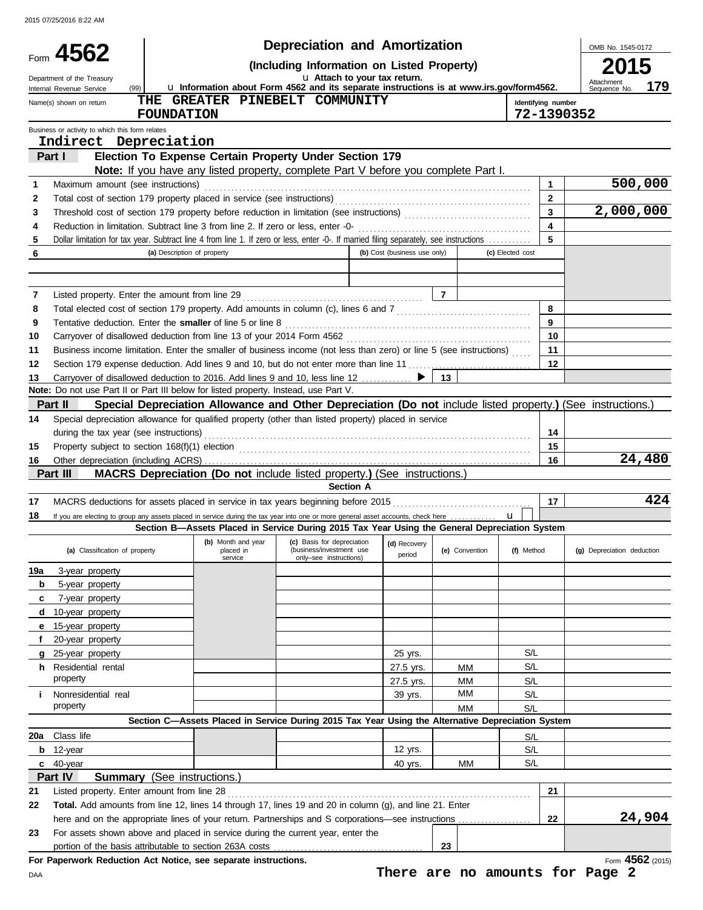2015 07/25/2016 8:22 AM

# Form 4562 — Depreciation and Amortization

**(Including Information on Listed Property)**

Department of the Treasury, Internal Revenue Service (99)

u Attach to your tax return.

u Information about Form 4562 and its separate instructions is at www.irs.gov/form4562.

OMB No. 1545-0172

**2015**

Attachment Sequence No. **179**

Name(s) shown on return: **THE GREATER PINEBELT COMMUNITY FOUNDATION**

Identifying number: **72-1390352**

Business or activity to which this form relates: **Indirect Depreciation**

## Part I — Election To Expense Certain Property Under Section 179

**Note:** If you have any listed property, complete Part V before you complete Part I.

| Line | Description | Box | Amount |
|---|---|---|---|
| 1 | Maximum amount (see instructions) | 1 | 500,000 |
| 2 | Total cost of section 179 property placed in service (see instructions) | 2 | |
| 3 | Threshold cost of section 179 property before reduction in limitation (see instructions) | 3 | 2,000,000 |
| 4 | Reduction in limitation. Subtract line 3 from line 2. If zero or less, enter -0- | 4 | |
| 5 | Dollar limitation for tax year. Subtract line 4 from line 1. If zero or less, enter -0-. If married filing separately, see instructions | 5 | |

| 6 | (a) Description of property | (b) Cost (business use only) | (c) Elected cost |
|---|---|---|---|
| | | | |
| | | | |

| Line | Description | Box | Amount |
|---|---|---|---|
| 7 | Listed property. Enter the amount from line 29 | 7 | |
| 8 | Total elected cost of section 179 property. Add amounts in column (c), lines 6 and 7 | 8 | |
| 9 | Tentative deduction. Enter the **smaller** of line 5 or line 8 | 9 | |
| 10 | Carryover of disallowed deduction from line 13 of your 2014 Form 4562 | 10 | |
| 11 | Business income limitation. Enter the smaller of business income (not less than zero) or line 5 (see instructions) | 11 | |
| 12 | Section 179 expense deduction. Add lines 9 and 10, but do not enter more than line 11 | 12 | |
| 13 | Carryover of disallowed deduction to 2016. Add lines 9 and 10, less line 12 ▶ | 13 | |

**Note:** Do not use Part II or Part III below for listed property. Instead, use Part V.

## Part II — Special Depreciation Allowance and Other Depreciation (Do not include listed property.) (See instructions.)

| Line | Description | Box | Amount |
|---|---|---|---|
| 14 | Special depreciation allowance for qualified property (other than listed property) placed in service during the tax year (see instructions) | 14 | |
| 15 | Property subject to section 168(f)(1) election | 15 | |
| 16 | Other depreciation (including ACRS) | 16 | 24,480 |

## Part III — MACRS Depreciation (Do not include listed property.) (See instructions.)

### Section A

| Line | Description | Box | Amount |
|---|---|---|---|
| 17 | MACRS deductions for assets placed in service in tax years beginning before 2015 | 17 | 424 |
| 18 | If you are electing to group any assets placed in service during the tax year into one or more general asset accounts, check here u | | |

### Section B—Assets Placed in Service During 2015 Tax Year Using the General Depreciation System

| (a) Classification of property | (b) Month and year placed in service | (c) Basis for depreciation (business/investment use only–see instructions) | (d) Recovery period | (e) Convention | (f) Method | (g) Depreciation deduction |
|---|---|---|---|---|---|---|
| 19a 3-year property | | | | | | |
| b 5-year property | | | | | | |
| c 7-year property | | | | | | |
| d 10-year property | | | | | | |
| e 15-year property | | | | | | |
| f 20-year property | | | | | | |
| g 25-year property | | | 25 yrs. | | S/L | |
| h Residential rental property | | | 27.5 yrs. | MM | S/L | |
| | | | 27.5 yrs. | MM | S/L | |
| i Nonresidential real property | | | 39 yrs. | MM | S/L | |
| | | | | MM | S/L | |

### Section C—Assets Placed in Service During 2015 Tax Year Using the Alternative Depreciation System

| (a) Classification of property | (b) Month and year placed in service | (c) Basis for depreciation | (d) Recovery period | (e) Convention | (f) Method | (g) Depreciation deduction |
|---|---|---|---|---|---|---|
| 20a Class life | | | | | S/L | |
| b 12-year | | | 12 yrs. | | S/L | |
| c 40-year | | | 40 yrs. | MM | S/L | |

## Part IV — Summary (See instructions.)

| Line | Description | Box | Amount |
|---|---|---|---|
| 21 | Listed property. Enter amount from line 28 | 21 | |
| 22 | **Total.** Add amounts from line 12, lines 14 through 17, lines 19 and 20 in column (g), and line 21. Enter here and on the appropriate lines of your return. Partnerships and S corporations—see instructions | 22 | 24,904 |
| 23 | For assets shown above and placed in service during the current year, enter the portion of the basis attributable to section 263A costs | 23 | |

**For Paperwork Reduction Act Notice, see separate instructions.**

DAA

Form **4562** (2015)

**There are no amounts for Page 2**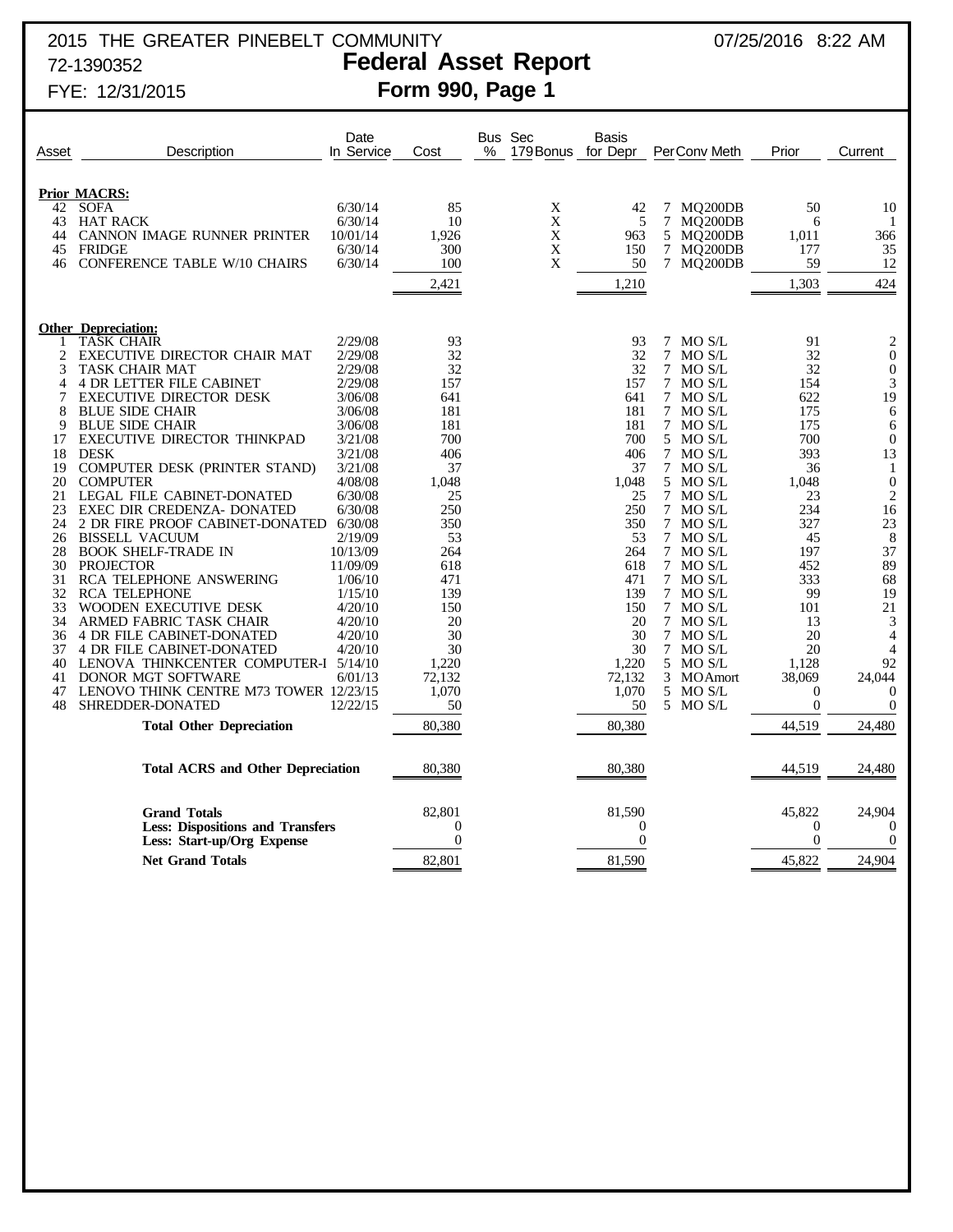2015 THE GREATER PINEBELT COMMUNITY — 07/25/2016 8:22 AM

72-1390352

# Federal Asset Report

## Form 990, Page 1

FYE: 12/31/2015

| Asset | Description | Date In Service | Cost | Bus % | Sec 179 Bonus | Basis for Depr | Per | Conv Meth | Prior | Current |
|---|---|---|---|---|---|---|---|---|---|---|
| **Prior MACRS:** | | | | | | | | | | |
| 42 | SOFA | 6/30/14 | 85 | | X | 42 | 7 | MQ200DB | 50 | 10 |
| 43 | HAT RACK | 6/30/14 | 10 | | X | 5 | 7 | MQ200DB | 6 | 1 |
| 44 | CANNON IMAGE RUNNER PRINTER | 10/01/14 | 1,926 | | X | 963 | 5 | MQ200DB | 1,011 | 366 |
| 45 | FRIDGE | 6/30/14 | 300 | | X | 150 | 7 | MQ200DB | 177 | 35 |
| 46 | CONFERENCE TABLE W/10 CHAIRS | 6/30/14 | 100 | | X | 50 | 7 | MQ200DB | 59 | 12 |
| | | | 2,421 | | | 1,210 | | | 1,303 | 424 |
| **Other Depreciation:** | | | | | | | | | | |
| 1 | TASK CHAIR | 2/29/08 | 93 | | | 93 | 7 | MO S/L | 91 | 2 |
| 2 | EXECUTIVE DIRECTOR CHAIR MAT | 2/29/08 | 32 | | | 32 | 7 | MO S/L | 32 | 0 |
| 3 | TASK CHAIR MAT | 2/29/08 | 32 | | | 32 | 7 | MO S/L | 32 | 0 |
| 4 | 4 DR LETTER FILE CABINET | 2/29/08 | 157 | | | 157 | 7 | MO S/L | 154 | 3 |
| 7 | EXECUTIVE DIRECTOR DESK | 3/06/08 | 641 | | | 641 | 7 | MO S/L | 622 | 19 |
| 8 | BLUE SIDE CHAIR | 3/06/08 | 181 | | | 181 | 7 | MO S/L | 175 | 6 |
| 9 | BLUE SIDE CHAIR | 3/06/08 | 181 | | | 181 | 7 | MO S/L | 175 | 6 |
| 17 | EXECUTIVE DIRECTOR THINKPAD | 3/21/08 | 700 | | | 700 | 5 | MO S/L | 700 | 0 |
| 18 | DESK | 3/21/08 | 406 | | | 406 | 7 | MO S/L | 393 | 13 |
| 19 | COMPUTER DESK (PRINTER STAND) | 3/21/08 | 37 | | | 37 | 7 | MO S/L | 36 | 1 |
| 20 | COMPUTER | 4/08/08 | 1,048 | | | 1,048 | 5 | MO S/L | 1,048 | 0 |
| 21 | LEGAL FILE CABINET-DONATED | 6/30/08 | 25 | | | 25 | 7 | MO S/L | 23 | 2 |
| 23 | EXEC DIR CREDENZA- DONATED | 6/30/08 | 250 | | | 250 | 7 | MO S/L | 234 | 16 |
| 24 | 2 DR FIRE PROOF CABINET-DONATED | 6/30/08 | 350 | | | 350 | 7 | MO S/L | 327 | 23 |
| 26 | BISSELL VACUUM | 2/19/09 | 53 | | | 53 | 7 | MO S/L | 45 | 8 |
| 28 | BOOK SHELF-TRADE IN | 10/13/09 | 264 | | | 264 | 7 | MO S/L | 197 | 37 |
| 30 | PROJECTOR | 11/09/09 | 618 | | | 618 | 7 | MO S/L | 452 | 89 |
| 31 | RCA TELEPHONE ANSWERING | 1/06/10 | 471 | | | 471 | 7 | MO S/L | 333 | 68 |
| 32 | RCA TELEPHONE | 1/15/10 | 139 | | | 139 | 7 | MO S/L | 99 | 19 |
| 33 | WOODEN EXECUTIVE DESK | 4/20/10 | 150 | | | 150 | 7 | MO S/L | 101 | 21 |
| 34 | ARMED FABRIC TASK CHAIR | 4/20/10 | 20 | | | 20 | 7 | MO S/L | 13 | 3 |
| 36 | 4 DR FILE CABINET-DONATED | 4/20/10 | 30 | | | 30 | 7 | MO S/L | 20 | 4 |
| 37 | 4 DR FILE CABINET-DONATED | 4/20/10 | 30 | | | 30 | 7 | MO S/L | 20 | 4 |
| 40 | LENOVA THINKCENTER COMPUTER-I | 5/14/10 | 1,220 | | | 1,220 | 5 | MO S/L | 1,128 | 92 |
| 41 | DONOR MGT SOFTWARE | 6/01/13 | 72,132 | | | 72,132 | 3 | MOAmort | 38,069 | 24,044 |
| 47 | LENOVO THINK CENTRE M73 TOWER | 12/23/15 | 1,070 | | | 1,070 | 5 | MO S/L | 0 | 0 |
| 48 | SHREDDER-DONATED | 12/22/15 | 50 | | | 50 | 5 | MO S/L | 0 | 0 |
| | **Total Other Depreciation** | | 80,380 | | | 80,380 | | | 44,519 | 24,480 |
| | **Total ACRS and Other Depreciation** | | 80,380 | | | 80,380 | | | 44,519 | 24,480 |
| | **Grand Totals** | | 82,801 | | | 81,590 | | | 45,822 | 24,904 |
| | **Less: Dispositions and Transfers** | | 0 | | | 0 | | | 0 | 0 |
| | **Less: Start-up/Org Expense** | | 0 | | | 0 | | | 0 | 0 |
| | **Net Grand Totals** | | 82,801 | | | 81,590 | | | 45,822 | 24,904 |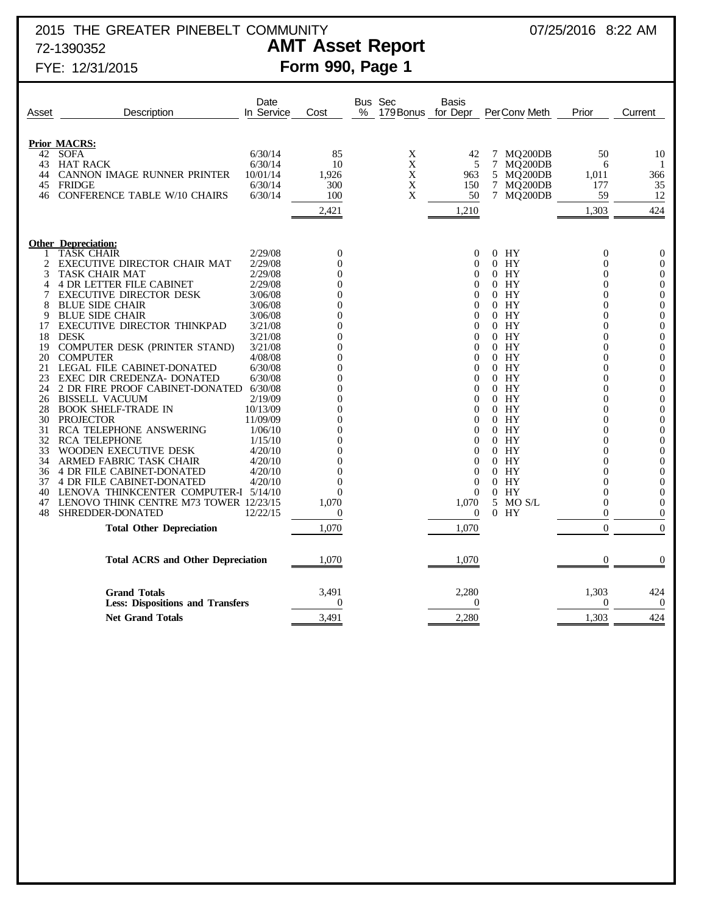2015 THE GREATER PINEBELT COMMUNITY 07/25/2016 8:22 AM

72-1390352

FYE: 12/31/2015

# AMT Asset Report

## Form 990, Page 1

| Asset | Description | Date In Service | Cost | Bus % | Sec 179 Bonus | Basis for Depr | Per | Conv | Meth | Prior | Current |
|---|---|---|---|---|---|---|---|---|---|---|---|
| | **Prior MACRS:** | | | | | | | | | | |
| 42 | SOFA | 6/30/14 | 85 | | X | 42 | 7 | MQ | 200DB | 50 | 10 |
| 43 | HAT RACK | 6/30/14 | 10 | | X | 5 | 7 | MQ | 200DB | 6 | 1 |
| 44 | CANNON IMAGE RUNNER PRINTER | 10/01/14 | 1,926 | | X | 963 | 5 | MQ | 200DB | 1,011 | 366 |
| 45 | FRIDGE | 6/30/14 | 300 | | X | 150 | 7 | MQ | 200DB | 177 | 35 |
| 46 | CONFERENCE TABLE W/10 CHAIRS | 6/30/14 | 100 | | X | 50 | 7 | MQ | 200DB | 59 | 12 |
| | | | 2,421 | | | 1,210 | | | | 1,303 | 424 |
| | **Other Depreciation:** | | | | | | | | | | |
| 1 | TASK CHAIR | 2/29/08 | 0 | | | 0 | 0 | HY | | 0 | 0 |
| 2 | EXECUTIVE DIRECTOR CHAIR MAT | 2/29/08 | 0 | | | 0 | 0 | HY | | 0 | 0 |
| 3 | TASK CHAIR MAT | 2/29/08 | 0 | | | 0 | 0 | HY | | 0 | 0 |
| 4 | 4 DR LETTER FILE CABINET | 2/29/08 | 0 | | | 0 | 0 | HY | | 0 | 0 |
| 7 | EXECUTIVE DIRECTOR DESK | 3/06/08 | 0 | | | 0 | 0 | HY | | 0 | 0 |
| 8 | BLUE SIDE CHAIR | 3/06/08 | 0 | | | 0 | 0 | HY | | 0 | 0 |
| 9 | BLUE SIDE CHAIR | 3/06/08 | 0 | | | 0 | 0 | HY | | 0 | 0 |
| 17 | EXECUTIVE DIRECTOR THINKPAD | 3/21/08 | 0 | | | 0 | 0 | HY | | 0 | 0 |
| 18 | DESK | 3/21/08 | 0 | | | 0 | 0 | HY | | 0 | 0 |
| 19 | COMPUTER DESK (PRINTER STAND) | 3/21/08 | 0 | | | 0 | 0 | HY | | 0 | 0 |
| 20 | COMPUTER | 4/08/08 | 0 | | | 0 | 0 | HY | | 0 | 0 |
| 21 | LEGAL FILE CABINET-DONATED | 6/30/08 | 0 | | | 0 | 0 | HY | | 0 | 0 |
| 23 | EXEC DIR CREDENZA- DONATED | 6/30/08 | 0 | | | 0 | 0 | HY | | 0 | 0 |
| 24 | 2 DR FIRE PROOF CABINET-DONATED | 6/30/08 | 0 | | | 0 | 0 | HY | | 0 | 0 |
| 26 | BISSELL VACUUM | 2/19/09 | 0 | | | 0 | 0 | HY | | 0 | 0 |
| 28 | BOOK SHELF-TRADE IN | 10/13/09 | 0 | | | 0 | 0 | HY | | 0 | 0 |
| 30 | PROJECTOR | 11/09/09 | 0 | | | 0 | 0 | HY | | 0 | 0 |
| 31 | RCA TELEPHONE ANSWERING | 1/06/10 | 0 | | | 0 | 0 | HY | | 0 | 0 |
| 32 | RCA TELEPHONE | 1/15/10 | 0 | | | 0 | 0 | HY | | 0 | 0 |
| 33 | WOODEN EXECUTIVE DESK | 4/20/10 | 0 | | | 0 | 0 | HY | | 0 | 0 |
| 34 | ARMED FABRIC TASK CHAIR | 4/20/10 | 0 | | | 0 | 0 | HY | | 0 | 0 |
| 36 | 4 DR FILE CABINET-DONATED | 4/20/10 | 0 | | | 0 | 0 | HY | | 0 | 0 |
| 37 | 4 DR FILE CABINET-DONATED | 4/20/10 | 0 | | | 0 | 0 | HY | | 0 | 0 |
| 40 | LENOVA THINKCENTER COMPUTER-I | 5/14/10 | 0 | | | 0 | 0 | HY | | 0 | 0 |
| 47 | LENOVO THINK CENTRE M73 TOWER | 12/23/15 | 1,070 | | | 1,070 | 5 | MO | S/L | 0 | 0 |
| 48 | SHREDDER-DONATED | 12/22/15 | 0 | | | 0 | 0 | HY | | 0 | 0 |
| | **Total Other Depreciation** | | 1,070 | | | 1,070 | | | | 0 | 0 |
| | **Total ACRS and Other Depreciation** | | 1,070 | | | 1,070 | | | | 0 | 0 |
| | **Grand Totals** | | 3,491 | | | 2,280 | | | | 1,303 | 424 |
| | **Less: Dispositions and Transfers** | | 0 | | | 0 | | | | 0 | 0 |
| | **Net Grand Totals** | | 3,491 | | | 2,280 | | | | 1,303 | 424 |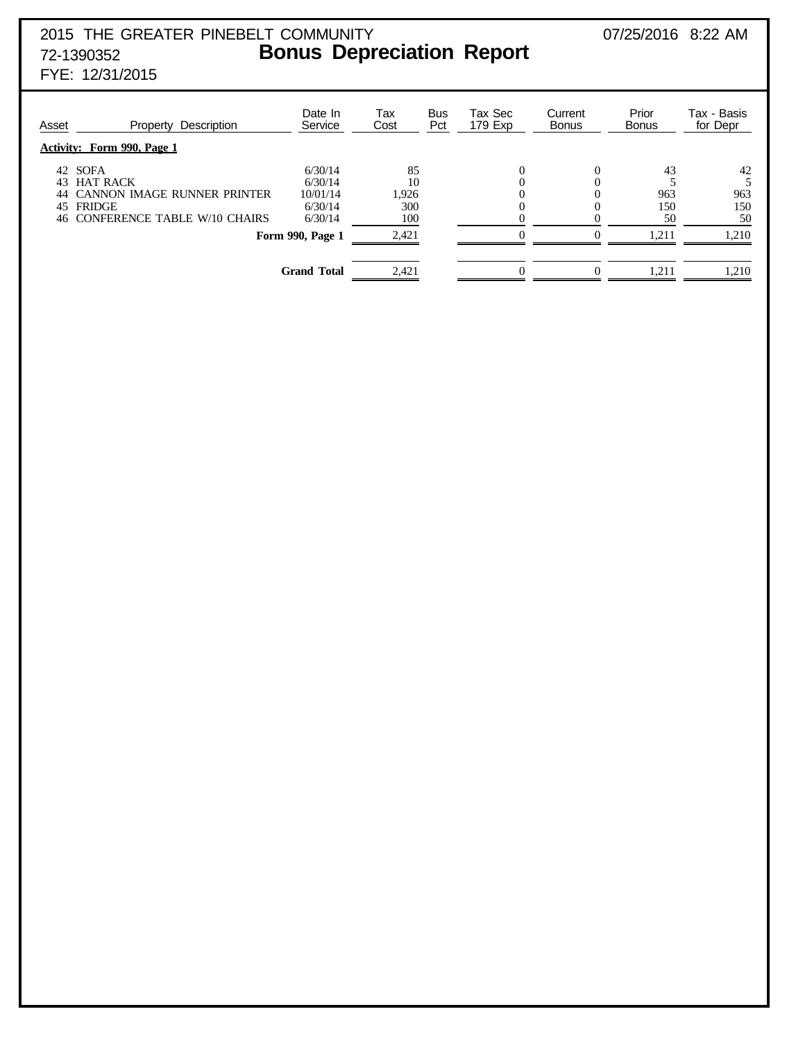2015 THE GREATER PINEBELT COMMUNITY

07/25/2016 8:22 AM

72-1390352

# Bonus Depreciation Report

FYE: 12/31/2015

| Asset | Property Description | Date In Service | Tax Cost | Bus Pct | Tax Sec 179 Exp | Current Bonus | Prior Bonus | Tax - Basis for Depr |
|---|---|---|---|---|---|---|---|---|
| **Activity: Form 990, Page 1** | | | | | | | | |
| 42 | SOFA | 6/30/14 | 85 | | 0 | 0 | 43 | 42 |
| 43 | HAT RACK | 6/30/14 | 10 | | 0 | 0 | 5 | 5 |
| 44 | CANNON IMAGE RUNNER PRINTER | 10/01/14 | 1,926 | | 0 | 0 | 963 | 963 |
| 45 | FRIDGE | 6/30/14 | 300 | | 0 | 0 | 150 | 150 |
| 46 | CONFERENCE TABLE W/10 CHAIRS | 6/30/14 | 100 | | 0 | 0 | 50 | 50 |
| | | **Form 990, Page 1** | 2,421 | | 0 | 0 | 1,211 | 1,210 |
| | | **Grand Total** | 2,421 | | 0 | 0 | 1,211 | 1,210 |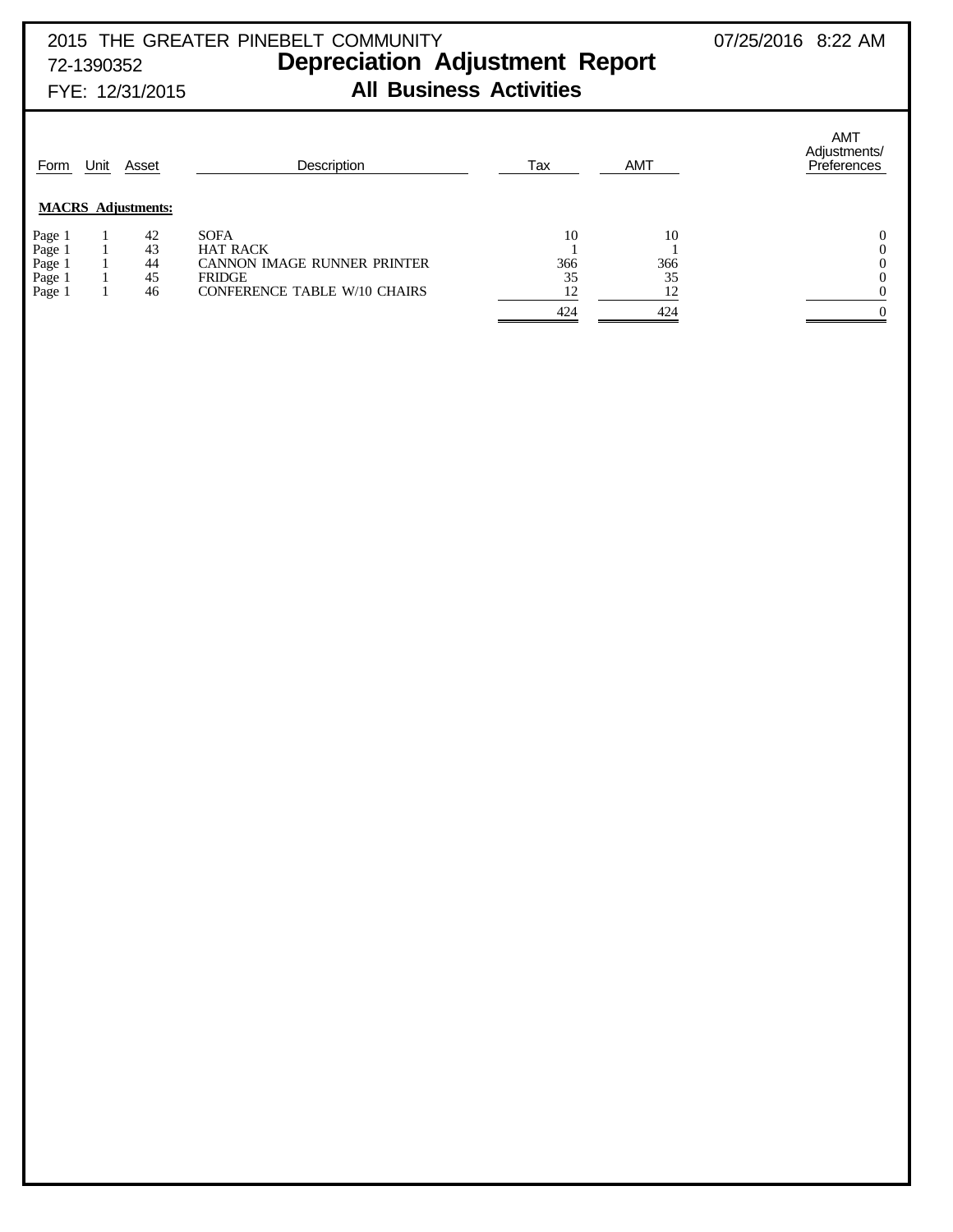2015 THE GREATER PINEBELT COMMUNITY 07/25/2016 8:22 AM

72-1390352

# Depreciation Adjustment Report

FYE: 12/31/2015

## All Business Activities

| Form | Unit | Asset | Description | Tax | AMT | AMT Adjustments/ Preferences |
|---|---|---|---|---|---|---|
| **MACRS Adjustments:** | | | | | | |
| Page 1 | 1 | 42 | SOFA | 10 | 10 | 0 |
| Page 1 | 1 | 43 | HAT RACK | 1 | 1 | 0 |
| Page 1 | 1 | 44 | CANNON IMAGE RUNNER PRINTER | 366 | 366 | 0 |
| Page 1 | 1 | 45 | FRIDGE | 35 | 35 | 0 |
| Page 1 | 1 | 46 | CONFERENCE TABLE W/10 CHAIRS | 12 | 12 | 0 |
| | | | | 424 | 424 | 0 |